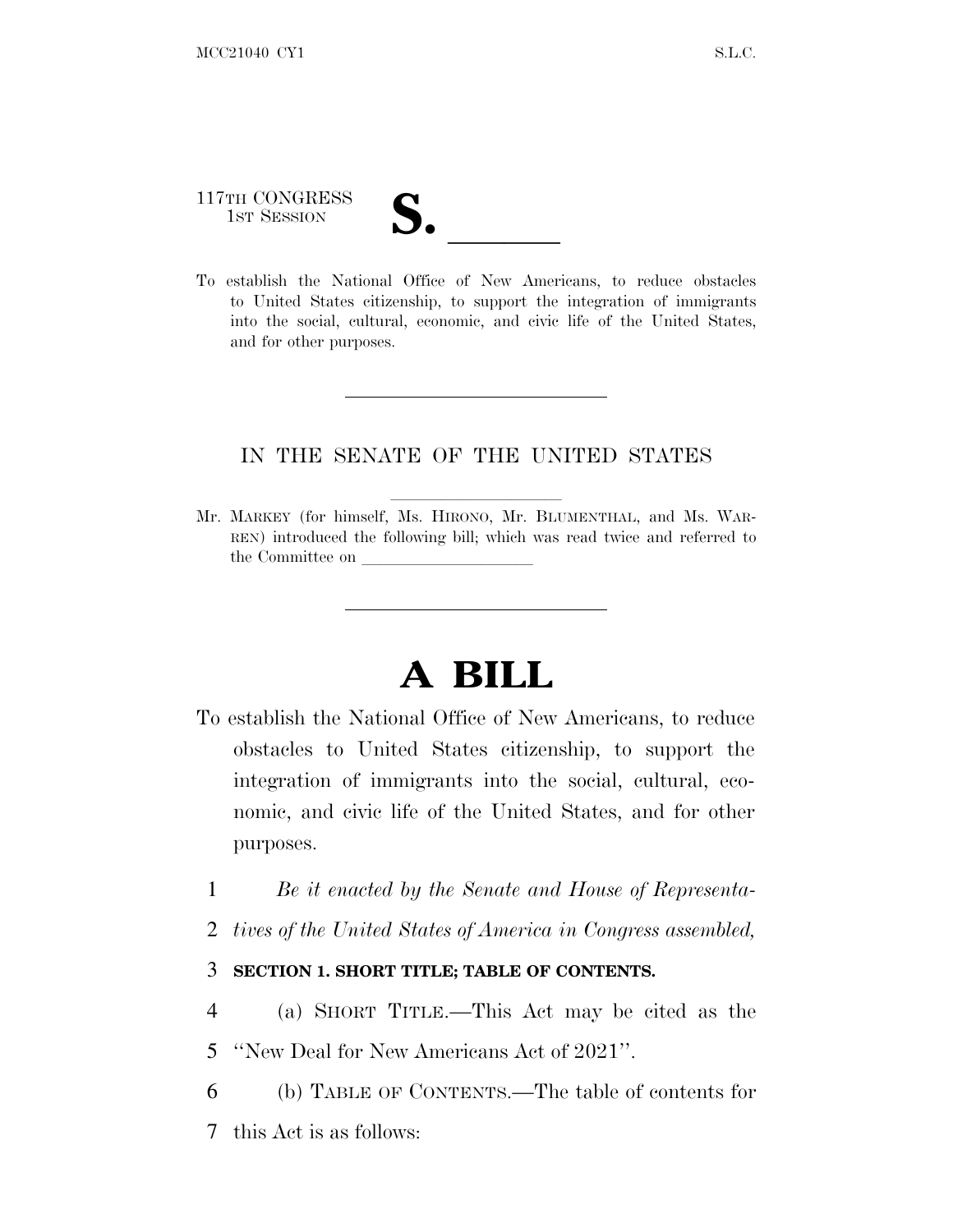117TH CONGRESS
1ST SESSION

# S. ______

To establish the National Office of New Americans, to reduce obstacles to United States citizenship, to support the integration of immigrants into the social, cultural, economic, and civic life of the United States, and for other purposes.

---

IN THE SENATE OF THE UNITED STATES

Mr. MARKEY (for himself, Ms. HIRONO, Mr. BLUMENTHAL, and Ms. WARREN) introduced the following bill; which was read twice and referred to the Committee on ______________

---

# A BILL

To establish the National Office of New Americans, to reduce obstacles to United States citizenship, to support the integration of immigrants into the social, cultural, economic, and civic life of the United States, and for other purposes.

1 *Be it enacted by the Senate and House of Representa-*
2 *tives of the United States of America in Congress assembled,*

3 **SECTION 1. SHORT TITLE; TABLE OF CONTENTS.**

4 (a) SHORT TITLE.—This Act may be cited as the
5 "New Deal for New Americans Act of 2021".

6 (b) TABLE OF CONTENTS.—The table of contents for
7 this Act is as follows: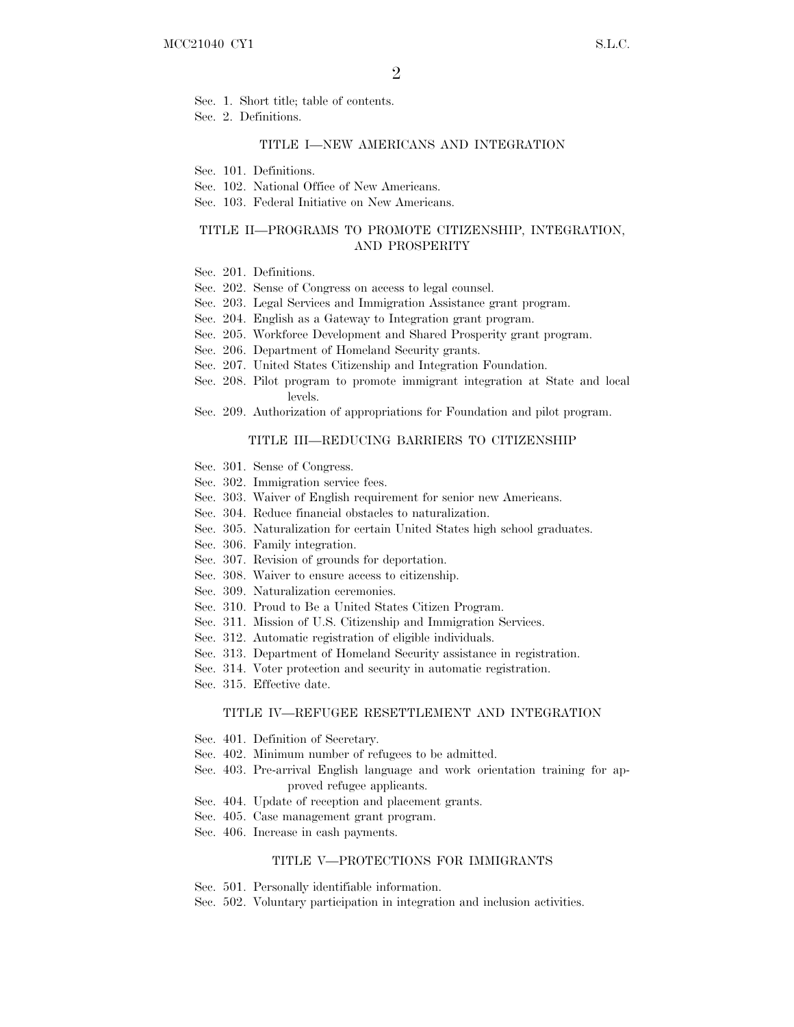Sec. 1. Short title; table of contents.
Sec. 2. Definitions.

## TITLE I—NEW AMERICANS AND INTEGRATION

Sec. 101. Definitions.
Sec. 102. National Office of New Americans.
Sec. 103. Federal Initiative on New Americans.

## TITLE II—PROGRAMS TO PROMOTE CITIZENSHIP, INTEGRATION, AND PROSPERITY

Sec. 201. Definitions.
Sec. 202. Sense of Congress on access to legal counsel.
Sec. 203. Legal Services and Immigration Assistance grant program.
Sec. 204. English as a Gateway to Integration grant program.
Sec. 205. Workforce Development and Shared Prosperity grant program.
Sec. 206. Department of Homeland Security grants.
Sec. 207. United States Citizenship and Integration Foundation.
Sec. 208. Pilot program to promote immigrant integration at State and local levels.
Sec. 209. Authorization of appropriations for Foundation and pilot program.

## TITLE III—REDUCING BARRIERS TO CITIZENSHIP

Sec. 301. Sense of Congress.
Sec. 302. Immigration service fees.
Sec. 303. Waiver of English requirement for senior new Americans.
Sec. 304. Reduce financial obstacles to naturalization.
Sec. 305. Naturalization for certain United States high school graduates.
Sec. 306. Family integration.
Sec. 307. Revision of grounds for deportation.
Sec. 308. Waiver to ensure access to citizenship.
Sec. 309. Naturalization ceremonies.
Sec. 310. Proud to Be a United States Citizen Program.
Sec. 311. Mission of U.S. Citizenship and Immigration Services.
Sec. 312. Automatic registration of eligible individuals.
Sec. 313. Department of Homeland Security assistance in registration.
Sec. 314. Voter protection and security in automatic registration.
Sec. 315. Effective date.

## TITLE IV—REFUGEE RESETTLEMENT AND INTEGRATION

Sec. 401. Definition of Secretary.
Sec. 402. Minimum number of refugees to be admitted.
Sec. 403. Pre-arrival English language and work orientation training for approved refugee applicants.
Sec. 404. Update of reception and placement grants.
Sec. 405. Case management grant program.
Sec. 406. Increase in cash payments.

## TITLE V—PROTECTIONS FOR IMMIGRANTS

Sec. 501. Personally identifiable information.
Sec. 502. Voluntary participation in integration and inclusion activities.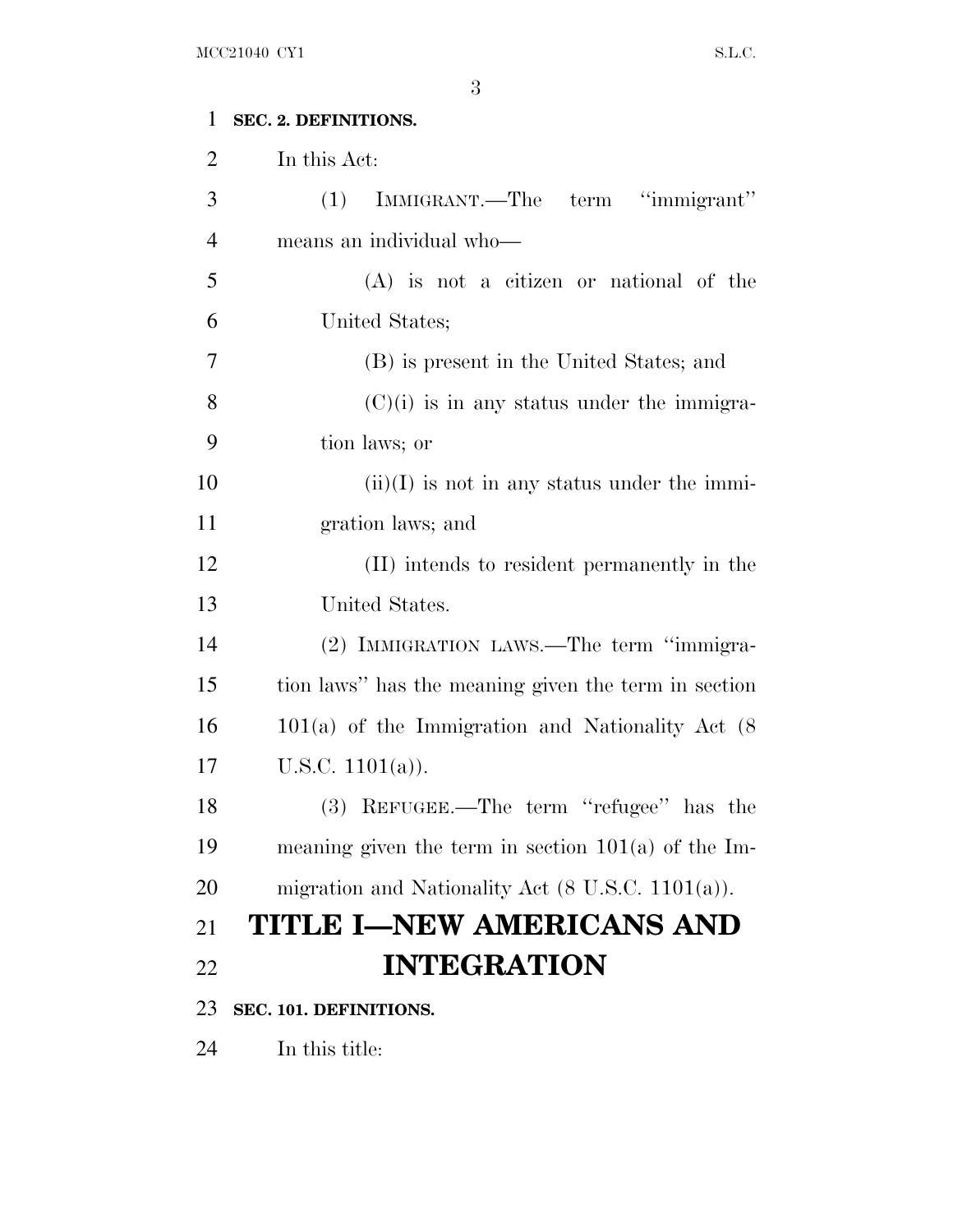**SEC. 2. DEFINITIONS.**

In this Act:

(1) IMMIGRANT.—The term "immigrant" means an individual who—

(A) is not a citizen or national of the United States;

(B) is present in the United States; and

(C)(i) is in any status under the immigration laws; or

(ii)(I) is not in any status under the immigration laws; and

(II) intends to resident permanently in the United States.

(2) IMMIGRATION LAWS.—The term "immigration laws" has the meaning given the term in section 101(a) of the Immigration and Nationality Act (8 U.S.C. 1101(a)).

(3) REFUGEE.—The term "refugee" has the meaning given the term in section 101(a) of the Immigration and Nationality Act (8 U.S.C. 1101(a)).

# TITLE I—NEW AMERICANS AND INTEGRATION

**SEC. 101. DEFINITIONS.**

In this title: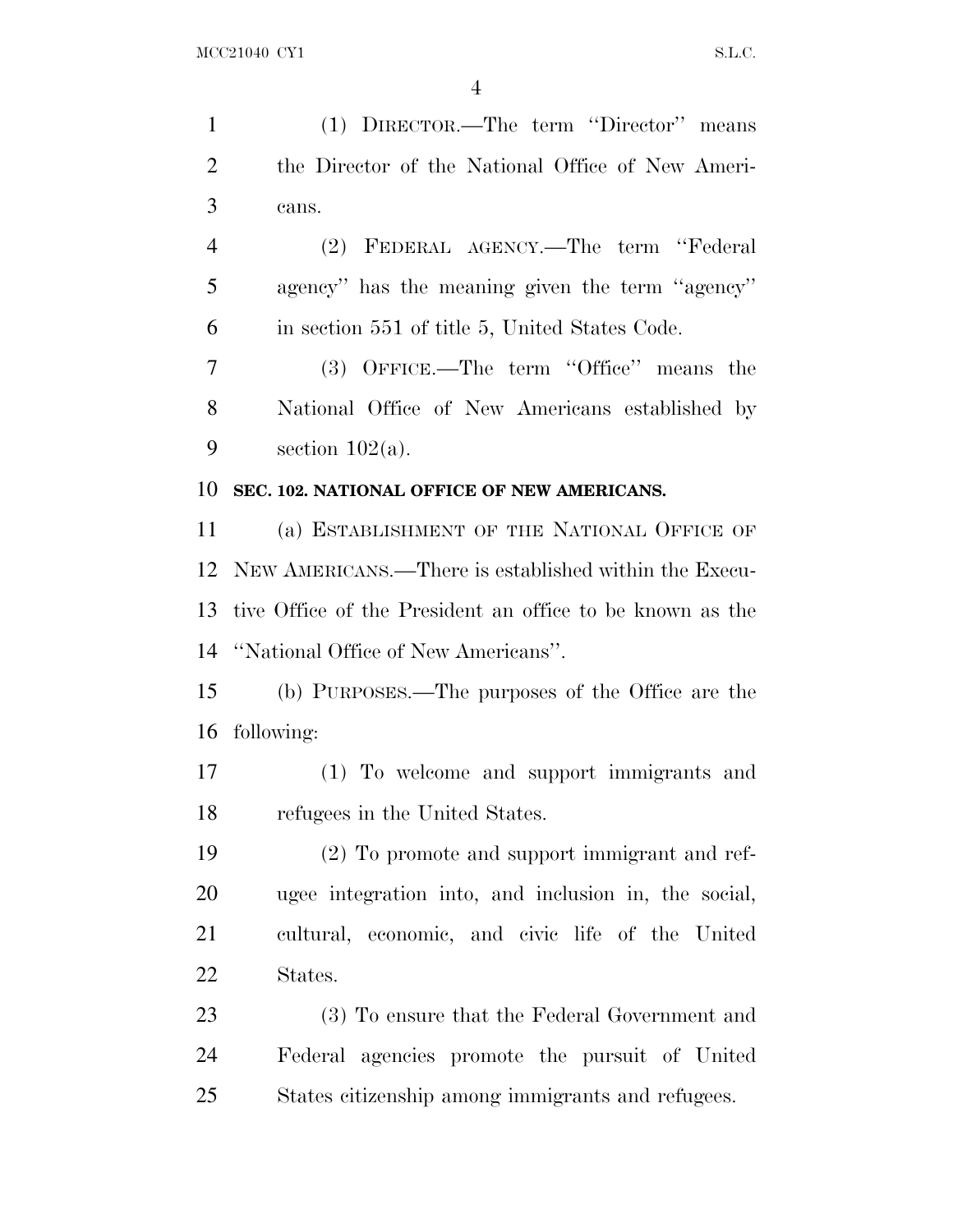(1) DIRECTOR.—The term ''Director'' means the Director of the National Office of New Americans.

(2) FEDERAL AGENCY.—The term ''Federal agency'' has the meaning given the term ''agency'' in section 551 of title 5, United States Code.

(3) OFFICE.—The term ''Office'' means the National Office of New Americans established by section 102(a).

**SEC. 102. NATIONAL OFFICE OF NEW AMERICANS.**

(a) ESTABLISHMENT OF THE NATIONAL OFFICE OF NEW AMERICANS.—There is established within the Executive Office of the President an office to be known as the ''National Office of New Americans''.

(b) PURPOSES.—The purposes of the Office are the following:

(1) To welcome and support immigrants and refugees in the United States.

(2) To promote and support immigrant and refugee integration into, and inclusion in, the social, cultural, economic, and civic life of the United States.

(3) To ensure that the Federal Government and Federal agencies promote the pursuit of United States citizenship among immigrants and refugees.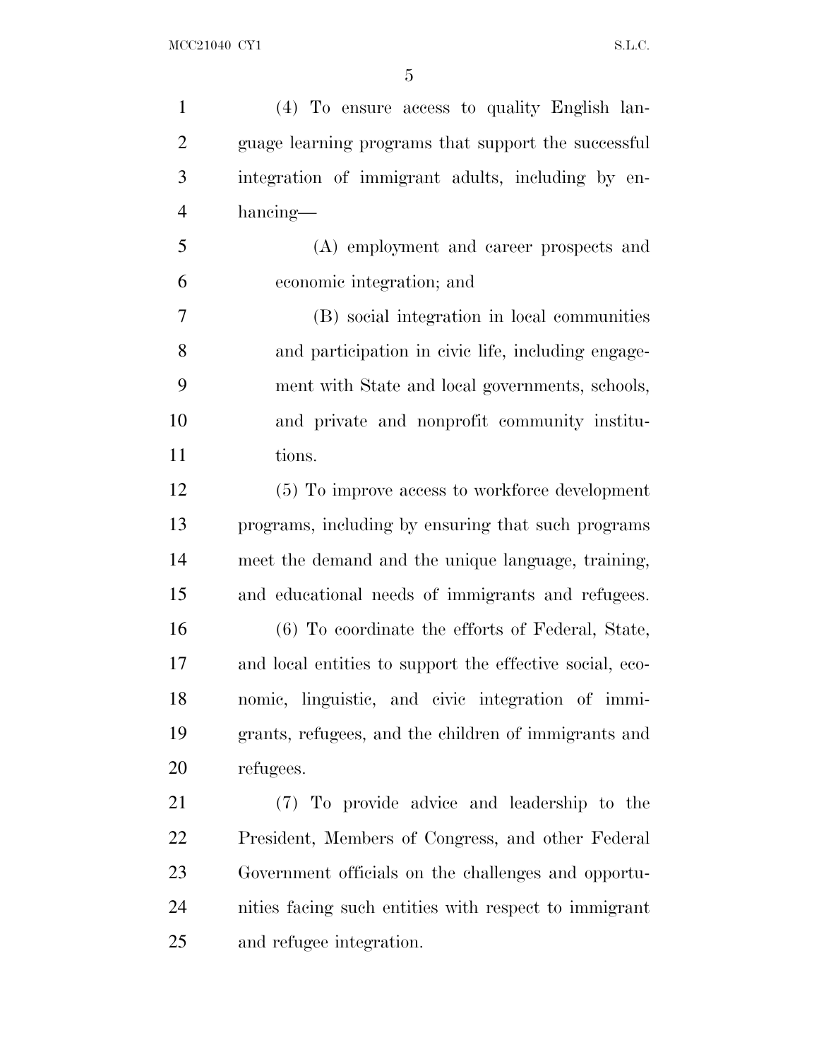(4) To ensure access to quality English language learning programs that support the successful integration of immigrant adults, including by enhancing—

(A) employment and career prospects and economic integration; and

(B) social integration in local communities and participation in civic life, including engagement with State and local governments, schools, and private and nonprofit community institutions.

(5) To improve access to workforce development programs, including by ensuring that such programs meet the demand and the unique language, training, and educational needs of immigrants and refugees.

(6) To coordinate the efforts of Federal, State, and local entities to support the effective social, economic, linguistic, and civic integration of immigrants, refugees, and the children of immigrants and refugees.

(7) To provide advice and leadership to the President, Members of Congress, and other Federal Government officials on the challenges and opportunities facing such entities with respect to immigrant and refugee integration.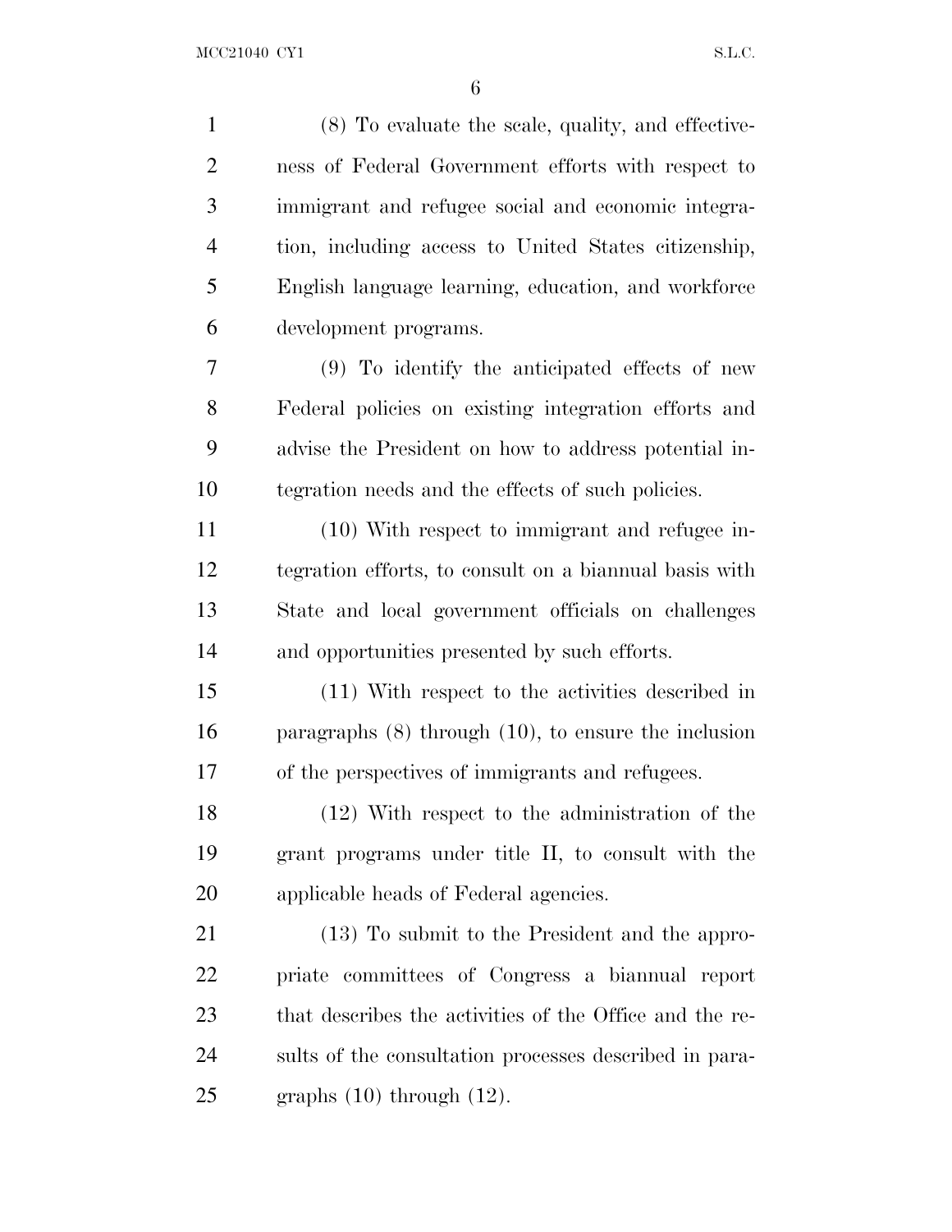(8) To evaluate the scale, quality, and effectiveness of Federal Government efforts with respect to immigrant and refugee social and economic integration, including access to United States citizenship, English language learning, education, and workforce development programs.

(9) To identify the anticipated effects of new Federal policies on existing integration efforts and advise the President on how to address potential integration needs and the effects of such policies.

(10) With respect to immigrant and refugee integration efforts, to consult on a biannual basis with State and local government officials on challenges and opportunities presented by such efforts.

(11) With respect to the activities described in paragraphs (8) through (10), to ensure the inclusion of the perspectives of immigrants and refugees.

(12) With respect to the administration of the grant programs under title II, to consult with the applicable heads of Federal agencies.

(13) To submit to the President and the appropriate committees of Congress a biannual report that describes the activities of the Office and the results of the consultation processes described in paragraphs (10) through (12).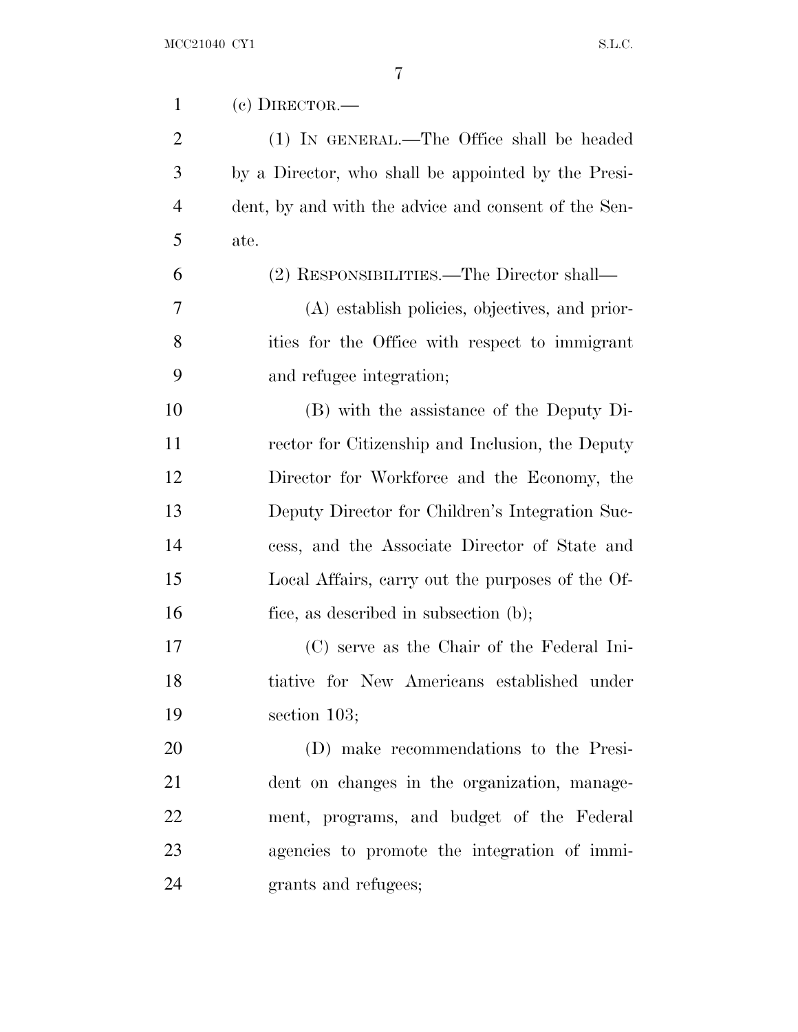(c) DIRECTOR.—

(1) IN GENERAL.—The Office shall be headed by a Director, who shall be appointed by the President, by and with the advice and consent of the Senate.

(2) RESPONSIBILITIES.—The Director shall—

(A) establish policies, objectives, and priorities for the Office with respect to immigrant and refugee integration;

(B) with the assistance of the Deputy Director for Citizenship and Inclusion, the Deputy Director for Workforce and the Economy, the Deputy Director for Children's Integration Success, and the Associate Director of State and Local Affairs, carry out the purposes of the Office, as described in subsection (b);

(C) serve as the Chair of the Federal Initiative for New Americans established under section 103;

(D) make recommendations to the President on changes in the organization, management, programs, and budget of the Federal agencies to promote the integration of immigrants and refugees;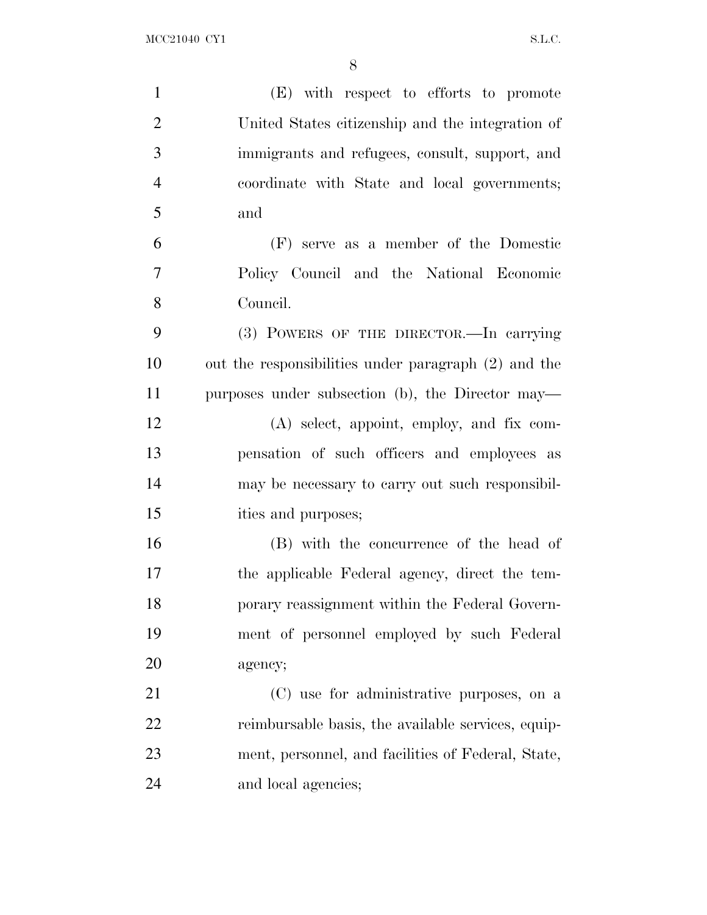(E) with respect to efforts to promote United States citizenship and the integration of immigrants and refugees, consult, support, and coordinate with State and local governments; and

(F) serve as a member of the Domestic Policy Council and the National Economic Council.

(3) POWERS OF THE DIRECTOR.—In carrying out the responsibilities under paragraph (2) and the purposes under subsection (b), the Director may—

(A) select, appoint, employ, and fix compensation of such officers and employees as may be necessary to carry out such responsibilities and purposes;

(B) with the concurrence of the head of the applicable Federal agency, direct the temporary reassignment within the Federal Government of personnel employed by such Federal agency;

(C) use for administrative purposes, on a reimbursable basis, the available services, equipment, personnel, and facilities of Federal, State, and local agencies;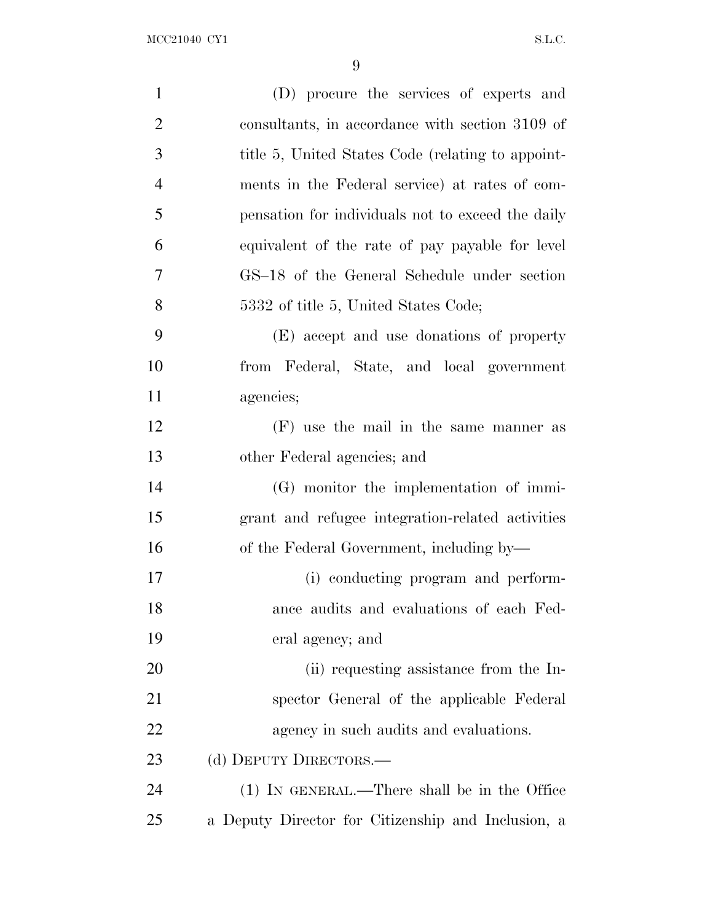(D) procure the services of experts and consultants, in accordance with section 3109 of title 5, United States Code (relating to appointments in the Federal service) at rates of compensation for individuals not to exceed the daily equivalent of the rate of pay payable for level GS–18 of the General Schedule under section 5332 of title 5, United States Code;

(E) accept and use donations of property from Federal, State, and local government agencies;

(F) use the mail in the same manner as other Federal agencies; and

(G) monitor the implementation of immigrant and refugee integration-related activities of the Federal Government, including by—

(i) conducting program and performance audits and evaluations of each Federal agency; and

(ii) requesting assistance from the Inspector General of the applicable Federal agency in such audits and evaluations.

(d) DEPUTY DIRECTORS.—

(1) IN GENERAL.—There shall be in the Office a Deputy Director for Citizenship and Inclusion, a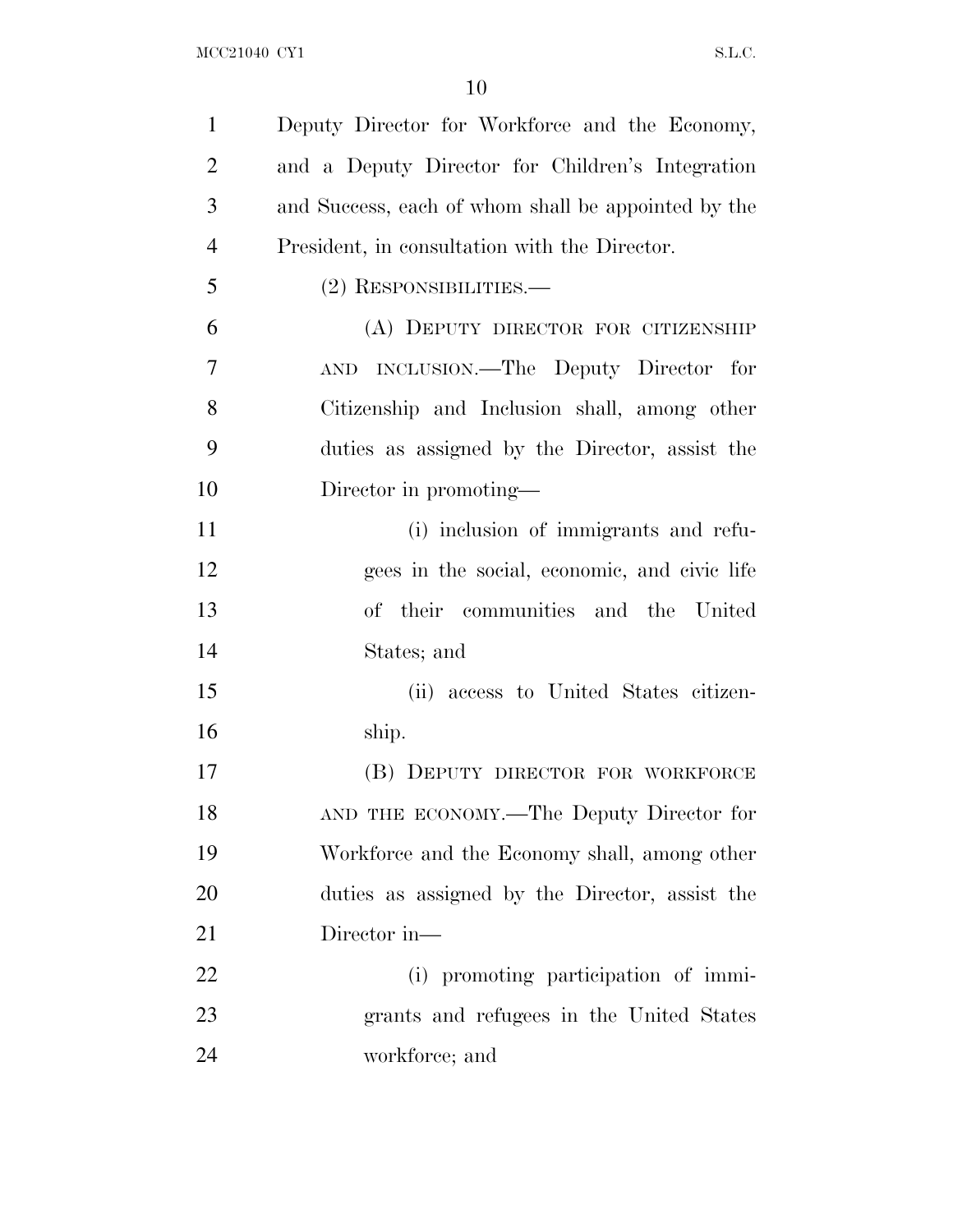Deputy Director for Workforce and the Economy, and a Deputy Director for Children's Integration and Success, each of whom shall be appointed by the President, in consultation with the Director.

(2) RESPONSIBILITIES.—

(A) DEPUTY DIRECTOR FOR CITIZENSHIP AND INCLUSION.—The Deputy Director for Citizenship and Inclusion shall, among other duties as assigned by the Director, assist the Director in promoting—

(i) inclusion of immigrants and refugees in the social, economic, and civic life of their communities and the United States; and

(ii) access to United States citizenship.

(B) DEPUTY DIRECTOR FOR WORKFORCE AND THE ECONOMY.—The Deputy Director for Workforce and the Economy shall, among other duties as assigned by the Director, assist the Director in—

(i) promoting participation of immigrants and refugees in the United States workforce; and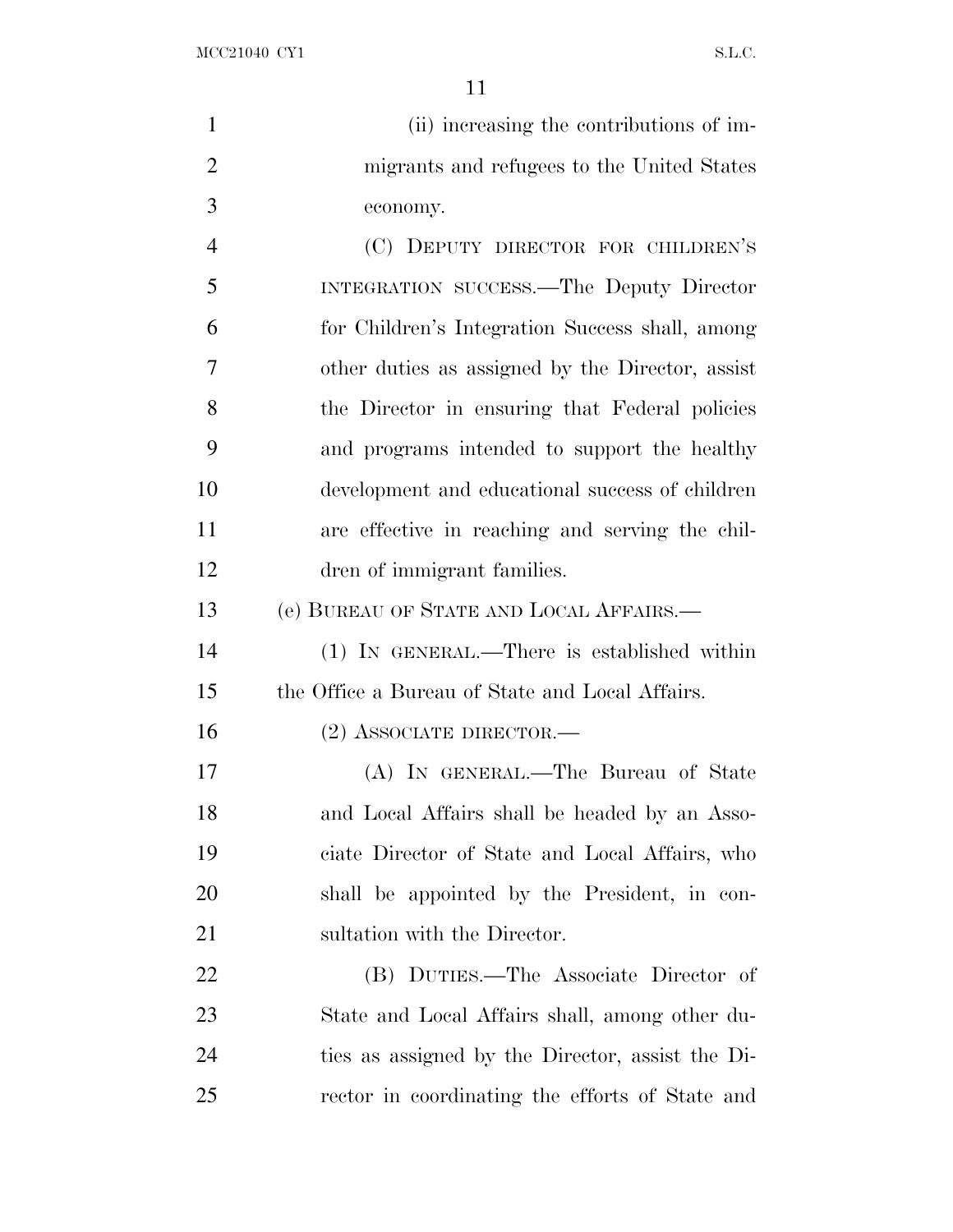(ii) increasing the contributions of immigrants and refugees to the United States economy.

(C) DEPUTY DIRECTOR FOR CHILDREN'S INTEGRATION SUCCESS.—The Deputy Director for Children's Integration Success shall, among other duties as assigned by the Director, assist the Director in ensuring that Federal policies and programs intended to support the healthy development and educational success of children are effective in reaching and serving the children of immigrant families.

(e) BUREAU OF STATE AND LOCAL AFFAIRS.—

(1) IN GENERAL.—There is established within the Office a Bureau of State and Local Affairs.

(2) ASSOCIATE DIRECTOR.—

(A) IN GENERAL.—The Bureau of State and Local Affairs shall be headed by an Associate Director of State and Local Affairs, who shall be appointed by the President, in consultation with the Director.

(B) DUTIES.—The Associate Director of State and Local Affairs shall, among other duties as assigned by the Director, assist the Director in coordinating the efforts of State and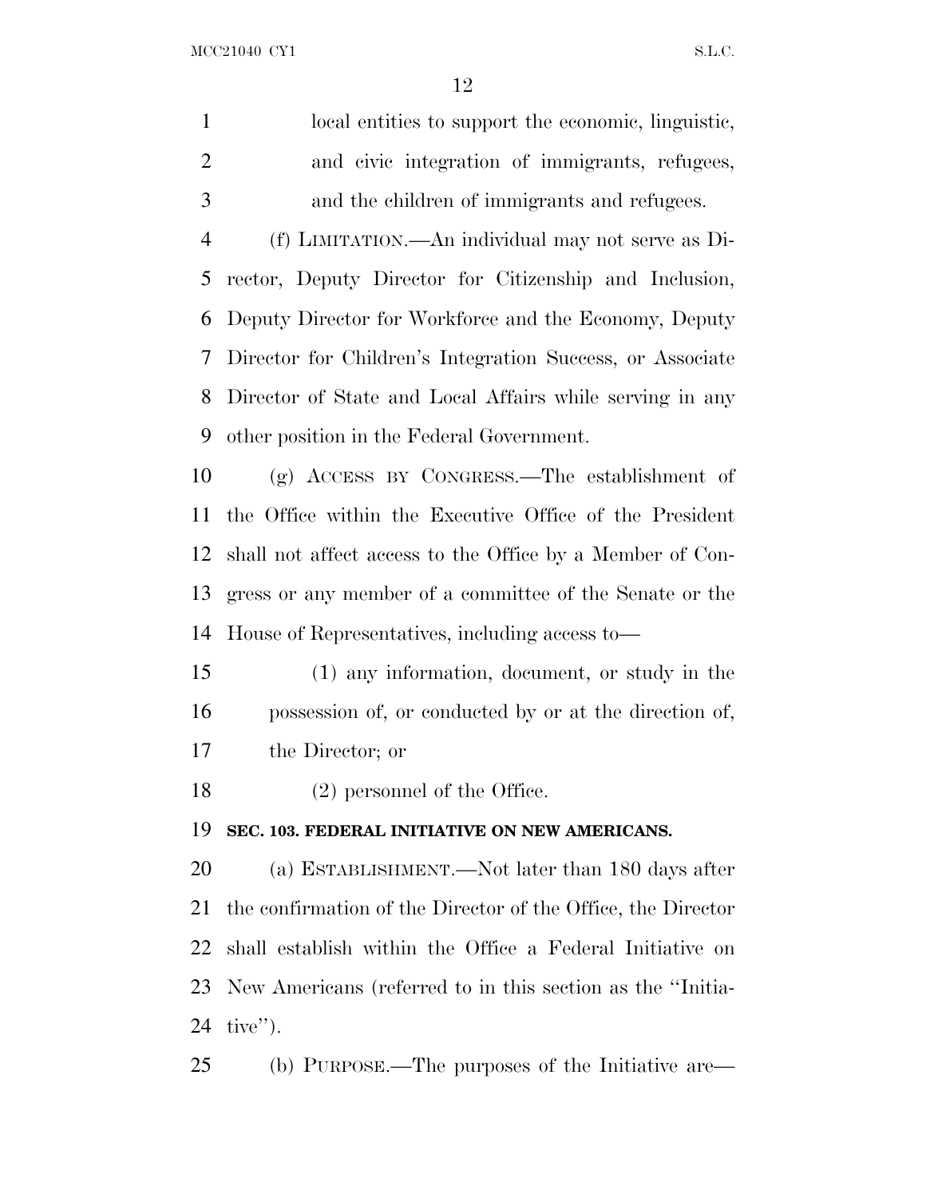local entities to support the economic, linguistic, and civic integration of immigrants, refugees, and the children of immigrants and refugees.

(f) LIMITATION.—An individual may not serve as Director, Deputy Director for Citizenship and Inclusion, Deputy Director for Workforce and the Economy, Deputy Director for Children's Integration Success, or Associate Director of State and Local Affairs while serving in any other position in the Federal Government.

(g) ACCESS BY CONGRESS.—The establishment of the Office within the Executive Office of the President shall not affect access to the Office by a Member of Congress or any member of a committee of the Senate or the House of Representatives, including access to—

(1) any information, document, or study in the possession of, or conducted by or at the direction of, the Director; or

(2) personnel of the Office.

**SEC. 103. FEDERAL INITIATIVE ON NEW AMERICANS.**

(a) ESTABLISHMENT.—Not later than 180 days after the confirmation of the Director of the Office, the Director shall establish within the Office a Federal Initiative on New Americans (referred to in this section as the ''Initiative'').

(b) PURPOSE.—The purposes of the Initiative are—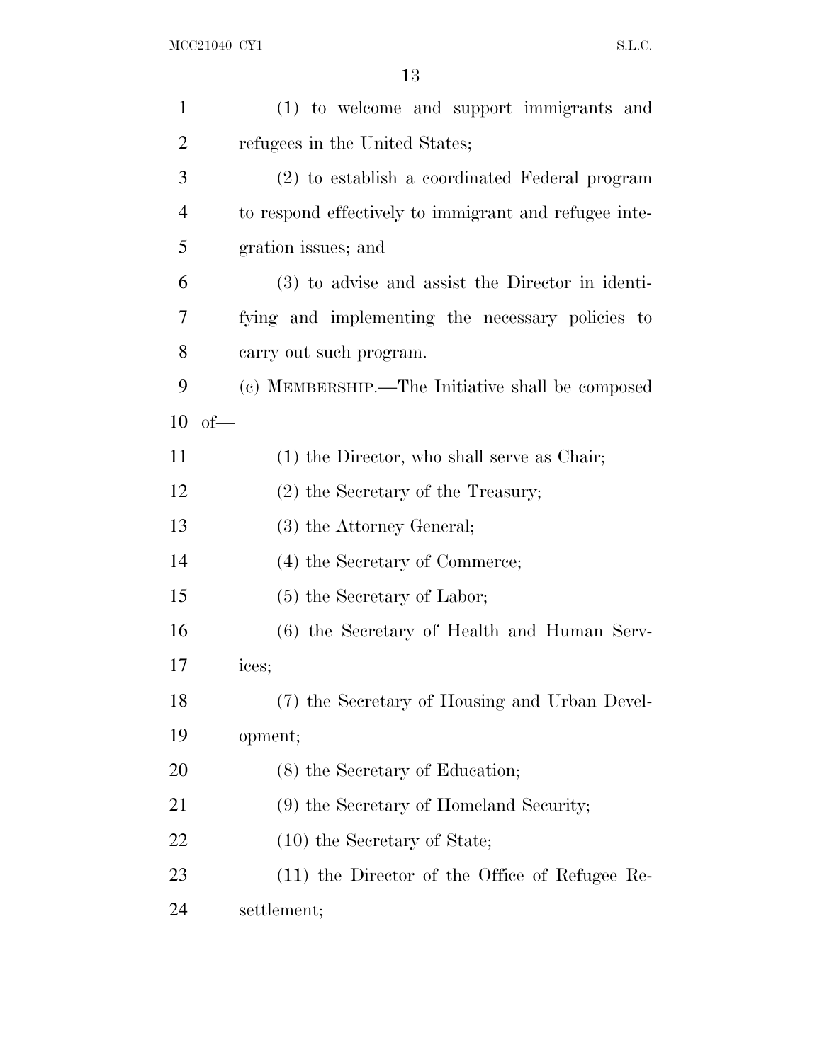(1) to welcome and support immigrants and refugees in the United States;

(2) to establish a coordinated Federal program to respond effectively to immigrant and refugee integration issues; and

(3) to advise and assist the Director in identifying and implementing the necessary policies to carry out such program.

(c) MEMBERSHIP.—The Initiative shall be composed of—

(1) the Director, who shall serve as Chair;

(2) the Secretary of the Treasury;

(3) the Attorney General;

(4) the Secretary of Commerce;

(5) the Secretary of Labor;

(6) the Secretary of Health and Human Services;

(7) the Secretary of Housing and Urban Development;

(8) the Secretary of Education;

(9) the Secretary of Homeland Security;

(10) the Secretary of State;

(11) the Director of the Office of Refugee Resettlement;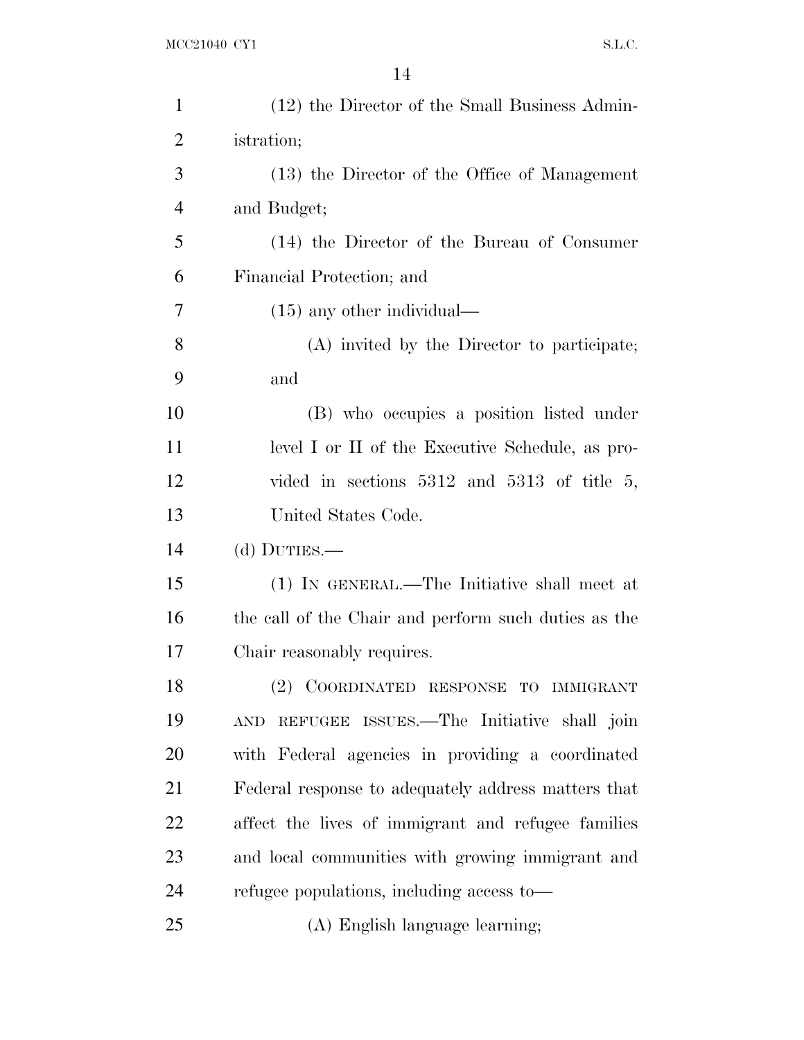(12) the Director of the Small Business Administration;

(13) the Director of the Office of Management and Budget;

(14) the Director of the Bureau of Consumer Financial Protection; and

(15) any other individual—

(A) invited by the Director to participate; and

(B) who occupies a position listed under level I or II of the Executive Schedule, as provided in sections 5312 and 5313 of title 5, United States Code.

(d) DUTIES.—

(1) IN GENERAL.—The Initiative shall meet at the call of the Chair and perform such duties as the Chair reasonably requires.

(2) COORDINATED RESPONSE TO IMMIGRANT AND REFUGEE ISSUES.—The Initiative shall join with Federal agencies in providing a coordinated Federal response to adequately address matters that affect the lives of immigrant and refugee families and local communities with growing immigrant and refugee populations, including access to—

(A) English language learning;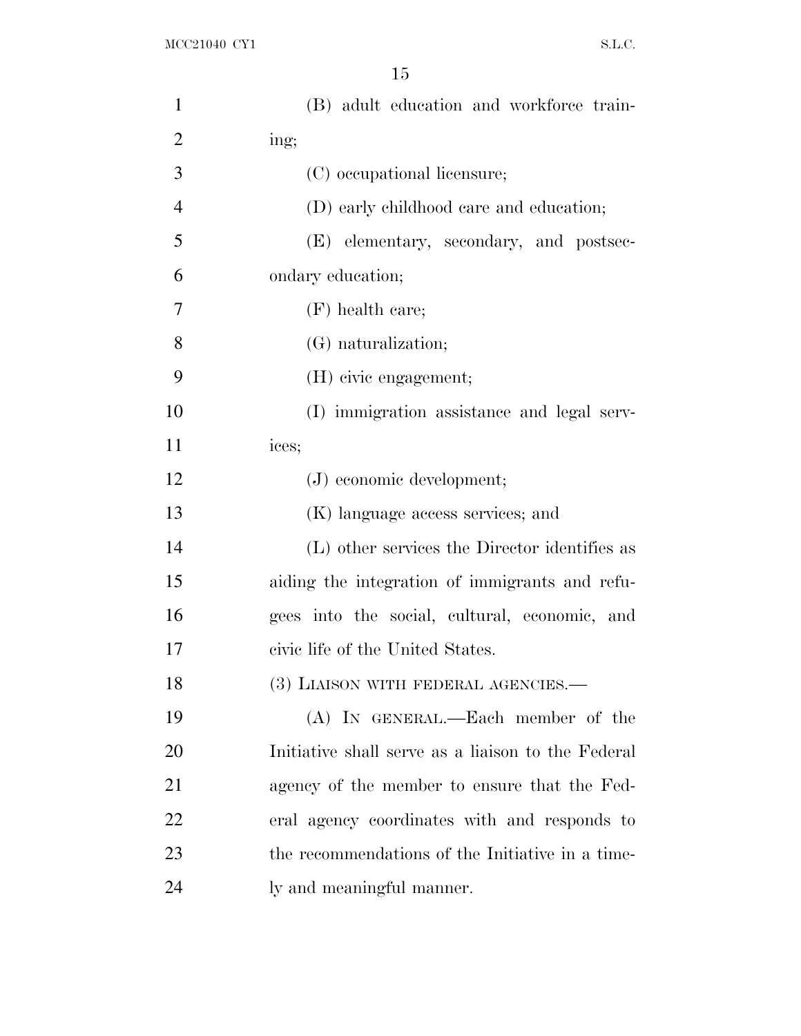(B) adult education and workforce training;

(C) occupational licensure;

(D) early childhood care and education;

(E) elementary, secondary, and postsecondary education;

(F) health care;

(G) naturalization;

(H) civic engagement;

(I) immigration assistance and legal services;

(J) economic development;

(K) language access services; and

(L) other services the Director identifies as aiding the integration of immigrants and refugees into the social, cultural, economic, and civic life of the United States.

(3) LIAISON WITH FEDERAL AGENCIES.—

(A) IN GENERAL.—Each member of the Initiative shall serve as a liaison to the Federal agency of the member to ensure that the Federal agency coordinates with and responds to the recommendations of the Initiative in a timely and meaningful manner.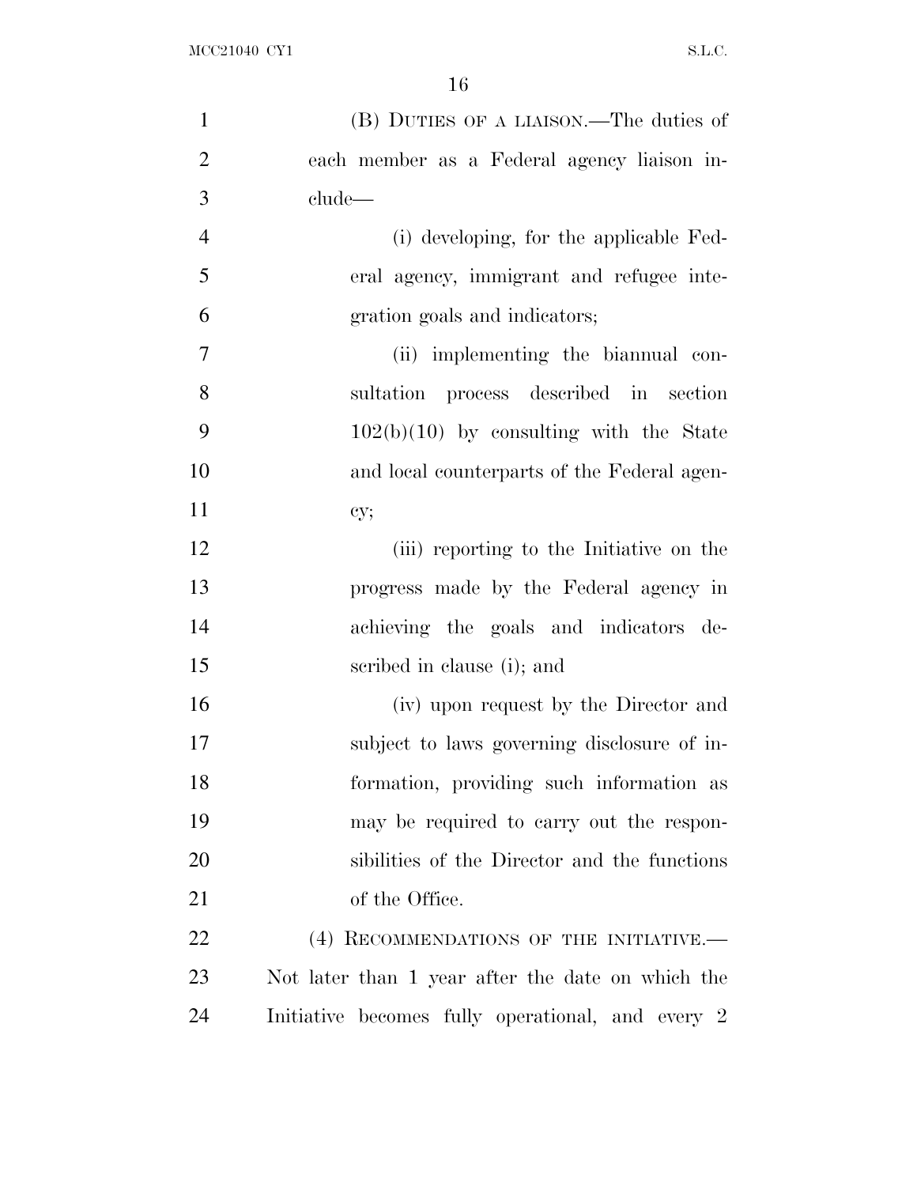(B) DUTIES OF A LIAISON.—The duties of each member as a Federal agency liaison include—

(i) developing, for the applicable Federal agency, immigrant and refugee integration goals and indicators;

(ii) implementing the biannual consultation process described in section 102(b)(10) by consulting with the State and local counterparts of the Federal agency;

(iii) reporting to the Initiative on the progress made by the Federal agency in achieving the goals and indicators described in clause (i); and

(iv) upon request by the Director and subject to laws governing disclosure of information, providing such information as may be required to carry out the responsibilities of the Director and the functions of the Office.

(4) RECOMMENDATIONS OF THE INITIATIVE.—Not later than 1 year after the date on which the Initiative becomes fully operational, and every 2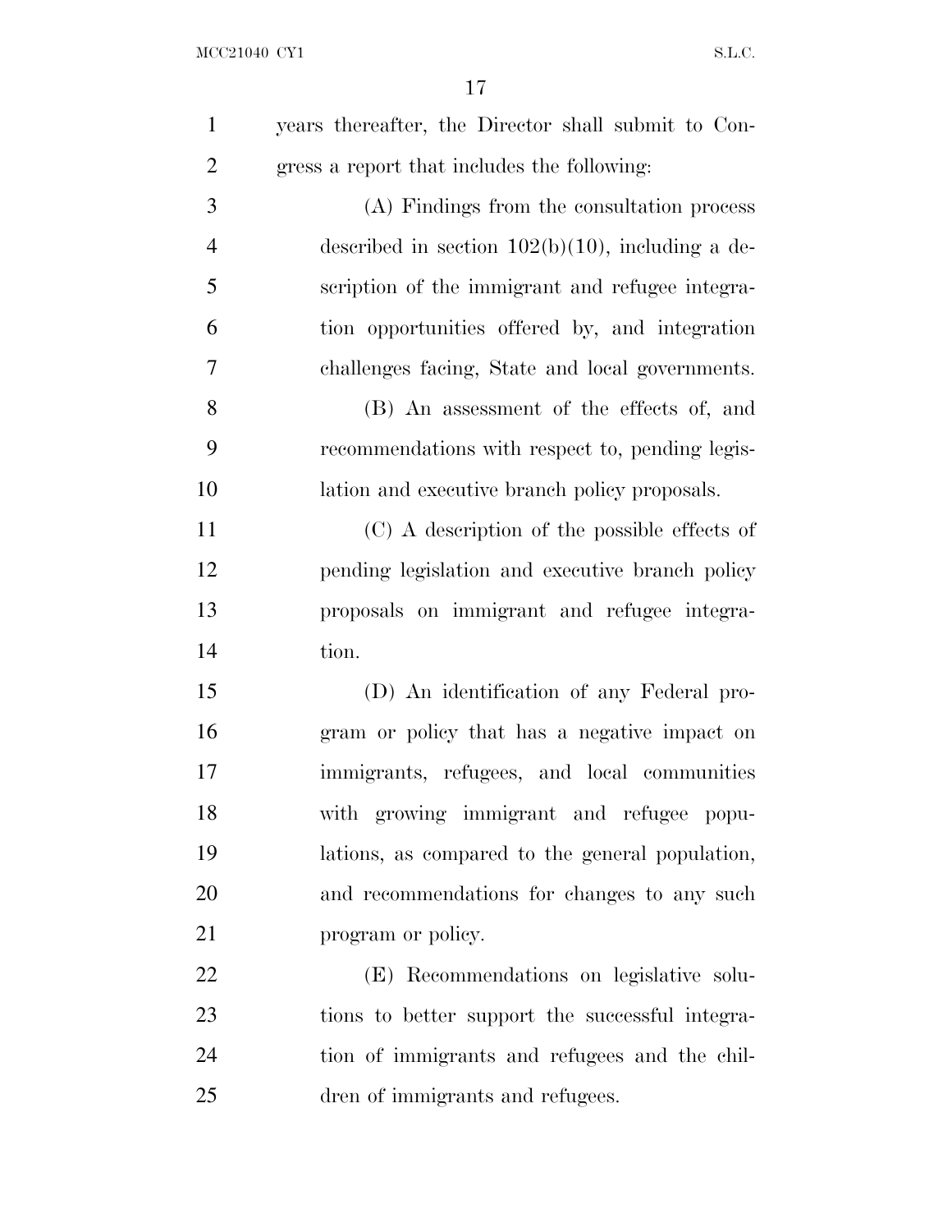years thereafter, the Director shall submit to Congress a report that includes the following:

(A) Findings from the consultation process described in section 102(b)(10), including a description of the immigrant and refugee integration opportunities offered by, and integration challenges facing, State and local governments.

(B) An assessment of the effects of, and recommendations with respect to, pending legislation and executive branch policy proposals.

(C) A description of the possible effects of pending legislation and executive branch policy proposals on immigrant and refugee integration.

(D) An identification of any Federal program or policy that has a negative impact on immigrants, refugees, and local communities with growing immigrant and refugee populations, as compared to the general population, and recommendations for changes to any such program or policy.

(E) Recommendations on legislative solutions to better support the successful integration of immigrants and refugees and the children of immigrants and refugees.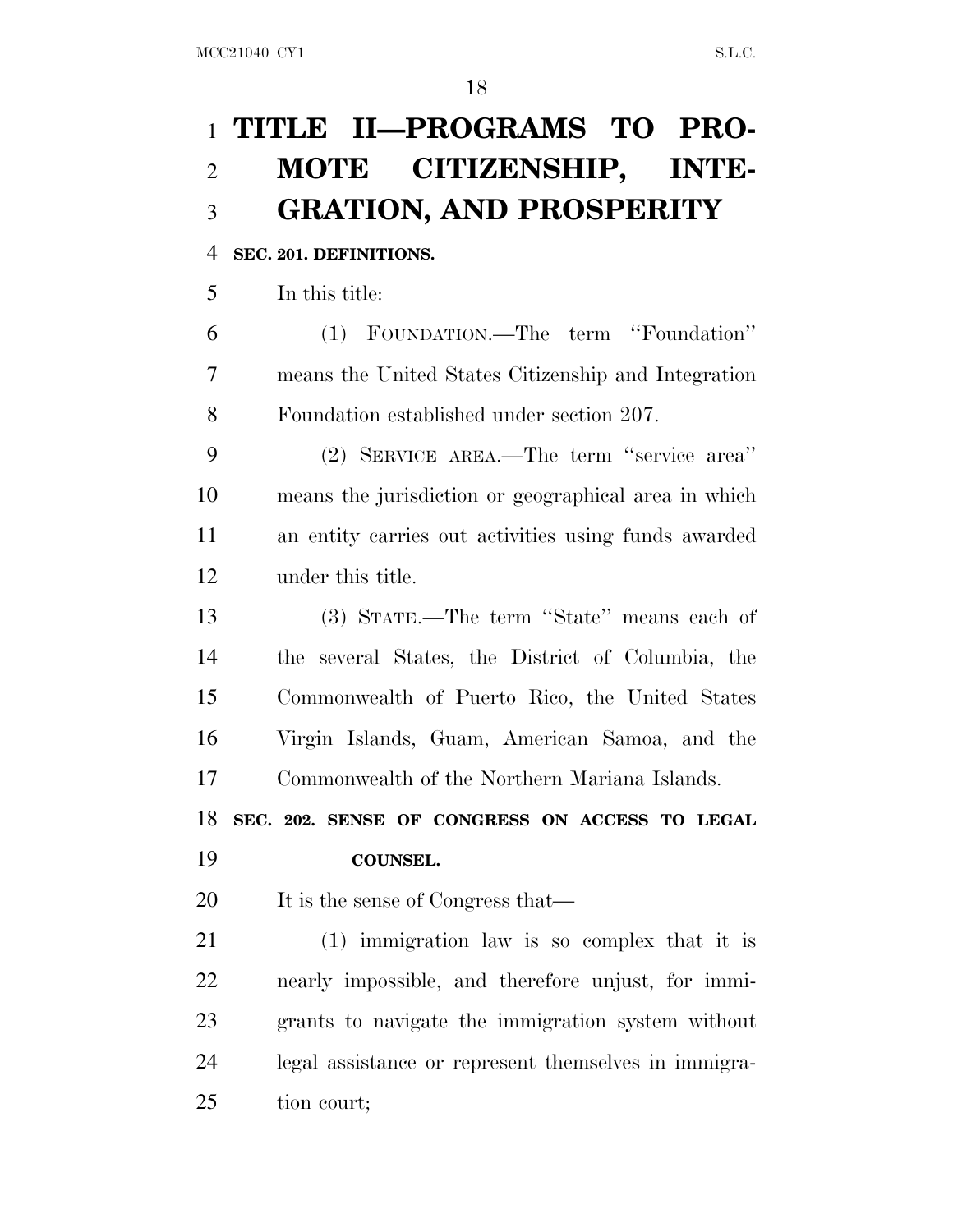# TITLE II—PROGRAMS TO PROMOTE CITIZENSHIP, INTEGRATION, AND PROSPERITY

**SEC. 201. DEFINITIONS.**

In this title:

(1) FOUNDATION.—The term ''Foundation'' means the United States Citizenship and Integration Foundation established under section 207.

(2) SERVICE AREA.—The term ''service area'' means the jurisdiction or geographical area in which an entity carries out activities using funds awarded under this title.

(3) STATE.—The term ''State'' means each of the several States, the District of Columbia, the Commonwealth of Puerto Rico, the United States Virgin Islands, Guam, American Samoa, and the Commonwealth of the Northern Mariana Islands.

**SEC. 202. SENSE OF CONGRESS ON ACCESS TO LEGAL COUNSEL.**

It is the sense of Congress that—

(1) immigration law is so complex that it is nearly impossible, and therefore unjust, for immigrants to navigate the immigration system without legal assistance or represent themselves in immigration court;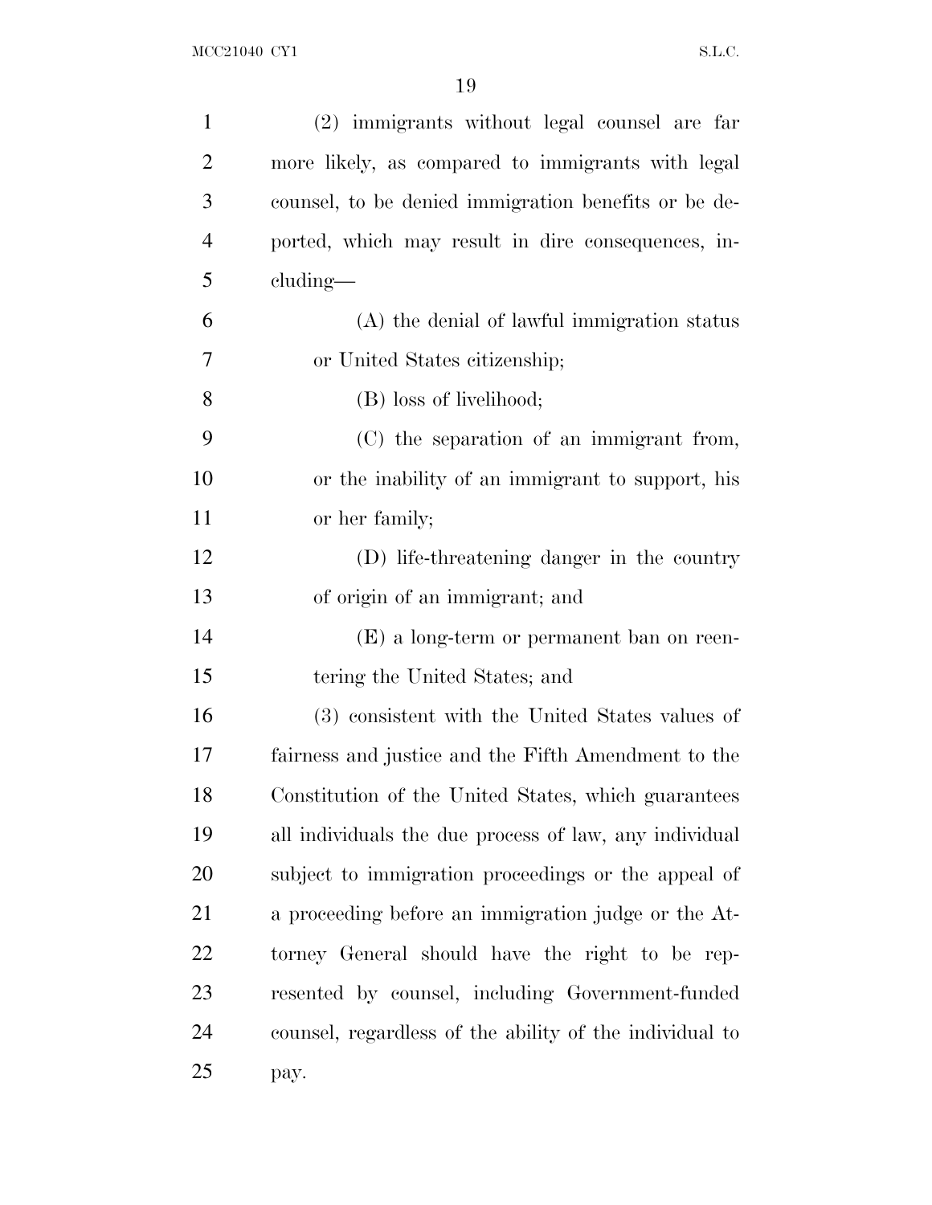(2) immigrants without legal counsel are far more likely, as compared to immigrants with legal counsel, to be denied immigration benefits or be deported, which may result in dire consequences, including—

(A) the denial of lawful immigration status or United States citizenship;

(B) loss of livelihood;

(C) the separation of an immigrant from, or the inability of an immigrant to support, his or her family;

(D) life-threatening danger in the country of origin of an immigrant; and

(E) a long-term or permanent ban on reentering the United States; and

(3) consistent with the United States values of fairness and justice and the Fifth Amendment to the Constitution of the United States, which guarantees all individuals the due process of law, any individual subject to immigration proceedings or the appeal of a proceeding before an immigration judge or the Attorney General should have the right to be represented by counsel, including Government-funded counsel, regardless of the ability of the individual to pay.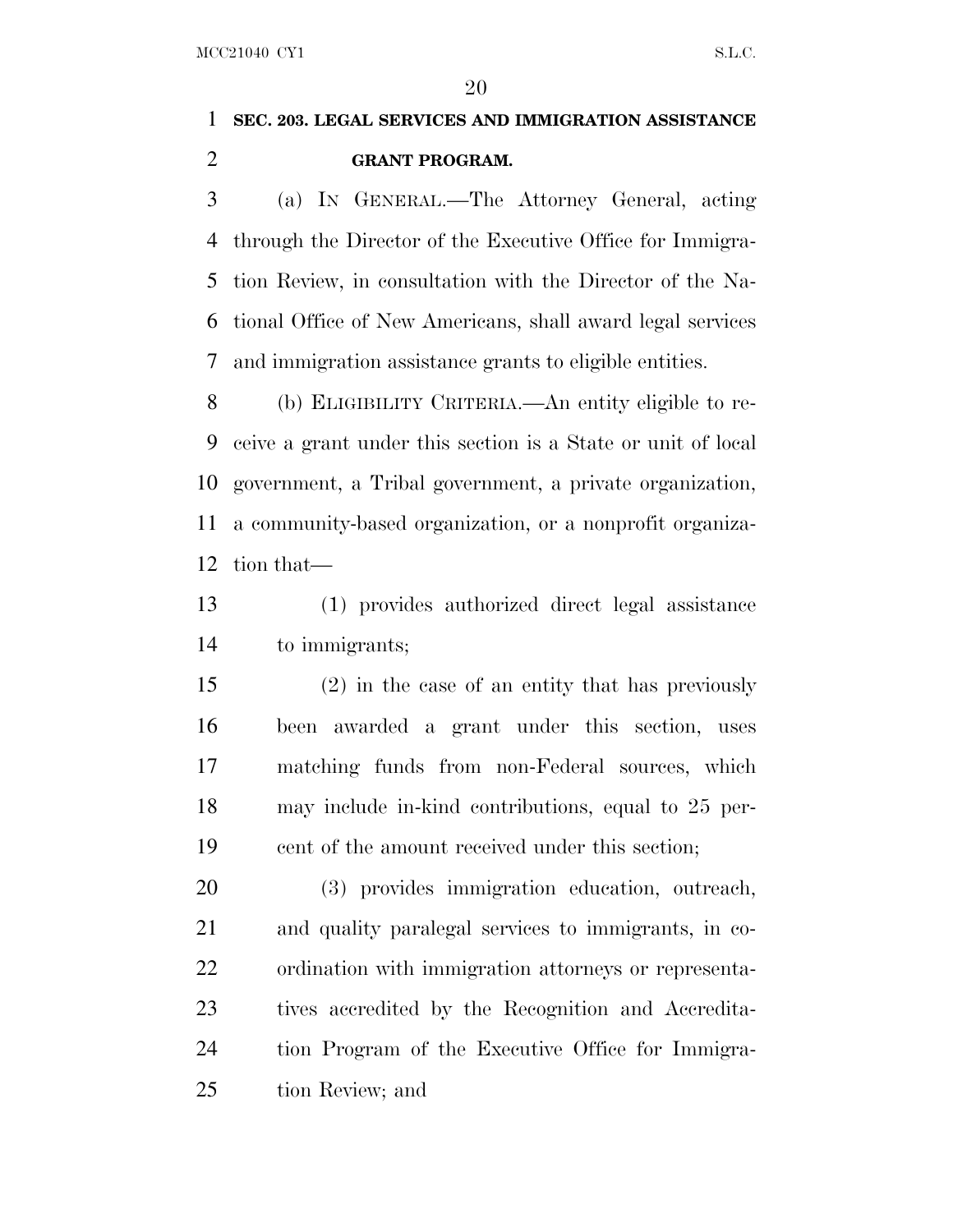**SEC. 203. LEGAL SERVICES AND IMMIGRATION ASSISTANCE GRANT PROGRAM.**

(a) IN GENERAL.—The Attorney General, acting through the Director of the Executive Office for Immigration Review, in consultation with the Director of the National Office of New Americans, shall award legal services and immigration assistance grants to eligible entities.

(b) ELIGIBILITY CRITERIA.—An entity eligible to receive a grant under this section is a State or unit of local government, a Tribal government, a private organization, a community-based organization, or a nonprofit organization that—

(1) provides authorized direct legal assistance to immigrants;

(2) in the case of an entity that has previously been awarded a grant under this section, uses matching funds from non-Federal sources, which may include in-kind contributions, equal to 25 percent of the amount received under this section;

(3) provides immigration education, outreach, and quality paralegal services to immigrants, in coordination with immigration attorneys or representatives accredited by the Recognition and Accreditation Program of the Executive Office for Immigration Review; and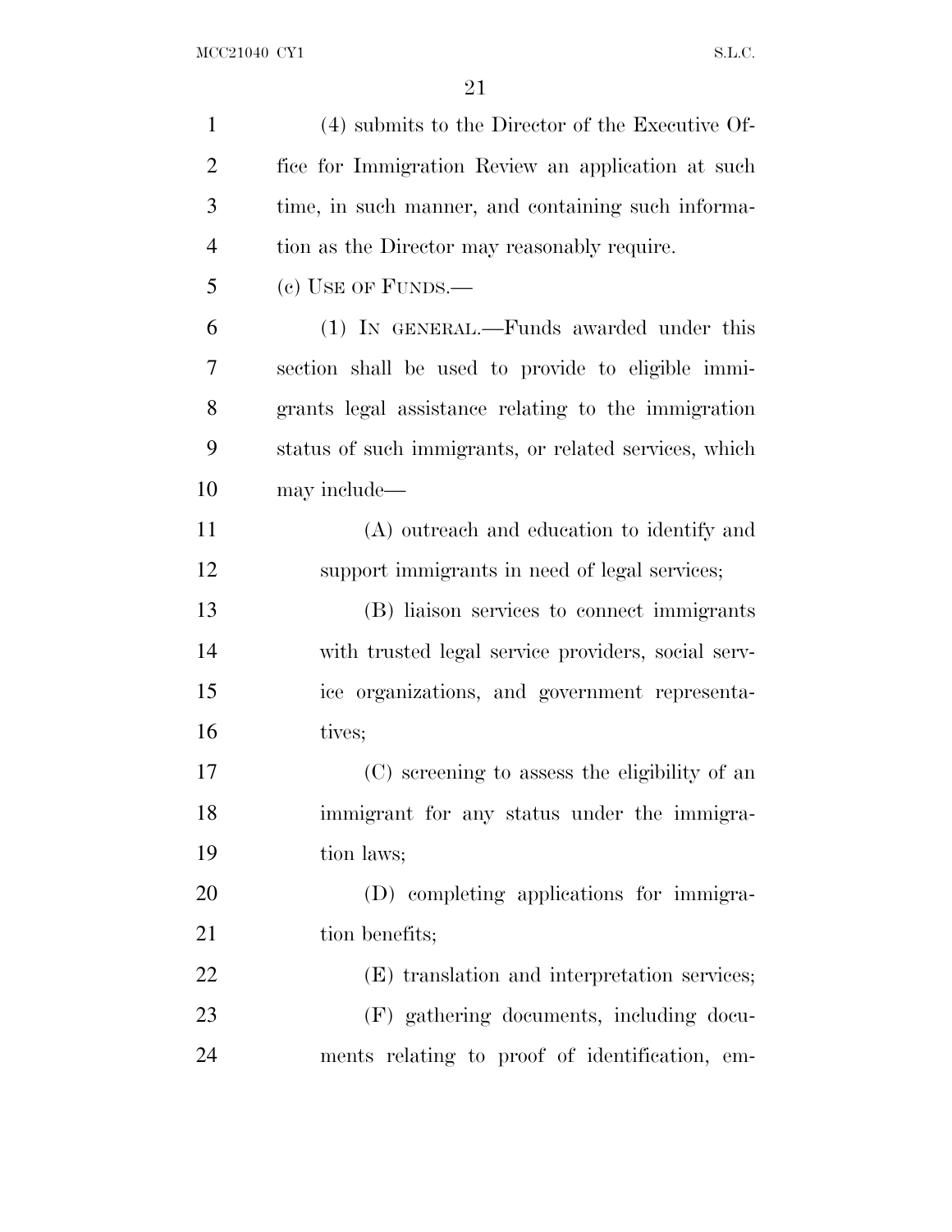(4) submits to the Director of the Executive Office for Immigration Review an application at such time, in such manner, and containing such information as the Director may reasonably require.

(c) USE OF FUNDS.—

(1) IN GENERAL.—Funds awarded under this section shall be used to provide to eligible immigrants legal assistance relating to the immigration status of such immigrants, or related services, which may include—

(A) outreach and education to identify and support immigrants in need of legal services;

(B) liaison services to connect immigrants with trusted legal service providers, social service organizations, and government representatives;

(C) screening to assess the eligibility of an immigrant for any status under the immigration laws;

(D) completing applications for immigration benefits;

(E) translation and interpretation services;

(F) gathering documents, including documents relating to proof of identification, em-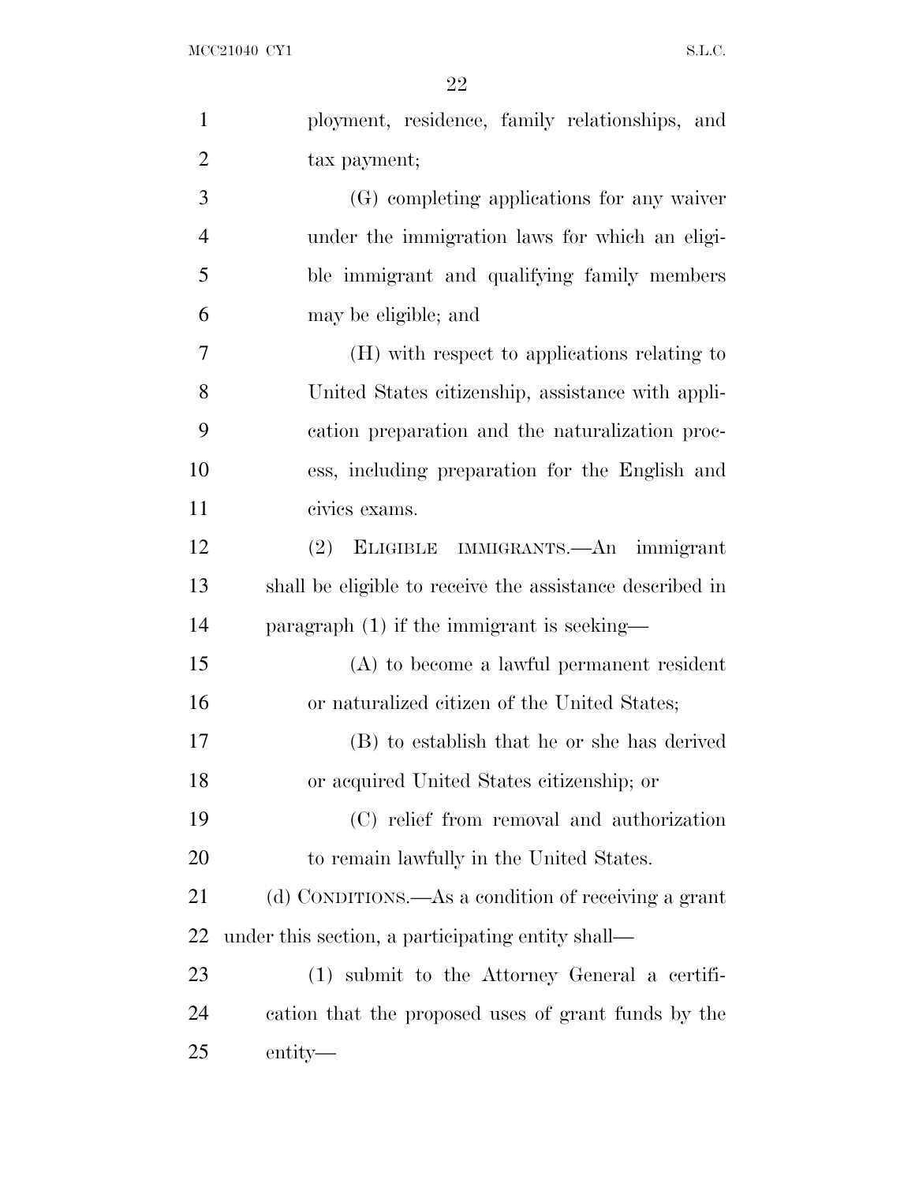ployment, residence, family relationships, and tax payment;

(G) completing applications for any waiver under the immigration laws for which an eligible immigrant and qualifying family members may be eligible; and

(H) with respect to applications relating to United States citizenship, assistance with application preparation and the naturalization process, including preparation for the English and civics exams.

(2) ELIGIBLE IMMIGRANTS.—An immigrant shall be eligible to receive the assistance described in paragraph (1) if the immigrant is seeking—

(A) to become a lawful permanent resident or naturalized citizen of the United States;

(B) to establish that he or she has derived or acquired United States citizenship; or

(C) relief from removal and authorization to remain lawfully in the United States.

(d) CONDITIONS.—As a condition of receiving a grant under this section, a participating entity shall—

(1) submit to the Attorney General a certification that the proposed uses of grant funds by the entity—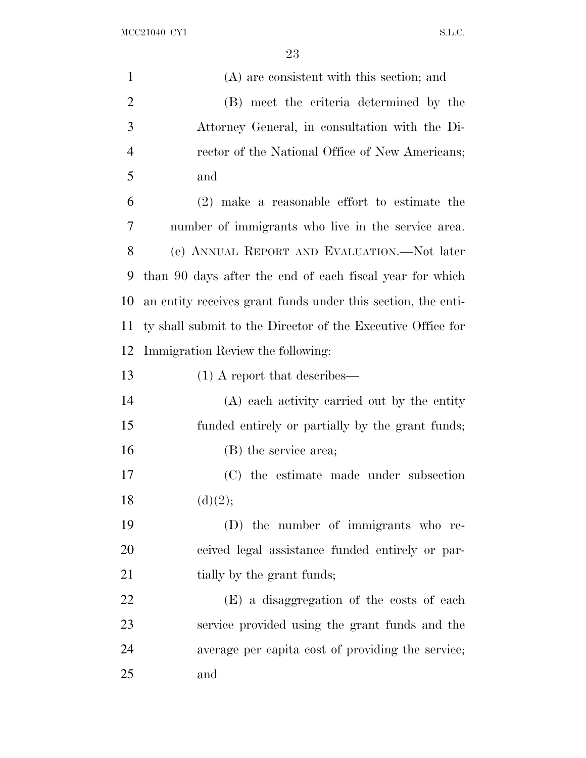(A) are consistent with this section; and

(B) meet the criteria determined by the Attorney General, in consultation with the Director of the National Office of New Americans; and

(2) make a reasonable effort to estimate the number of immigrants who live in the service area.

(e) ANNUAL REPORT AND EVALUATION.—Not later than 90 days after the end of each fiscal year for which an entity receives grant funds under this section, the entity shall submit to the Director of the Executive Office for Immigration Review the following:

(1) A report that describes—

(A) each activity carried out by the entity funded entirely or partially by the grant funds;

(B) the service area;

(C) the estimate made under subsection (d)(2);

(D) the number of immigrants who received legal assistance funded entirely or partially by the grant funds;

(E) a disaggregation of the costs of each service provided using the grant funds and the average per capita cost of providing the service; and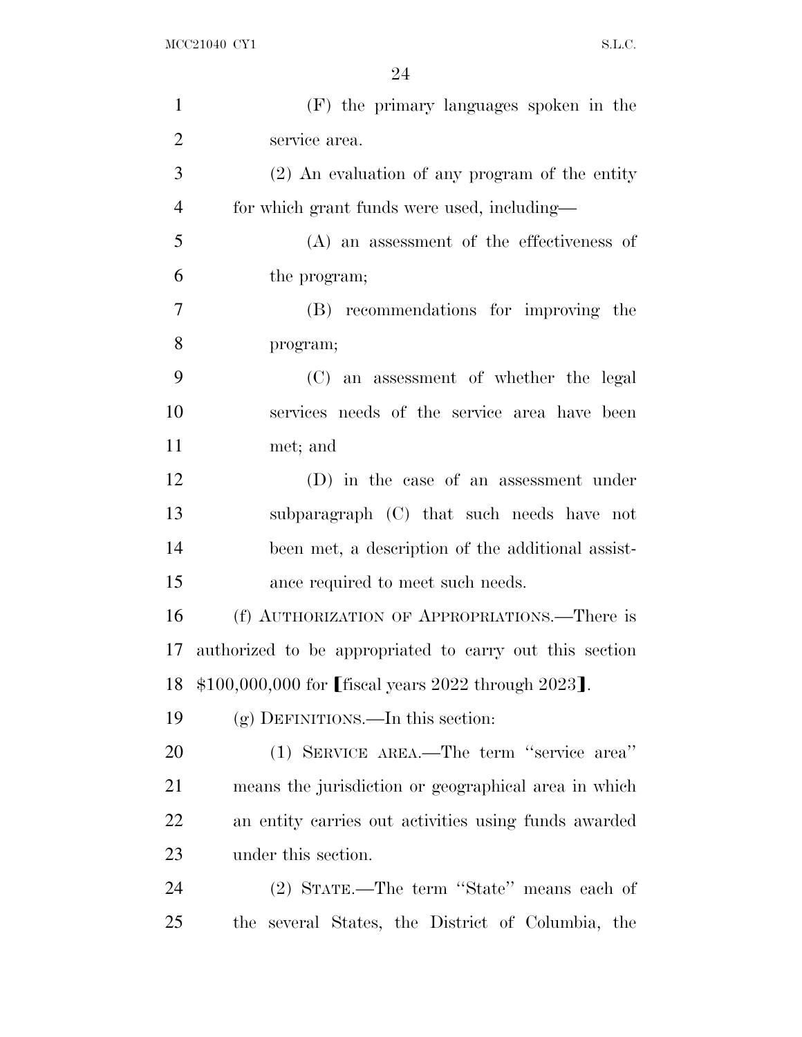(F) the primary languages spoken in the service area.

(2) An evaluation of any program of the entity for which grant funds were used, including—

(A) an assessment of the effectiveness of the program;

(B) recommendations for improving the program;

(C) an assessment of whether the legal services needs of the service area have been met; and

(D) in the case of an assessment under subparagraph (C) that such needs have not been met, a description of the additional assistance required to meet such needs.

(f) AUTHORIZATION OF APPROPRIATIONS.—There is authorized to be appropriated to carry out this section $100,000,000 for ⟦fiscal years 2022 through 2023⟧.

(g) DEFINITIONS.—In this section:

(1) SERVICE AREA.—The term "service area" means the jurisdiction or geographical area in which an entity carries out activities using funds awarded under this section.

(2) STATE.—The term "State" means each of the several States, the District of Columbia, the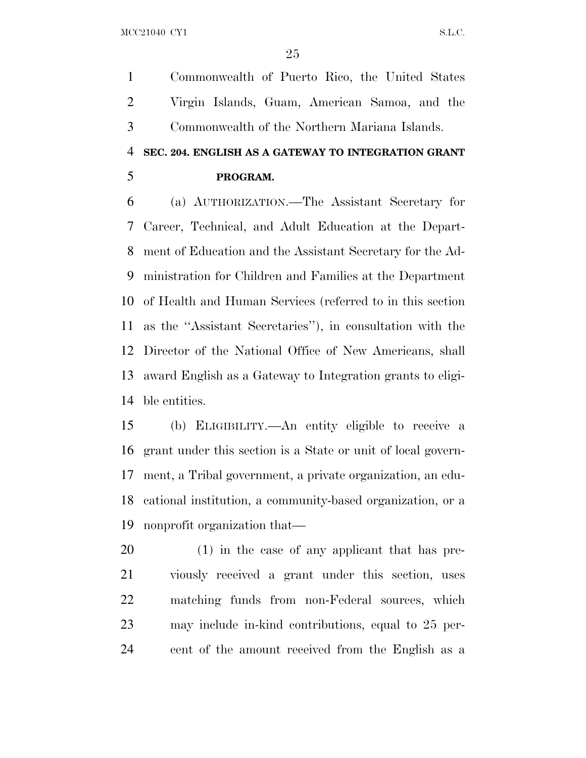Commonwealth of Puerto Rico, the United States Virgin Islands, Guam, American Samoa, and the Commonwealth of the Northern Mariana Islands.

**SEC. 204. ENGLISH AS A GATEWAY TO INTEGRATION GRANT PROGRAM.**

(a) AUTHORIZATION.—The Assistant Secretary for Career, Technical, and Adult Education at the Department of Education and the Assistant Secretary for the Administration for Children and Families at the Department of Health and Human Services (referred to in this section as the ''Assistant Secretaries''), in consultation with the Director of the National Office of New Americans, shall award English as a Gateway to Integration grants to eligible entities.

(b) ELIGIBILITY.—An entity eligible to receive a grant under this section is a State or unit of local government, a Tribal government, a private organization, an educational institution, a community-based organization, or a nonprofit organization that—

(1) in the case of any applicant that has previously received a grant under this section, uses matching funds from non-Federal sources, which may include in-kind contributions, equal to 25 percent of the amount received from the English as a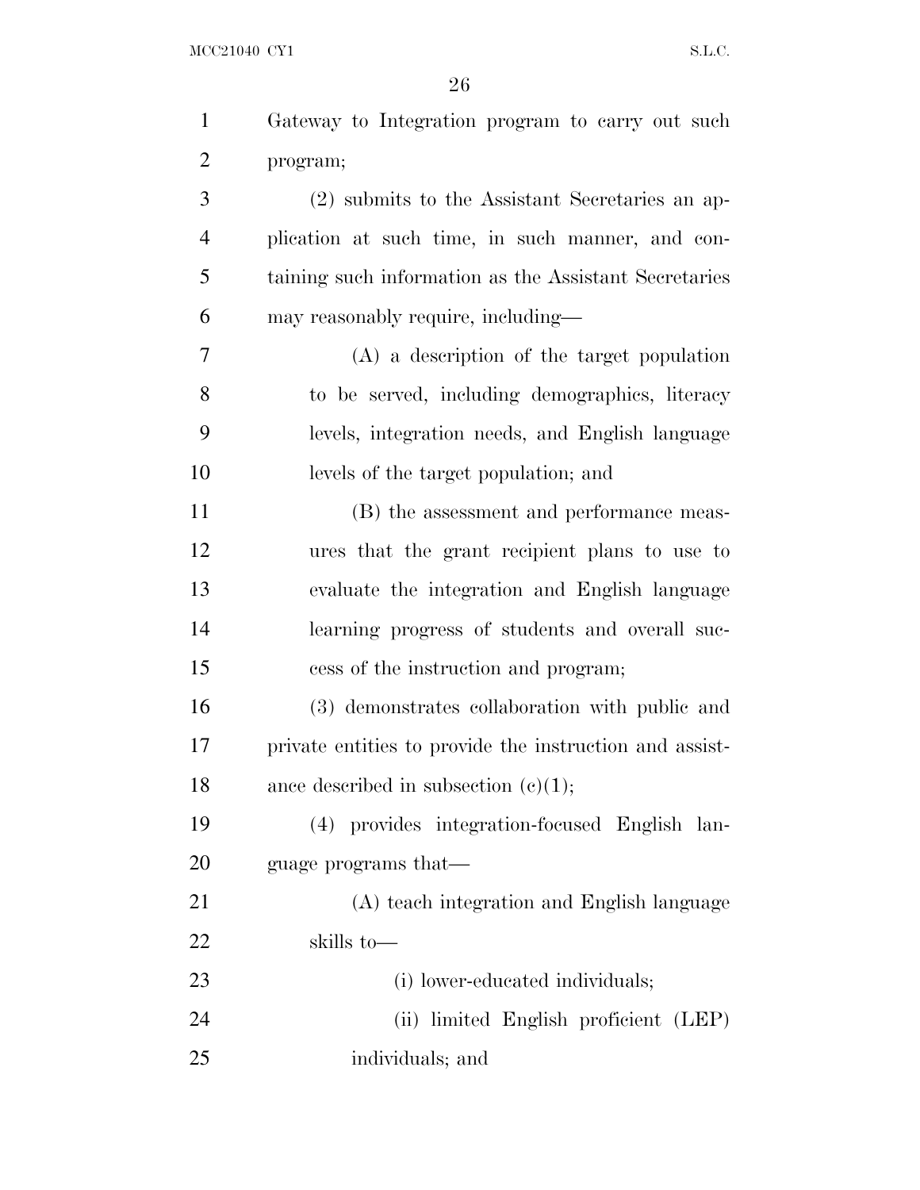Gateway to Integration program to carry out such program;

(2) submits to the Assistant Secretaries an application at such time, in such manner, and containing such information as the Assistant Secretaries may reasonably require, including—

(A) a description of the target population to be served, including demographics, literacy levels, integration needs, and English language levels of the target population; and

(B) the assessment and performance measures that the grant recipient plans to use to evaluate the integration and English language learning progress of students and overall success of the instruction and program;

(3) demonstrates collaboration with public and private entities to provide the instruction and assistance described in subsection (c)(1);

(4) provides integration-focused English language programs that—

(A) teach integration and English language skills to—

(i) lower-educated individuals;

(ii) limited English proficient (LEP) individuals; and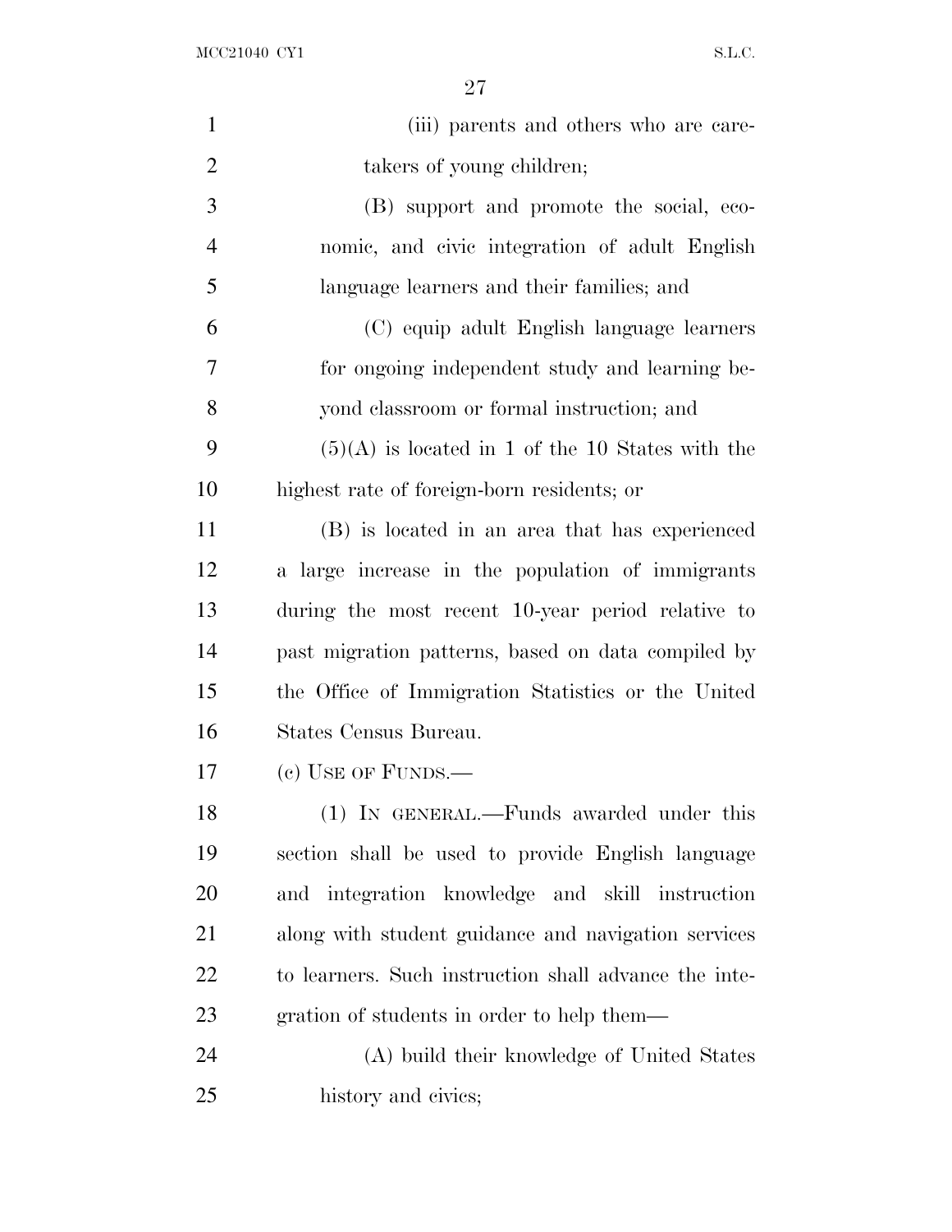(iii) parents and others who are caretakers of young children;

(B) support and promote the social, economic, and civic integration of adult English language learners and their families; and

(C) equip adult English language learners for ongoing independent study and learning beyond classroom or formal instruction; and

(5)(A) is located in 1 of the 10 States with the highest rate of foreign-born residents; or

(B) is located in an area that has experienced a large increase in the population of immigrants during the most recent 10-year period relative to past migration patterns, based on data compiled by the Office of Immigration Statistics or the United States Census Bureau.

(c) USE OF FUNDS.—

(1) IN GENERAL.—Funds awarded under this section shall be used to provide English language and integration knowledge and skill instruction along with student guidance and navigation services to learners. Such instruction shall advance the integration of students in order to help them—

(A) build their knowledge of United States history and civics;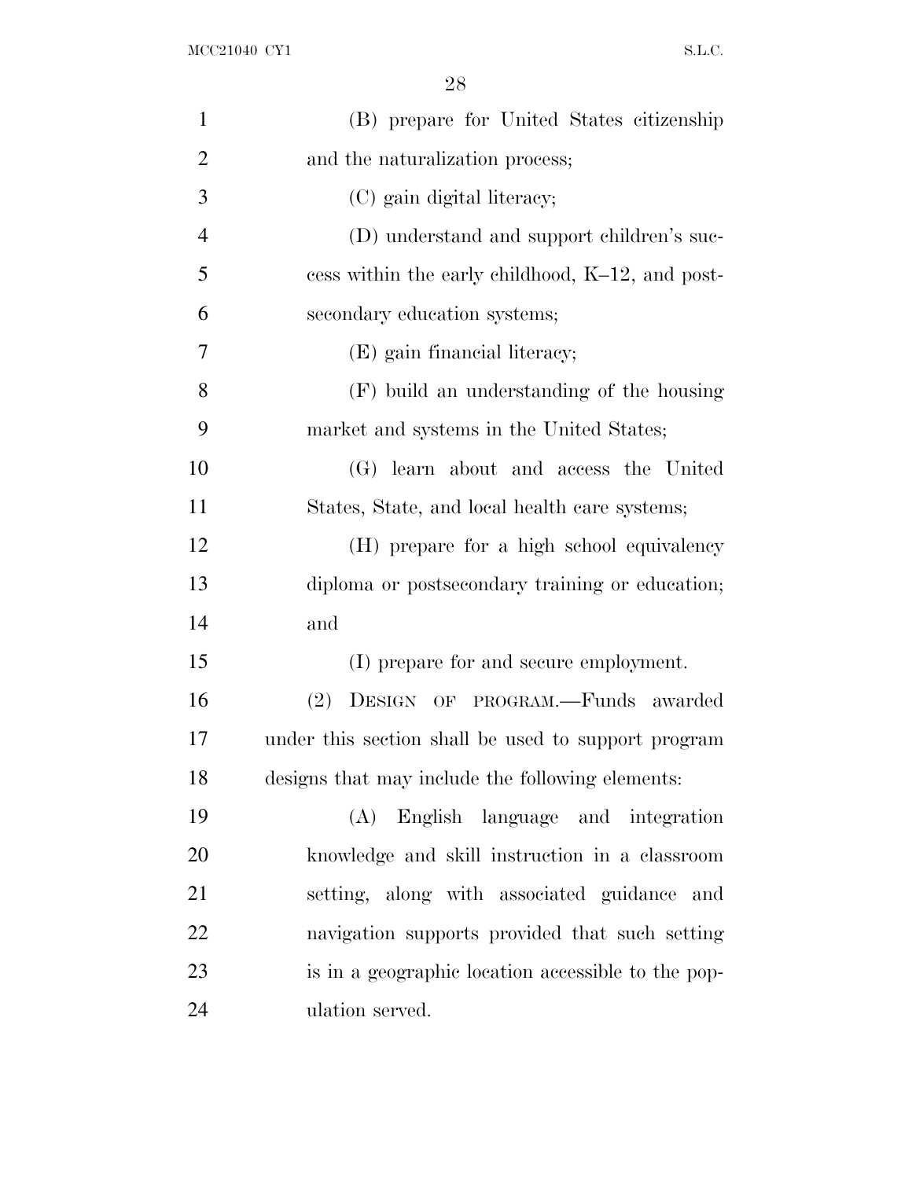(B) prepare for United States citizenship and the naturalization process;

(C) gain digital literacy;

(D) understand and support children's success within the early childhood, K–12, and postsecondary education systems;

(E) gain financial literacy;

(F) build an understanding of the housing market and systems in the United States;

(G) learn about and access the United States, State, and local health care systems;

(H) prepare for a high school equivalency diploma or postsecondary training or education; and

(I) prepare for and secure employment.

(2) DESIGN OF PROGRAM.—Funds awarded under this section shall be used to support program designs that may include the following elements:

(A) English language and integration knowledge and skill instruction in a classroom setting, along with associated guidance and navigation supports provided that such setting is in a geographic location accessible to the population served.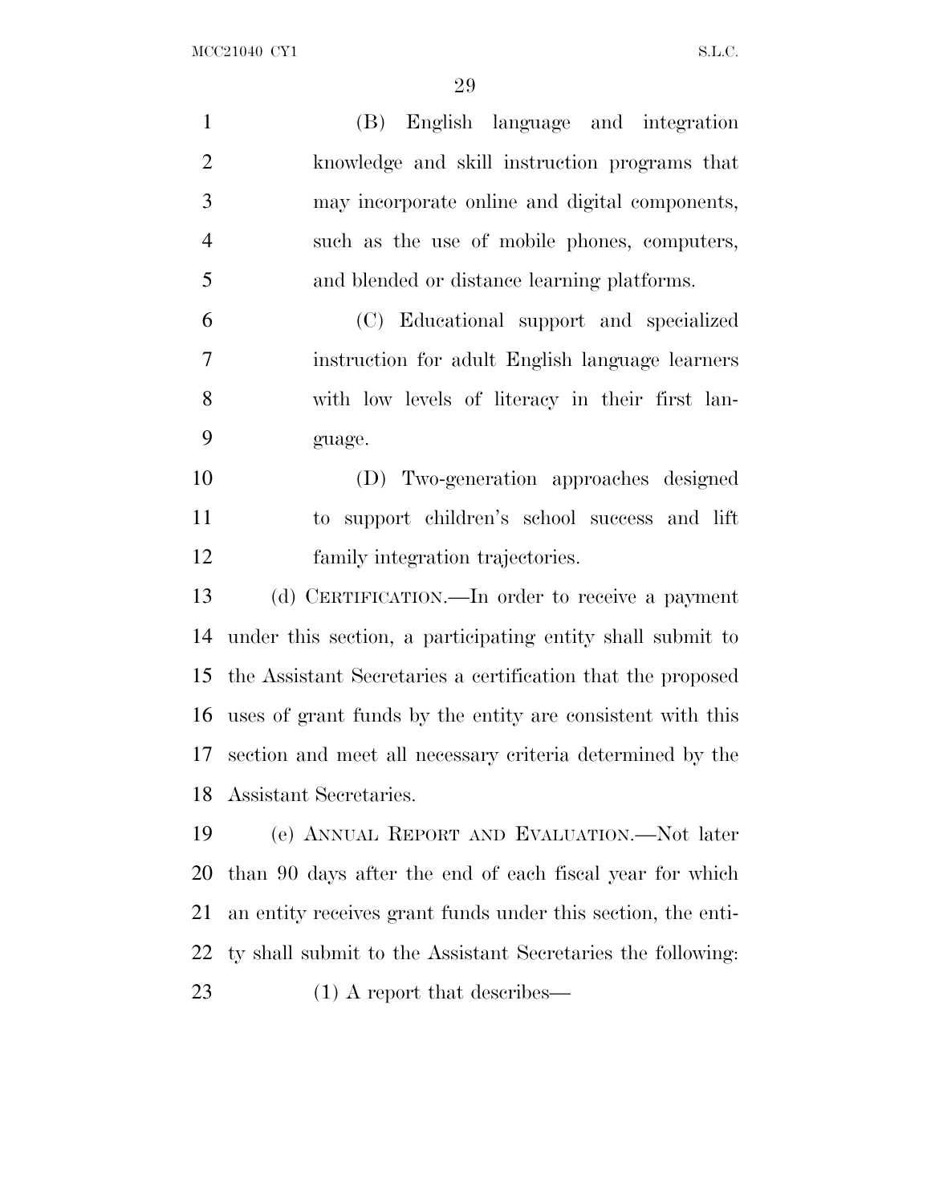(B) English language and integration knowledge and skill instruction programs that may incorporate online and digital components, such as the use of mobile phones, computers, and blended or distance learning platforms.

(C) Educational support and specialized instruction for adult English language learners with low levels of literacy in their first language.

(D) Two-generation approaches designed to support children's school success and lift family integration trajectories.

(d) CERTIFICATION.—In order to receive a payment under this section, a participating entity shall submit to the Assistant Secretaries a certification that the proposed uses of grant funds by the entity are consistent with this section and meet all necessary criteria determined by the Assistant Secretaries.

(e) ANNUAL REPORT AND EVALUATION.—Not later than 90 days after the end of each fiscal year for which an entity receives grant funds under this section, the entity shall submit to the Assistant Secretaries the following:

(1) A report that describes—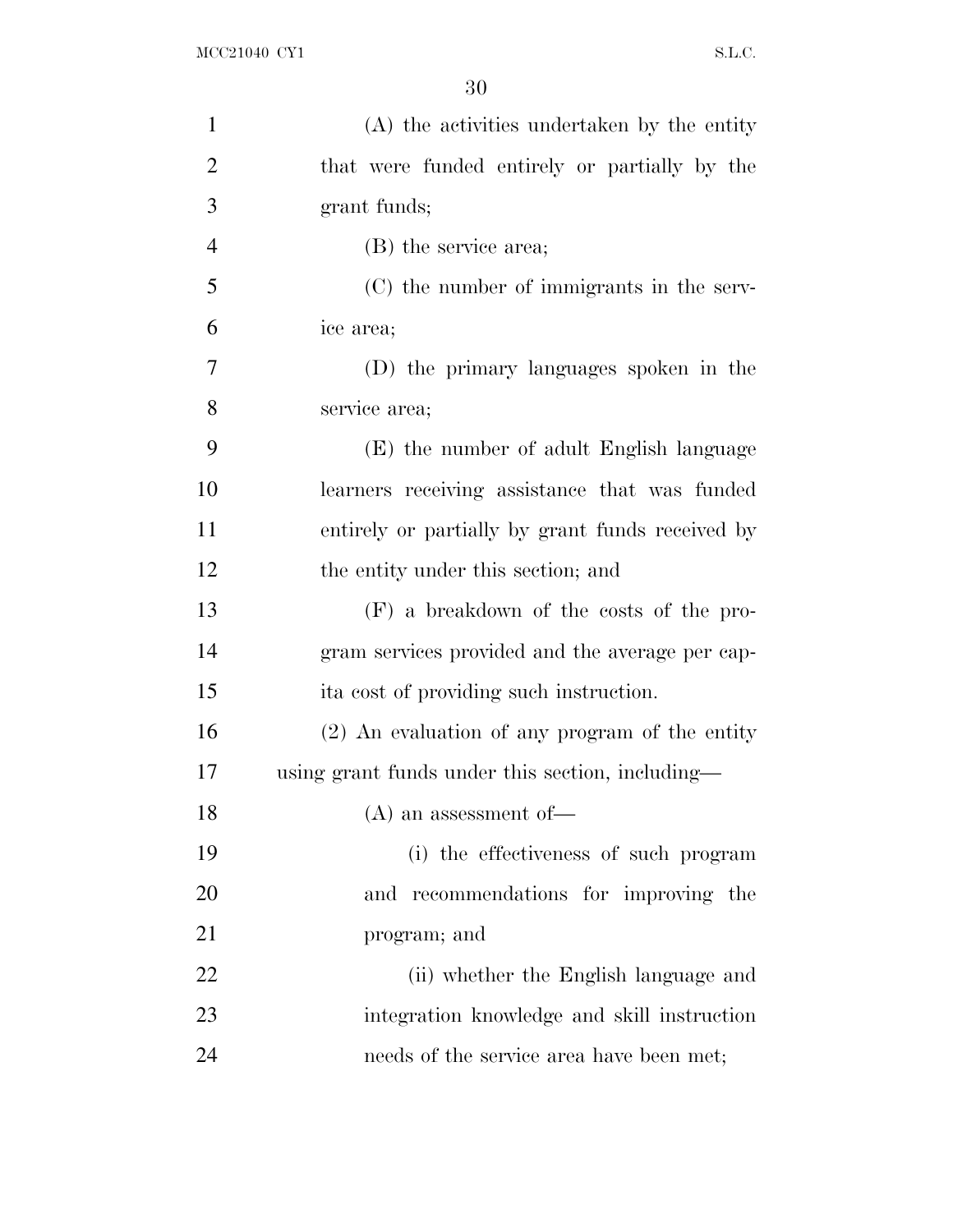(A) the activities undertaken by the entity that were funded entirely or partially by the grant funds;

(B) the service area;

(C) the number of immigrants in the service area;

(D) the primary languages spoken in the service area;

(E) the number of adult English language learners receiving assistance that was funded entirely or partially by grant funds received by the entity under this section; and

(F) a breakdown of the costs of the program services provided and the average per capita cost of providing such instruction.

(2) An evaluation of any program of the entity using grant funds under this section, including—

(A) an assessment of—

(i) the effectiveness of such program and recommendations for improving the program; and

(ii) whether the English language and integration knowledge and skill instruction needs of the service area have been met;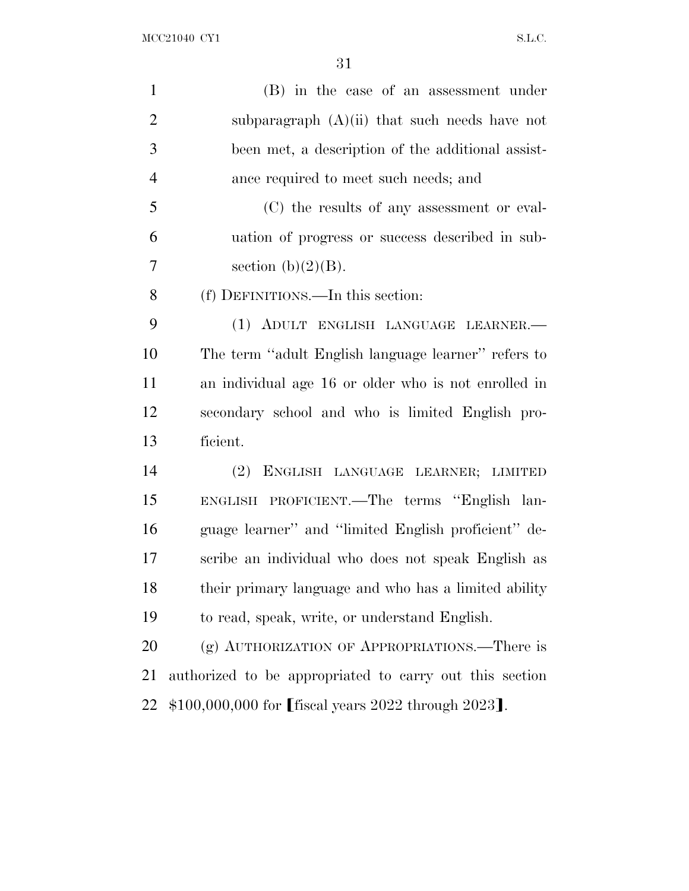(B) in the case of an assessment under subparagraph (A)(ii) that such needs have not been met, a description of the additional assistance required to meet such needs; and

(C) the results of any assessment or evaluation of progress or success described in subsection (b)(2)(B).

(f) DEFINITIONS.—In this section:

(1) ADULT ENGLISH LANGUAGE LEARNER.— The term ''adult English language learner'' refers to an individual age 16 or older who is not enrolled in secondary school and who is limited English proficient.

(2) ENGLISH LANGUAGE LEARNER; LIMITED ENGLISH PROFICIENT.—The terms ''English language learner'' and ''limited English proficient'' describe an individual who does not speak English as their primary language and who has a limited ability to read, speak, write, or understand English.

(g) AUTHORIZATION OF APPROPRIATIONS.—There is authorized to be appropriated to carry out this section $100,000,000 for [fiscal years 2022 through 2023].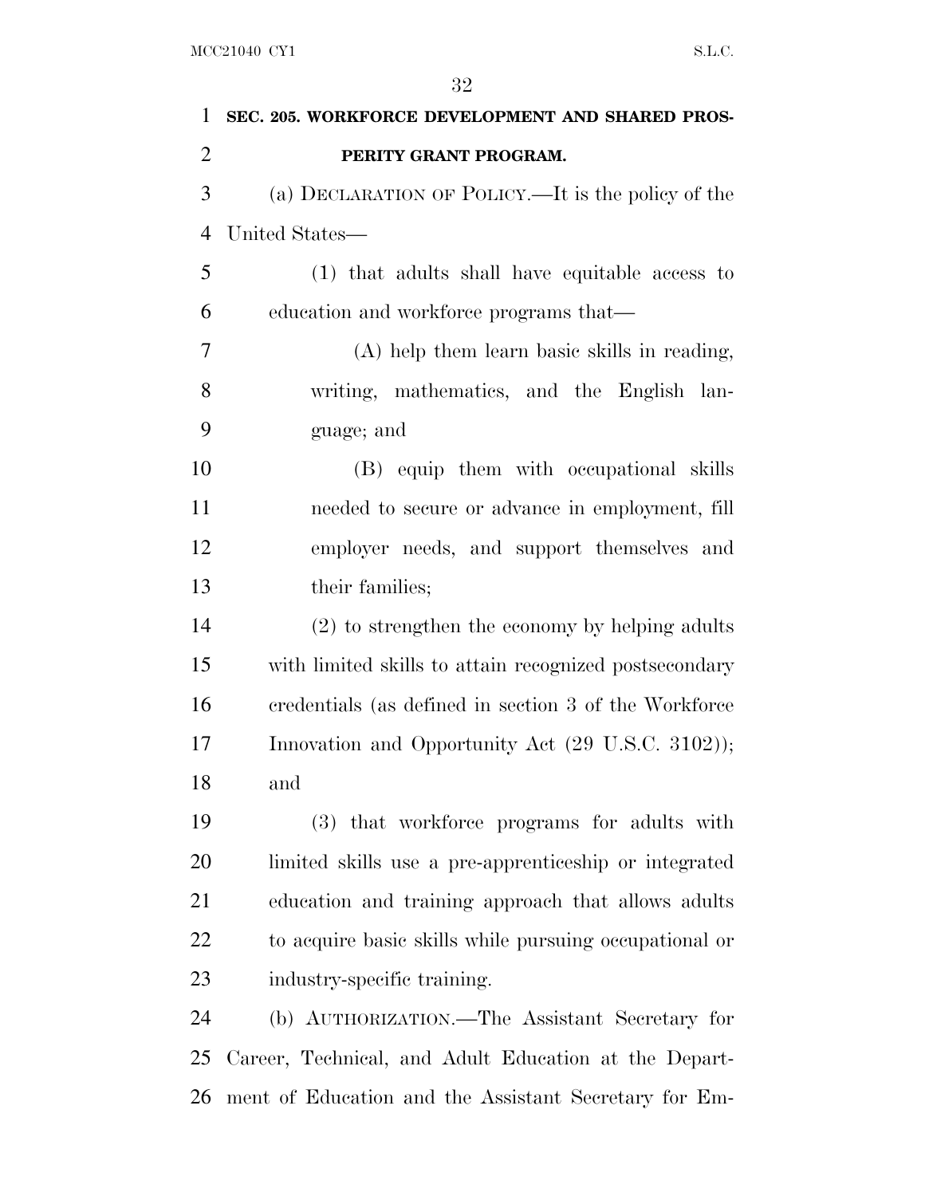**SEC. 205. WORKFORCE DEVELOPMENT AND SHARED PROSPERITY GRANT PROGRAM.**

(a) DECLARATION OF POLICY.—It is the policy of the United States—

(1) that adults shall have equitable access to education and workforce programs that—

(A) help them learn basic skills in reading, writing, mathematics, and the English language; and

(B) equip them with occupational skills needed to secure or advance in employment, fill employer needs, and support themselves and their families;

(2) to strengthen the economy by helping adults with limited skills to attain recognized postsecondary credentials (as defined in section 3 of the Workforce Innovation and Opportunity Act (29 U.S.C. 3102)); and

(3) that workforce programs for adults with limited skills use a pre-apprenticeship or integrated education and training approach that allows adults to acquire basic skills while pursuing occupational or industry-specific training.

(b) AUTHORIZATION.—The Assistant Secretary for Career, Technical, and Adult Education at the Department of Education and the Assistant Secretary for Em-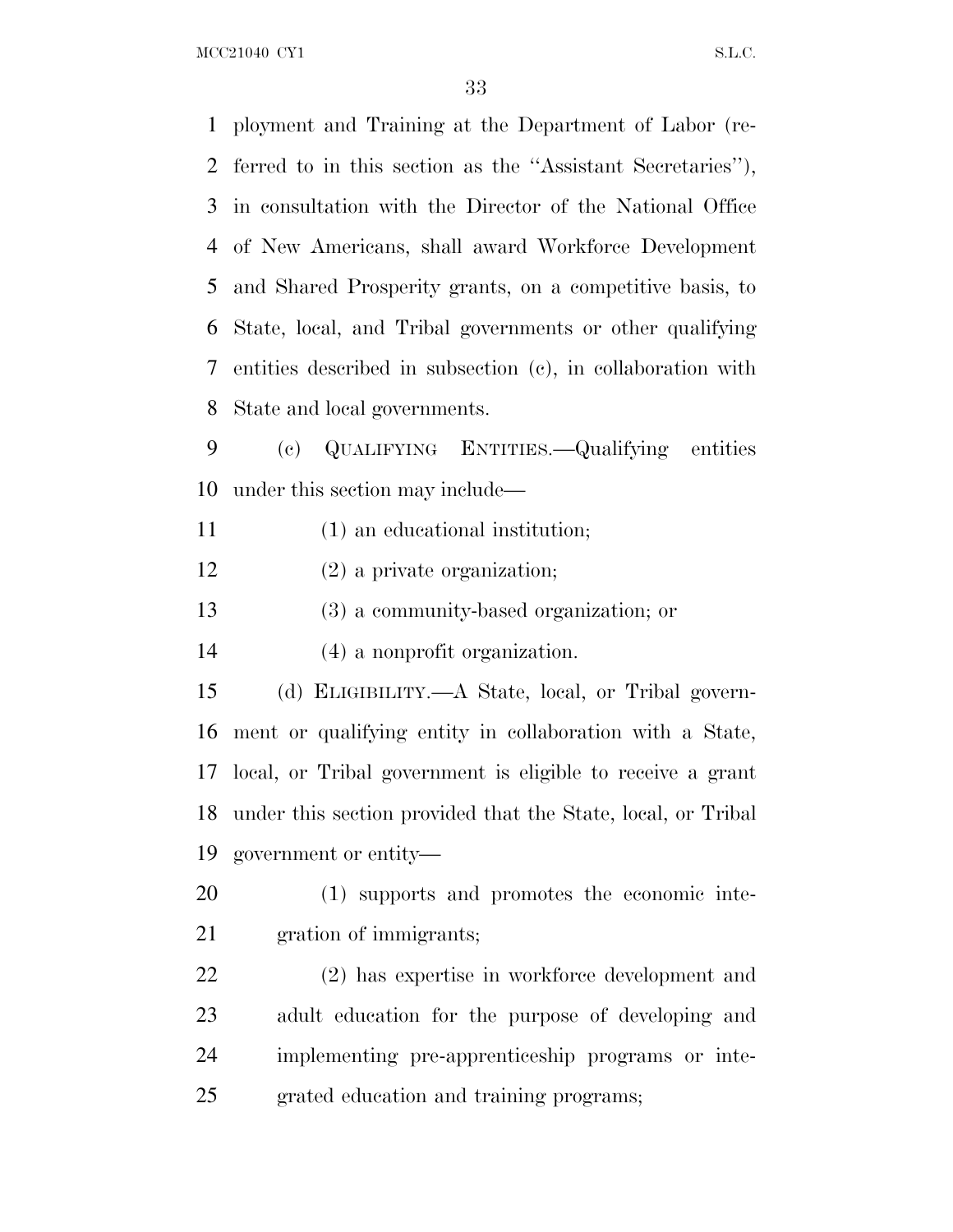ployment and Training at the Department of Labor (referred to in this section as the ''Assistant Secretaries''), in consultation with the Director of the National Office of New Americans, shall award Workforce Development and Shared Prosperity grants, on a competitive basis, to State, local, and Tribal governments or other qualifying entities described in subsection (c), in collaboration with State and local governments.

(c) QUALIFYING ENTITIES.—Qualifying entities under this section may include—

(1) an educational institution;

(2) a private organization;

(3) a community-based organization; or

(4) a nonprofit organization.

(d) ELIGIBILITY.—A State, local, or Tribal government or qualifying entity in collaboration with a State, local, or Tribal government is eligible to receive a grant under this section provided that the State, local, or Tribal government or entity—

(1) supports and promotes the economic integration of immigrants;

(2) has expertise in workforce development and adult education for the purpose of developing and implementing pre-apprenticeship programs or integrated education and training programs;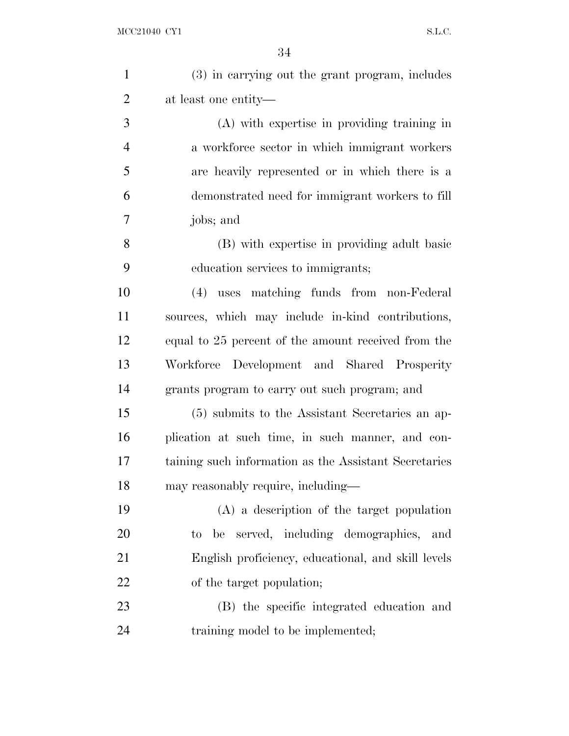(3) in carrying out the grant program, includes at least one entity—

(A) with expertise in providing training in a workforce sector in which immigrant workers are heavily represented or in which there is a demonstrated need for immigrant workers to fill jobs; and

(B) with expertise in providing adult basic education services to immigrants;

(4) uses matching funds from non-Federal sources, which may include in-kind contributions, equal to 25 percent of the amount received from the Workforce Development and Shared Prosperity grants program to carry out such program; and

(5) submits to the Assistant Secretaries an application at such time, in such manner, and containing such information as the Assistant Secretaries may reasonably require, including—

(A) a description of the target population to be served, including demographics, and English proficiency, educational, and skill levels of the target population;

(B) the specific integrated education and training model to be implemented;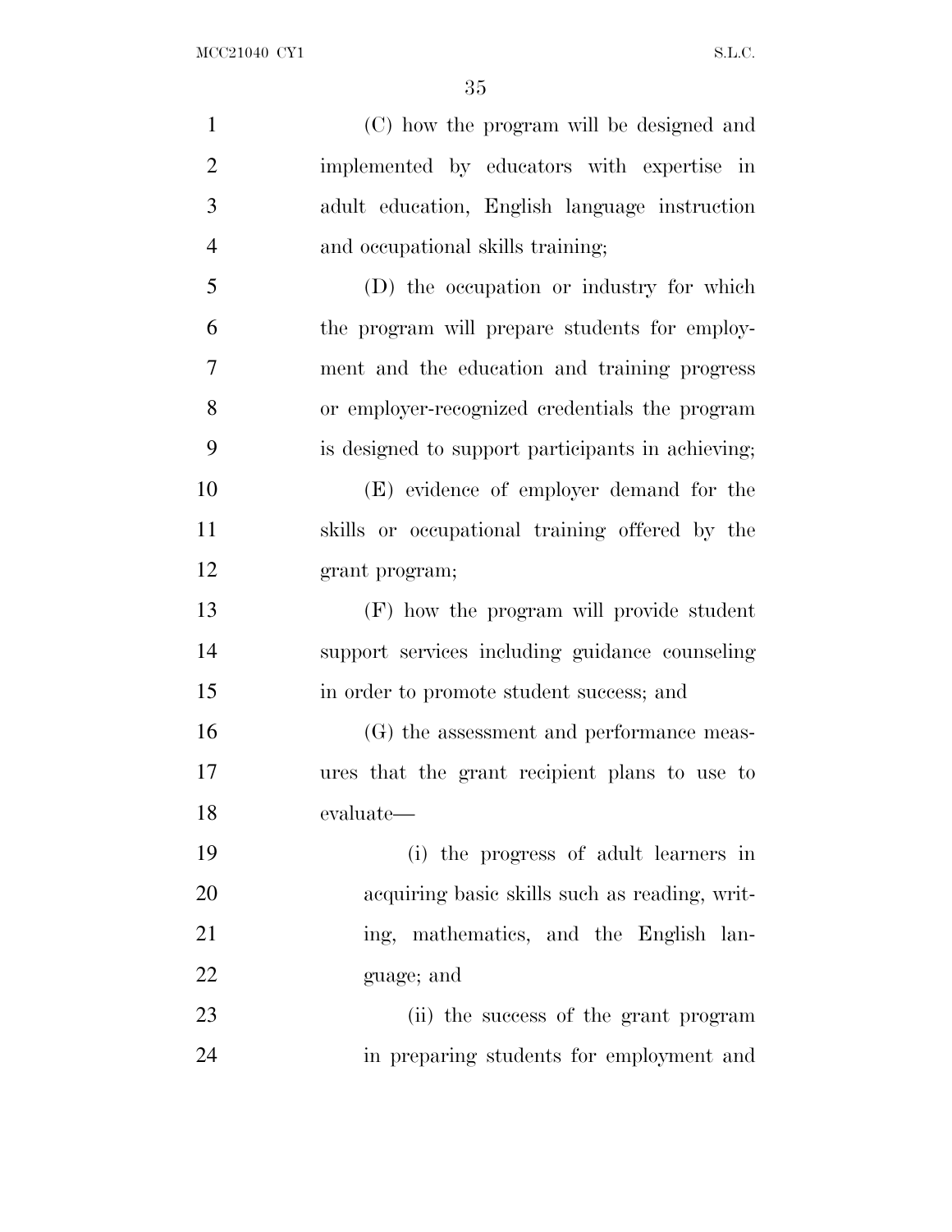(C) how the program will be designed and implemented by educators with expertise in adult education, English language instruction and occupational skills training;

(D) the occupation or industry for which the program will prepare students for employment and the education and training progress or employer-recognized credentials the program is designed to support participants in achieving;

(E) evidence of employer demand for the skills or occupational training offered by the grant program;

(F) how the program will provide student support services including guidance counseling in order to promote student success; and

(G) the assessment and performance measures that the grant recipient plans to use to evaluate—

(i) the progress of adult learners in acquiring basic skills such as reading, writing, mathematics, and the English language; and

(ii) the success of the grant program in preparing students for employment and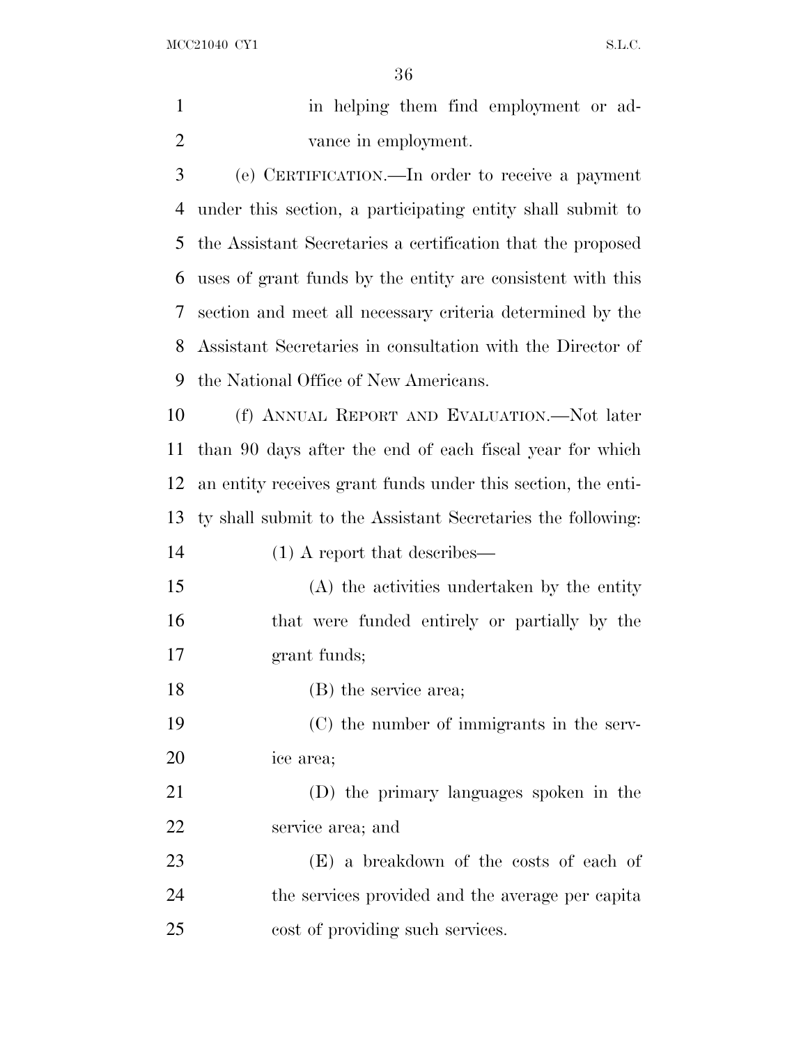in helping them find employment or advance in employment.

(e) CERTIFICATION.—In order to receive a payment under this section, a participating entity shall submit to the Assistant Secretaries a certification that the proposed uses of grant funds by the entity are consistent with this section and meet all necessary criteria determined by the Assistant Secretaries in consultation with the Director of the National Office of New Americans.

(f) ANNUAL REPORT AND EVALUATION.—Not later than 90 days after the end of each fiscal year for which an entity receives grant funds under this section, the entity shall submit to the Assistant Secretaries the following:

(1) A report that describes—

(A) the activities undertaken by the entity that were funded entirely or partially by the grant funds;

(B) the service area;

(C) the number of immigrants in the service area;

(D) the primary languages spoken in the service area; and

(E) a breakdown of the costs of each of the services provided and the average per capita cost of providing such services.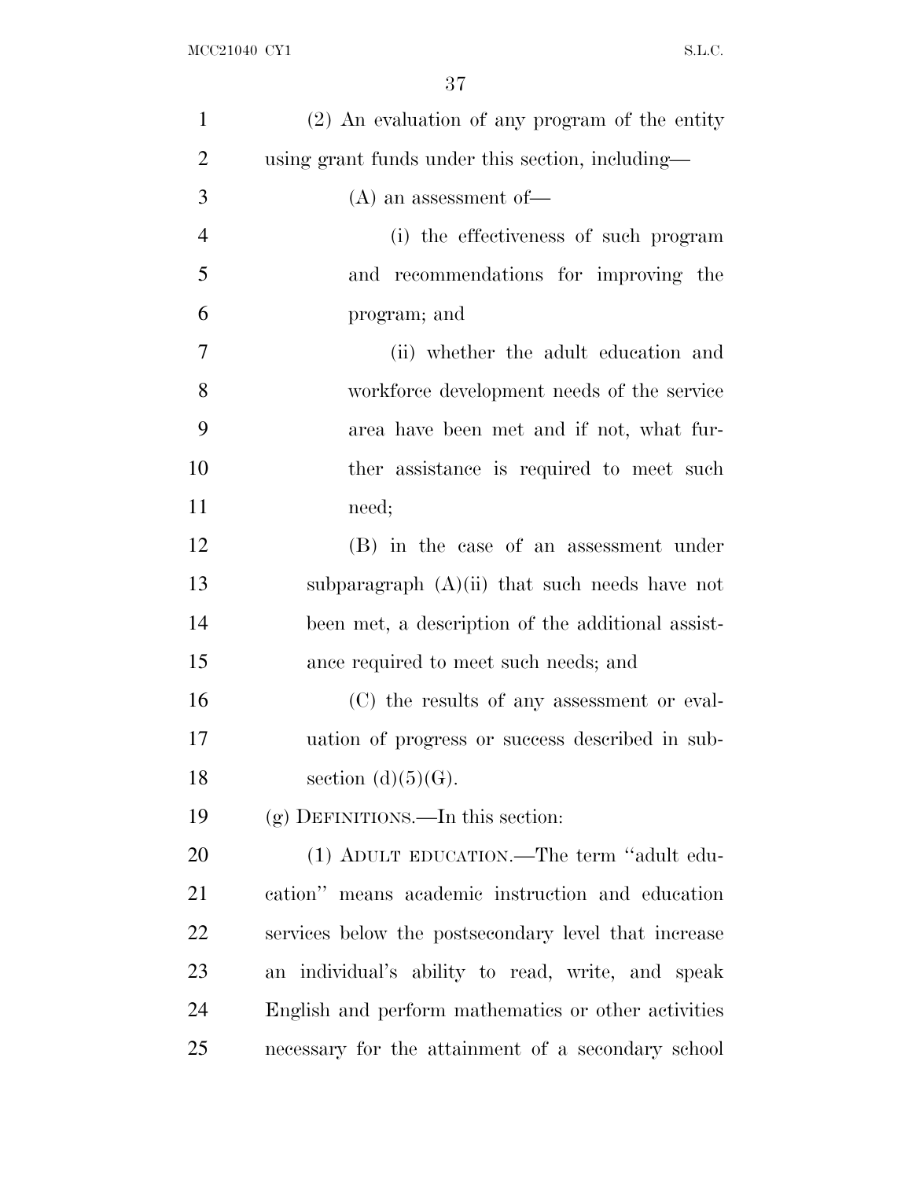(2) An evaluation of any program of the entity using grant funds under this section, including—

(A) an assessment of—

(i) the effectiveness of such program and recommendations for improving the program; and

(ii) whether the adult education and workforce development needs of the service area have been met and if not, what further assistance is required to meet such need;

(B) in the case of an assessment under subparagraph (A)(ii) that such needs have not been met, a description of the additional assistance required to meet such needs; and

(C) the results of any assessment or evaluation of progress or success described in subsection (d)(5)(G).

(g) DEFINITIONS.—In this section:

(1) ADULT EDUCATION.—The term "adult education" means academic instruction and education services below the postsecondary level that increase an individual's ability to read, write, and speak English and perform mathematics or other activities necessary for the attainment of a secondary school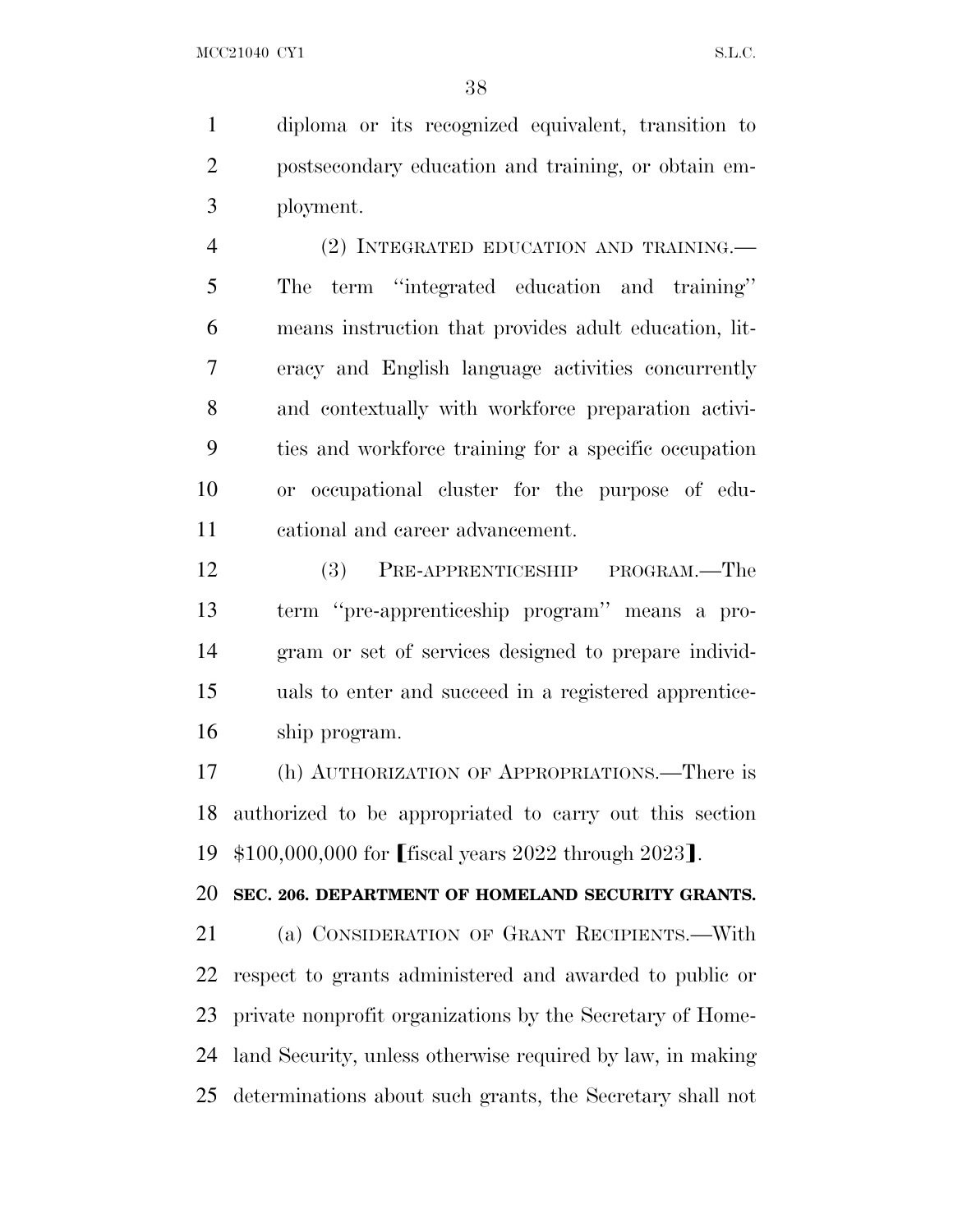diploma or its recognized equivalent, transition to postsecondary education and training, or obtain employment.

(2) INTEGRATED EDUCATION AND TRAINING.—The term ''integrated education and training'' means instruction that provides adult education, literacy and English language activities concurrently and contextually with workforce preparation activities and workforce training for a specific occupation or occupational cluster for the purpose of educational and career advancement.

(3) PRE-APPRENTICESHIP PROGRAM.—The term ''pre-apprenticeship program'' means a program or set of services designed to prepare individuals to enter and succeed in a registered apprenticeship program.

(h) AUTHORIZATION OF APPROPRIATIONS.—There is authorized to be appropriated to carry out this section $100,000,000 for ⟦fiscal years 2022 through 2023⟧.

**SEC. 206. DEPARTMENT OF HOMELAND SECURITY GRANTS.**

(a) CONSIDERATION OF GRANT RECIPIENTS.—With respect to grants administered and awarded to public or private nonprofit organizations by the Secretary of Homeland Security, unless otherwise required by law, in making determinations about such grants, the Secretary shall not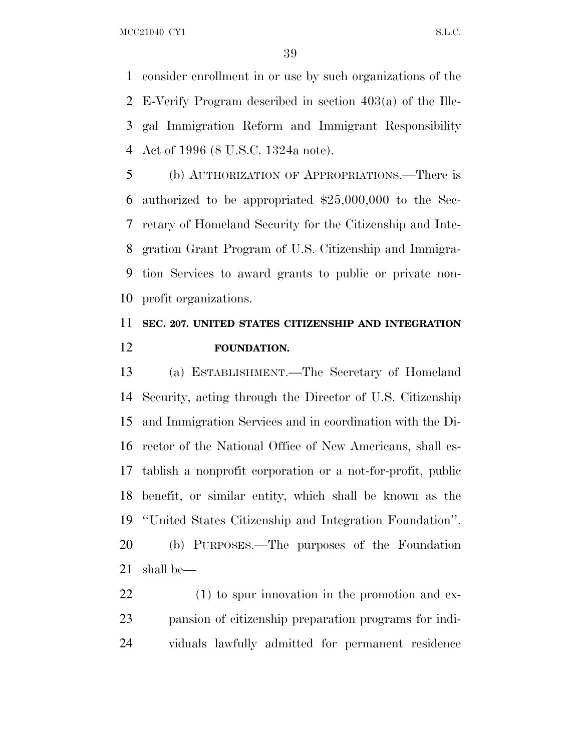consider enrollment in or use by such organizations of the E-Verify Program described in section 403(a) of the Illegal Immigration Reform and Immigrant Responsibility Act of 1996 (8 U.S.C. 1324a note).

(b) AUTHORIZATION OF APPROPRIATIONS.—There is authorized to be appropriated $25,000,000 to the Secretary of Homeland Security for the Citizenship and Integration Grant Program of U.S. Citizenship and Immigration Services to award grants to public or private nonprofit organizations.

## SEC. 207. UNITED STATES CITIZENSHIP AND INTEGRATION FOUNDATION.

(a) ESTABLISHMENT.—The Secretary of Homeland Security, acting through the Director of U.S. Citizenship and Immigration Services and in coordination with the Director of the National Office of New Americans, shall establish a nonprofit corporation or a not-for-profit, public benefit, or similar entity, which shall be known as the "United States Citizenship and Integration Foundation".

(b) PURPOSES.—The purposes of the Foundation shall be—

(1) to spur innovation in the promotion and expansion of citizenship preparation programs for individuals lawfully admitted for permanent residence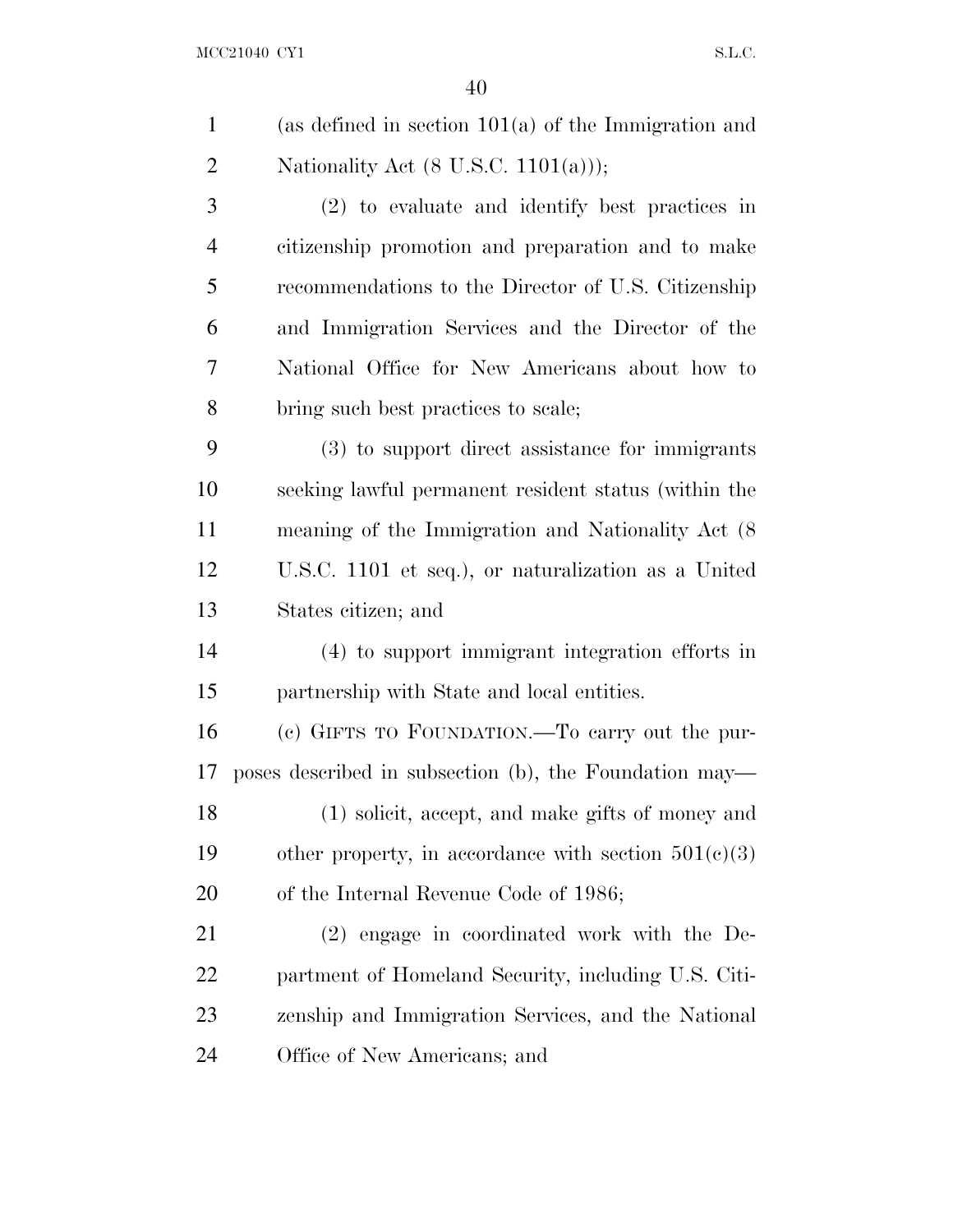(as defined in section 101(a) of the Immigration and Nationality Act (8 U.S.C. 1101(a)));

(2) to evaluate and identify best practices in citizenship promotion and preparation and to make recommendations to the Director of U.S. Citizenship and Immigration Services and the Director of the National Office for New Americans about how to bring such best practices to scale;

(3) to support direct assistance for immigrants seeking lawful permanent resident status (within the meaning of the Immigration and Nationality Act (8 U.S.C. 1101 et seq.), or naturalization as a United States citizen; and

(4) to support immigrant integration efforts in partnership with State and local entities.

(c) GIFTS TO FOUNDATION.—To carry out the purposes described in subsection (b), the Foundation may—

(1) solicit, accept, and make gifts of money and other property, in accordance with section 501(c)(3) of the Internal Revenue Code of 1986;

(2) engage in coordinated work with the Department of Homeland Security, including U.S. Citizenship and Immigration Services, and the National Office of New Americans; and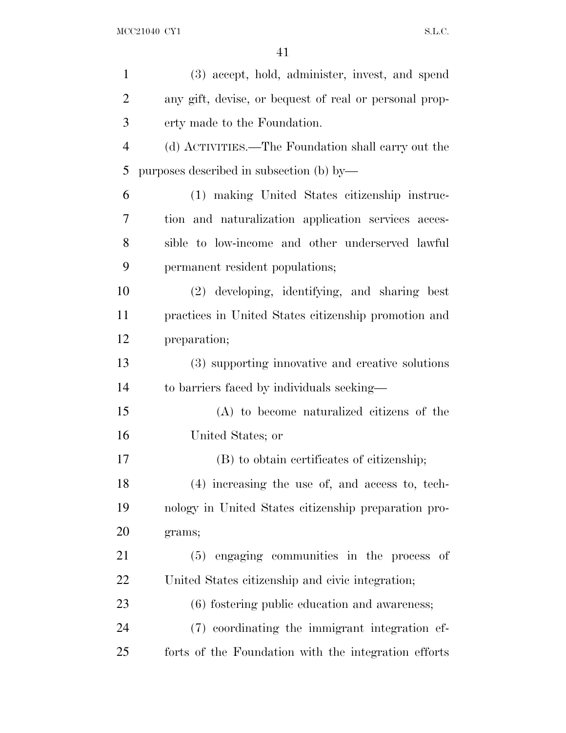(3) accept, hold, administer, invest, and spend any gift, devise, or bequest of real or personal property made to the Foundation.

(d) ACTIVITIES.—The Foundation shall carry out the purposes described in subsection (b) by—

(1) making United States citizenship instruction and naturalization application services accessible to low-income and other underserved lawful permanent resident populations;

(2) developing, identifying, and sharing best practices in United States citizenship promotion and preparation;

(3) supporting innovative and creative solutions to barriers faced by individuals seeking—

(A) to become naturalized citizens of the United States; or

(B) to obtain certificates of citizenship;

(4) increasing the use of, and access to, technology in United States citizenship preparation programs;

(5) engaging communities in the process of United States citizenship and civic integration;

(6) fostering public education and awareness;

(7) coordinating the immigrant integration efforts of the Foundation with the integration efforts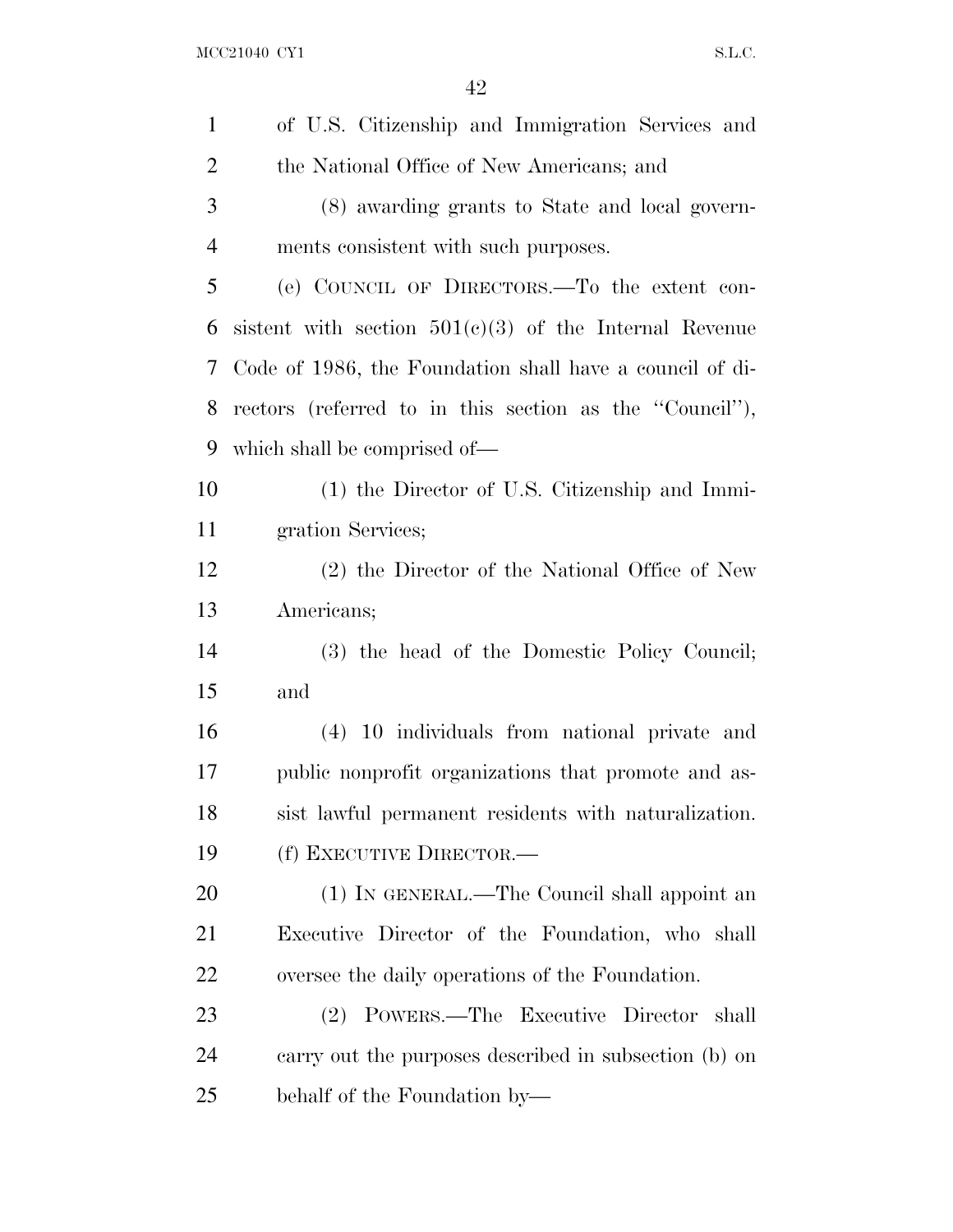of U.S. Citizenship and Immigration Services and the National Office of New Americans; and

(8) awarding grants to State and local governments consistent with such purposes.

(e) COUNCIL OF DIRECTORS.—To the extent consistent with section 501(c)(3) of the Internal Revenue Code of 1986, the Foundation shall have a council of directors (referred to in this section as the ''Council''), which shall be comprised of—

(1) the Director of U.S. Citizenship and Immigration Services;

(2) the Director of the National Office of New Americans;

(3) the head of the Domestic Policy Council; and

(4) 10 individuals from national private and public nonprofit organizations that promote and assist lawful permanent residents with naturalization.

(f) EXECUTIVE DIRECTOR.—

(1) IN GENERAL.—The Council shall appoint an Executive Director of the Foundation, who shall oversee the daily operations of the Foundation.

(2) POWERS.—The Executive Director shall carry out the purposes described in subsection (b) on behalf of the Foundation by—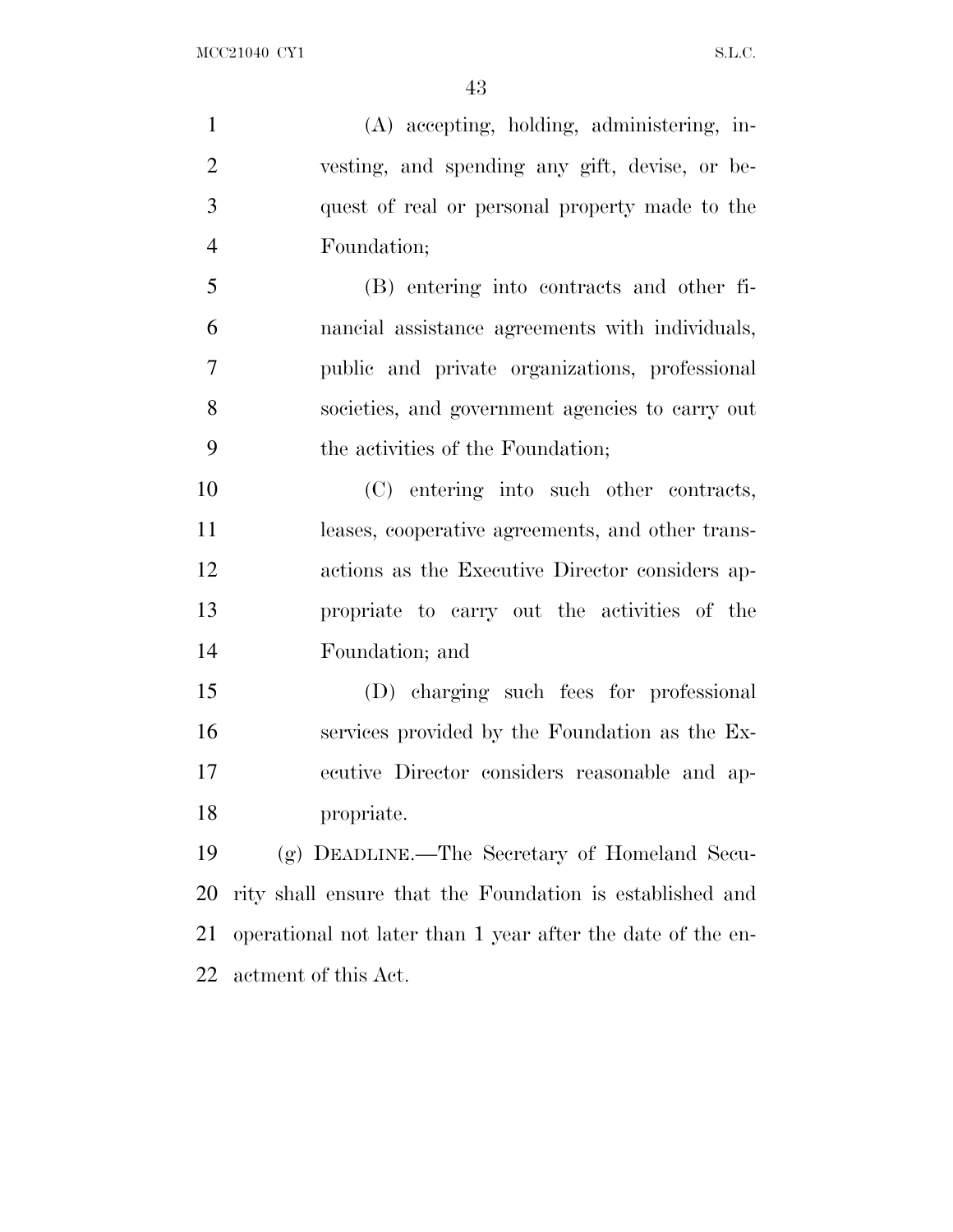(A) accepting, holding, administering, investing, and spending any gift, devise, or bequest of real or personal property made to the Foundation;

(B) entering into contracts and other financial assistance agreements with individuals, public and private organizations, professional societies, and government agencies to carry out the activities of the Foundation;

(C) entering into such other contracts, leases, cooperative agreements, and other transactions as the Executive Director considers appropriate to carry out the activities of the Foundation; and

(D) charging such fees for professional services provided by the Foundation as the Executive Director considers reasonable and appropriate.

(g) DEADLINE.—The Secretary of Homeland Security shall ensure that the Foundation is established and operational not later than 1 year after the date of the enactment of this Act.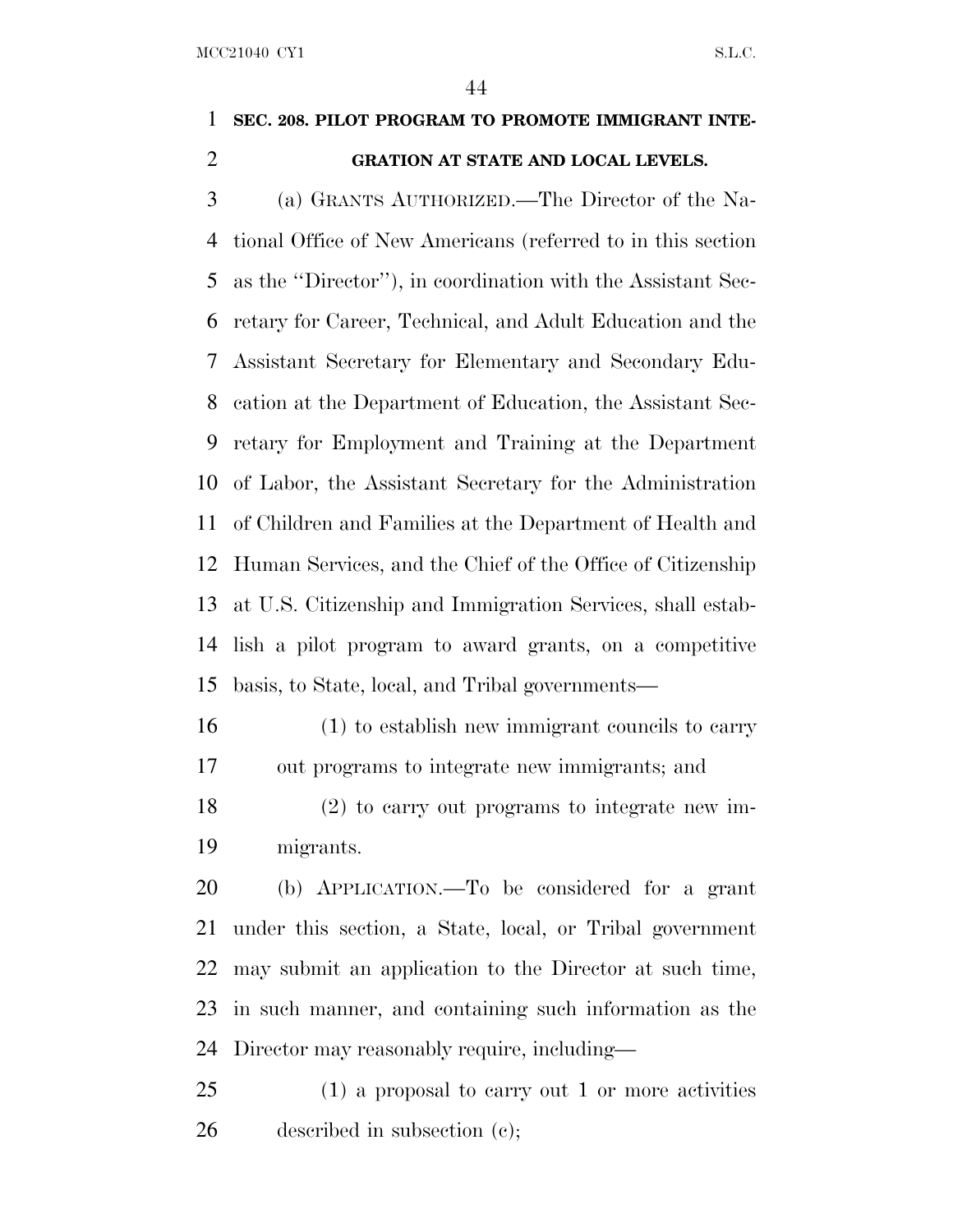**SEC. 208. PILOT PROGRAM TO PROMOTE IMMIGRANT INTEGRATION AT STATE AND LOCAL LEVELS.**

(a) GRANTS AUTHORIZED.—The Director of the National Office of New Americans (referred to in this section as the ''Director''), in coordination with the Assistant Secretary for Career, Technical, and Adult Education and the Assistant Secretary for Elementary and Secondary Education at the Department of Education, the Assistant Secretary for Employment and Training at the Department of Labor, the Assistant Secretary for the Administration of Children and Families at the Department of Health and Human Services, and the Chief of the Office of Citizenship at U.S. Citizenship and Immigration Services, shall establish a pilot program to award grants, on a competitive basis, to State, local, and Tribal governments—

(1) to establish new immigrant councils to carry out programs to integrate new immigrants; and

(2) to carry out programs to integrate new immigrants.

(b) APPLICATION.—To be considered for a grant under this section, a State, local, or Tribal government may submit an application to the Director at such time, in such manner, and containing such information as the Director may reasonably require, including—

(1) a proposal to carry out 1 or more activities described in subsection (c);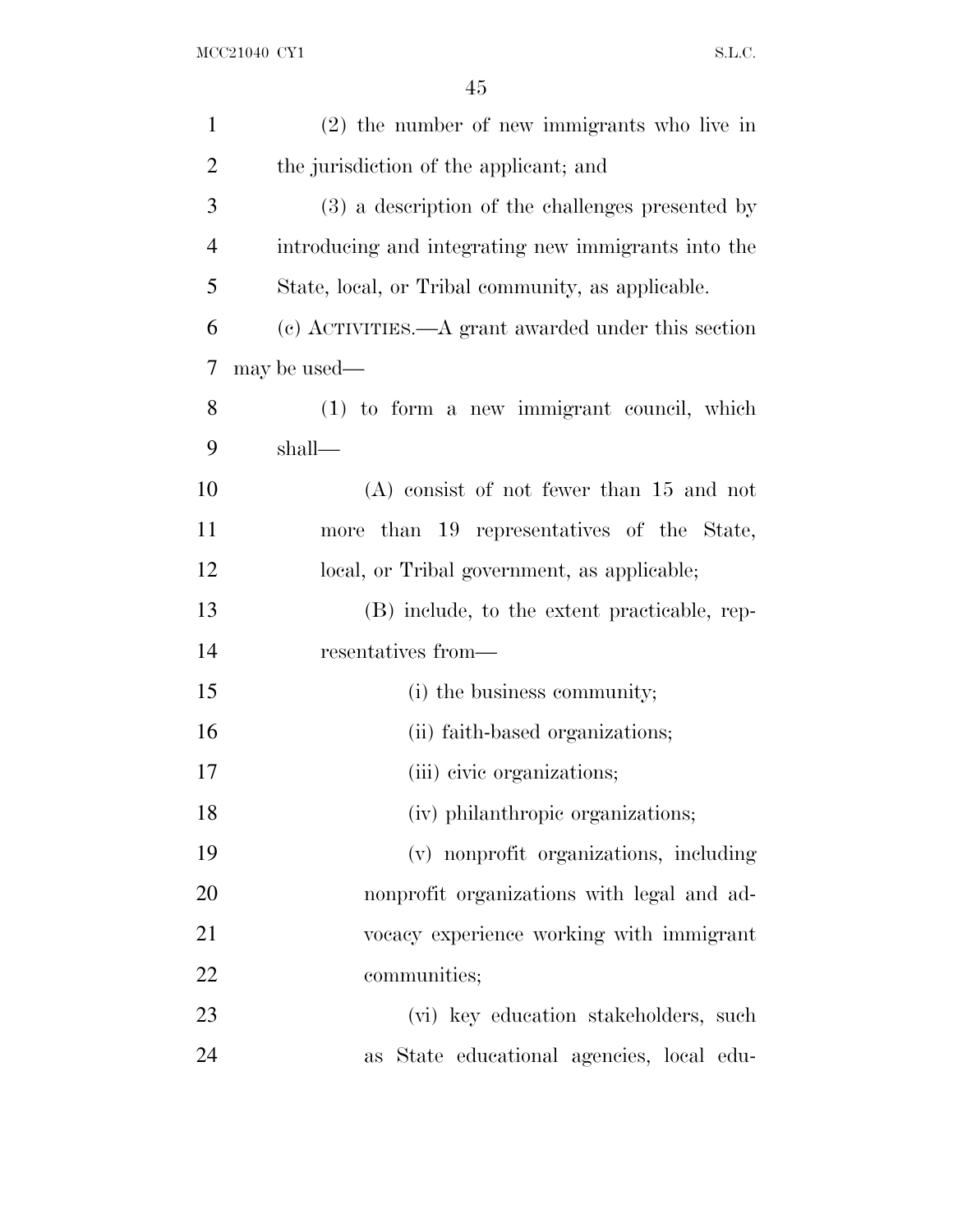(2) the number of new immigrants who live in the jurisdiction of the applicant; and

(3) a description of the challenges presented by introducing and integrating new immigrants into the State, local, or Tribal community, as applicable.

(c) ACTIVITIES.—A grant awarded under this section may be used—

(1) to form a new immigrant council, which shall—

(A) consist of not fewer than 15 and not more than 19 representatives of the State, local, or Tribal government, as applicable;

(B) include, to the extent practicable, representatives from—

(i) the business community;

(ii) faith-based organizations;

(iii) civic organizations;

(iv) philanthropic organizations;

(v) nonprofit organizations, including nonprofit organizations with legal and advocacy experience working with immigrant communities;

(vi) key education stakeholders, such as State educational agencies, local edu-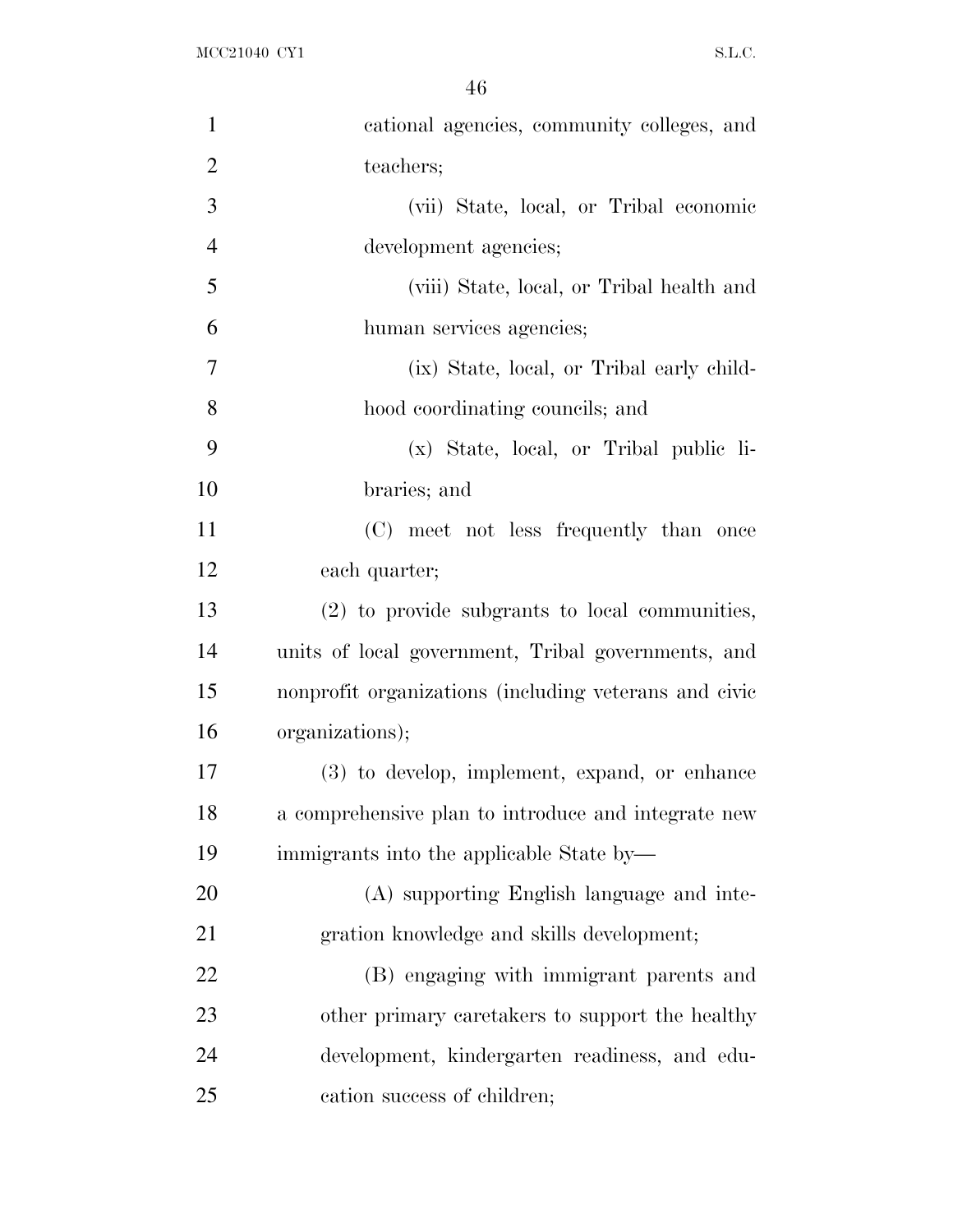cational agencies, community colleges, and teachers;

(vii) State, local, or Tribal economic development agencies;

(viii) State, local, or Tribal health and human services agencies;

(ix) State, local, or Tribal early childhood coordinating councils; and

(x) State, local, or Tribal public libraries; and

(C) meet not less frequently than once each quarter;

(2) to provide subgrants to local communities, units of local government, Tribal governments, and nonprofit organizations (including veterans and civic organizations);

(3) to develop, implement, expand, or enhance a comprehensive plan to introduce and integrate new immigrants into the applicable State by—

(A) supporting English language and integration knowledge and skills development;

(B) engaging with immigrant parents and other primary caretakers to support the healthy development, kindergarten readiness, and education success of children;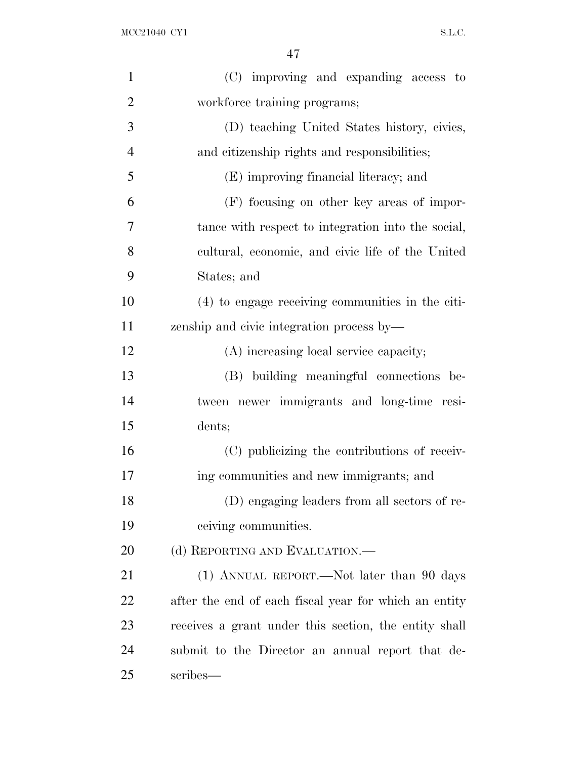(C) improving and expanding access to workforce training programs;

(D) teaching United States history, civics, and citizenship rights and responsibilities;

(E) improving financial literacy; and

(F) focusing on other key areas of importance with respect to integration into the social, cultural, economic, and civic life of the United States; and

(4) to engage receiving communities in the citizenship and civic integration process by—

(A) increasing local service capacity;

(B) building meaningful connections between newer immigrants and long-time residents;

(C) publicizing the contributions of receiving communities and new immigrants; and

(D) engaging leaders from all sectors of receiving communities.

(d) REPORTING AND EVALUATION.—

(1) ANNUAL REPORT.—Not later than 90 days after the end of each fiscal year for which an entity receives a grant under this section, the entity shall submit to the Director an annual report that describes—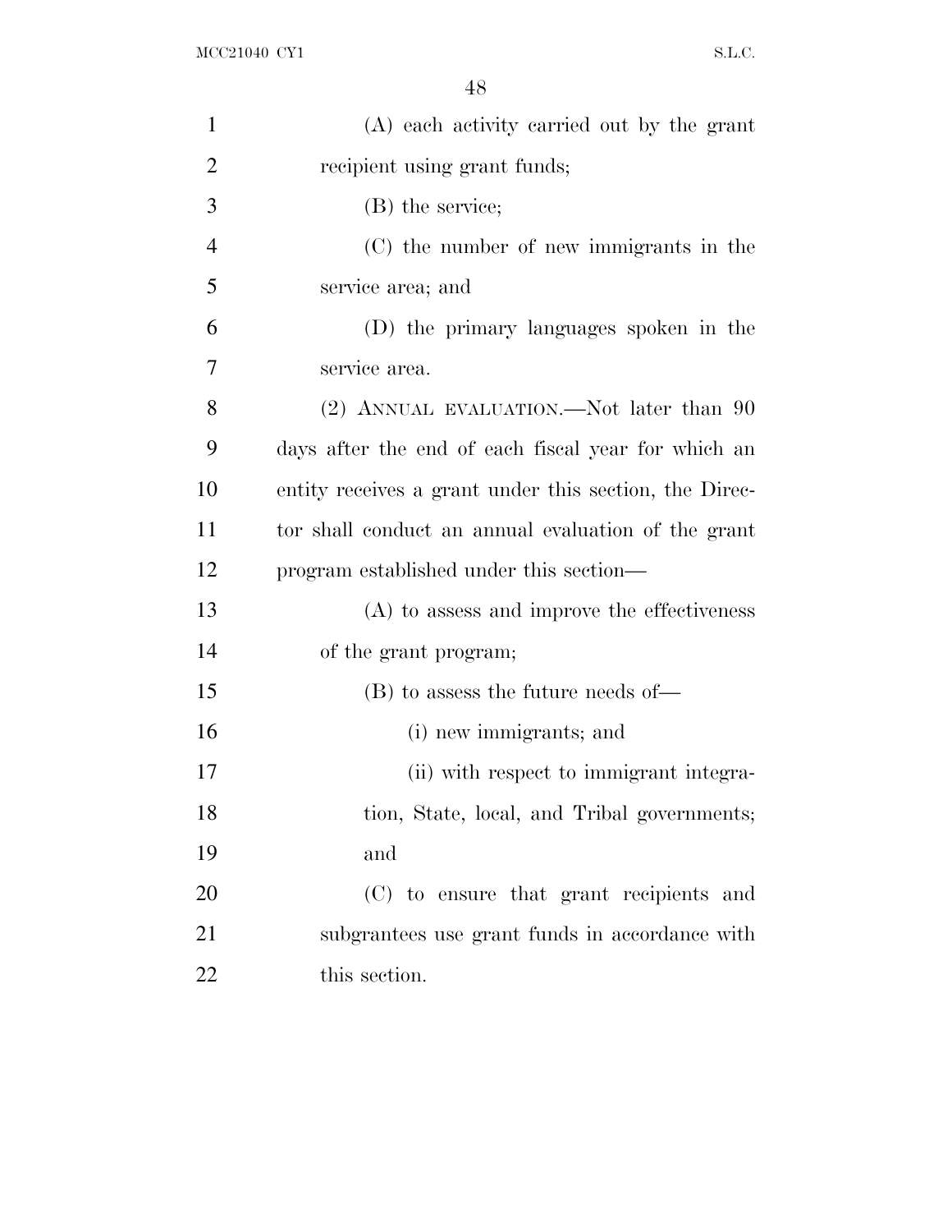(A) each activity carried out by the grant recipient using grant funds;

(B) the service;

(C) the number of new immigrants in the service area; and

(D) the primary languages spoken in the service area.

(2) ANNUAL EVALUATION.—Not later than 90 days after the end of each fiscal year for which an entity receives a grant under this section, the Director shall conduct an annual evaluation of the grant program established under this section—

(A) to assess and improve the effectiveness of the grant program;

(B) to assess the future needs of—

(i) new immigrants; and

(ii) with respect to immigrant integration, State, local, and Tribal governments; and

(C) to ensure that grant recipients and subgrantees use grant funds in accordance with this section.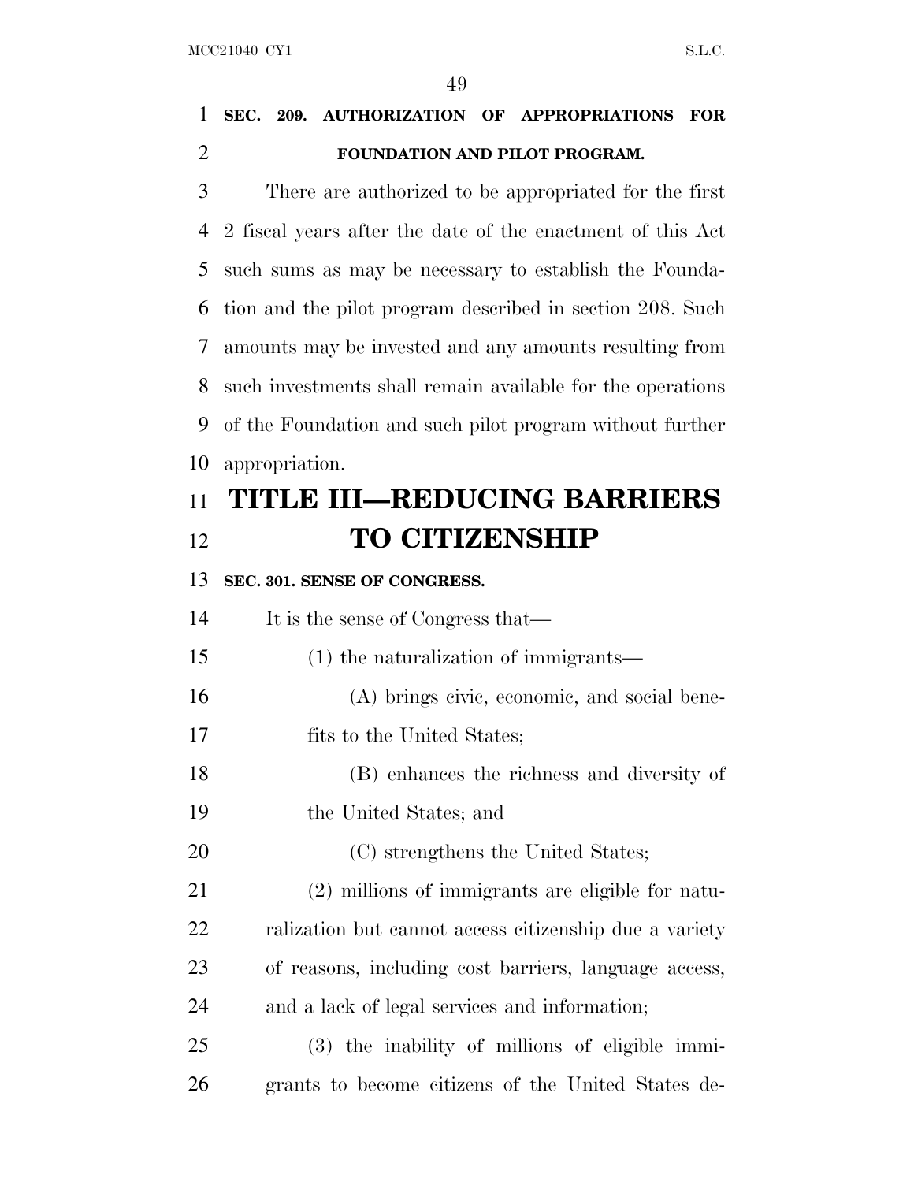**SEC. 209. AUTHORIZATION OF APPROPRIATIONS FOR FOUNDATION AND PILOT PROGRAM.**

There are authorized to be appropriated for the first 2 fiscal years after the date of the enactment of this Act such sums as may be necessary to establish the Foundation and the pilot program described in section 208. Such amounts may be invested and any amounts resulting from such investments shall remain available for the operations of the Foundation and such pilot program without further appropriation.

# TITLE III—REDUCING BARRIERS TO CITIZENSHIP

**SEC. 301. SENSE OF CONGRESS.**

It is the sense of Congress that—

(1) the naturalization of immigrants—

(A) brings civic, economic, and social benefits to the United States;

(B) enhances the richness and diversity of the United States; and

(C) strengthens the United States;

(2) millions of immigrants are eligible for naturalization but cannot access citizenship due a variety of reasons, including cost barriers, language access, and a lack of legal services and information;

(3) the inability of millions of eligible immigrants to become citizens of the United States de-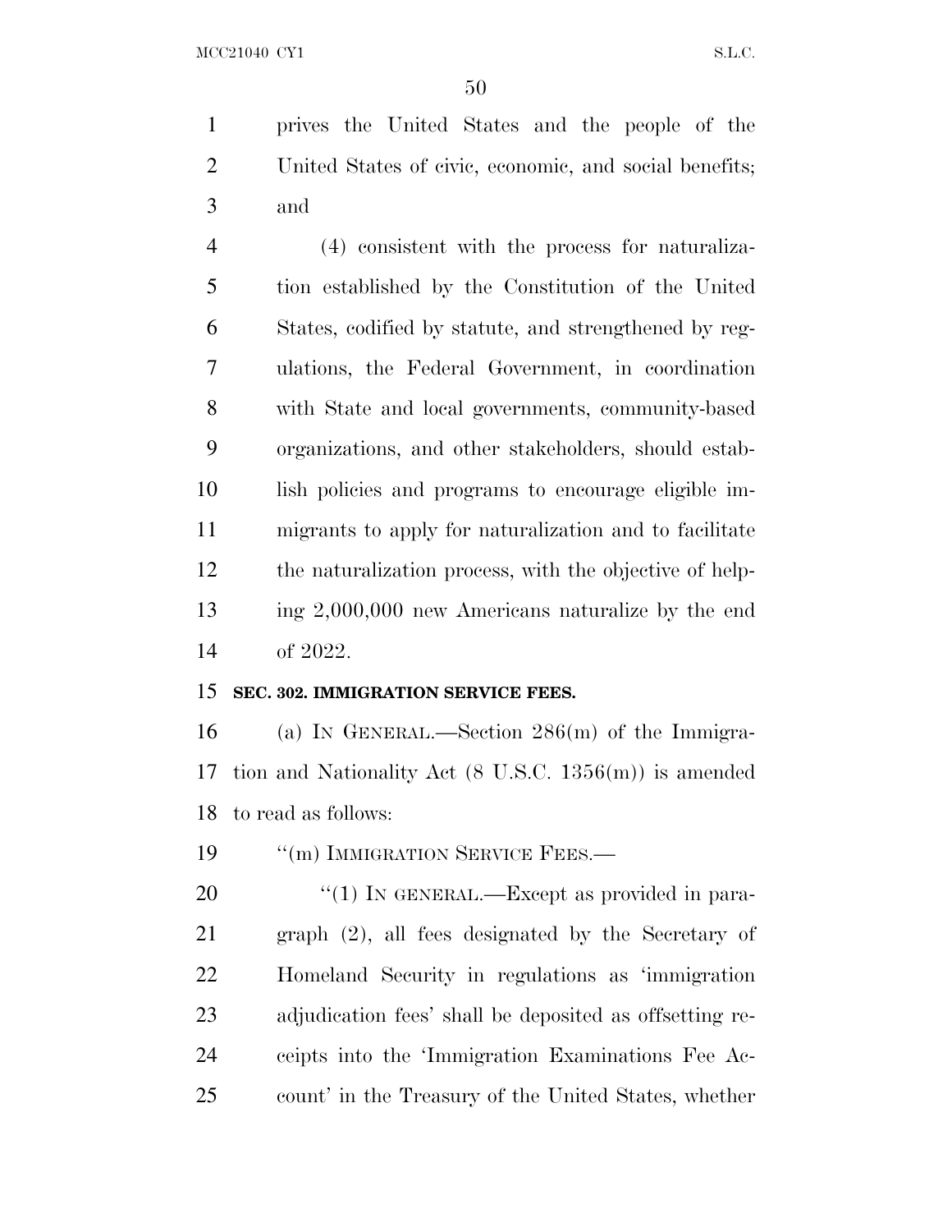prives the United States and the people of the United States of civic, economic, and social benefits; and

(4) consistent with the process for naturalization established by the Constitution of the United States, codified by statute, and strengthened by regulations, the Federal Government, in coordination with State and local governments, community-based organizations, and other stakeholders, should establish policies and programs to encourage eligible immigrants to apply for naturalization and to facilitate the naturalization process, with the objective of helping 2,000,000 new Americans naturalize by the end of 2022.

**SEC. 302. IMMIGRATION SERVICE FEES.**

(a) IN GENERAL.—Section 286(m) of the Immigration and Nationality Act (8 U.S.C. 1356(m)) is amended to read as follows:

''(m) IMMIGRATION SERVICE FEES.—

''(1) IN GENERAL.—Except as provided in paragraph (2), all fees designated by the Secretary of Homeland Security in regulations as 'immigration adjudication fees' shall be deposited as offsetting receipts into the 'Immigration Examinations Fee Account' in the Treasury of the United States, whether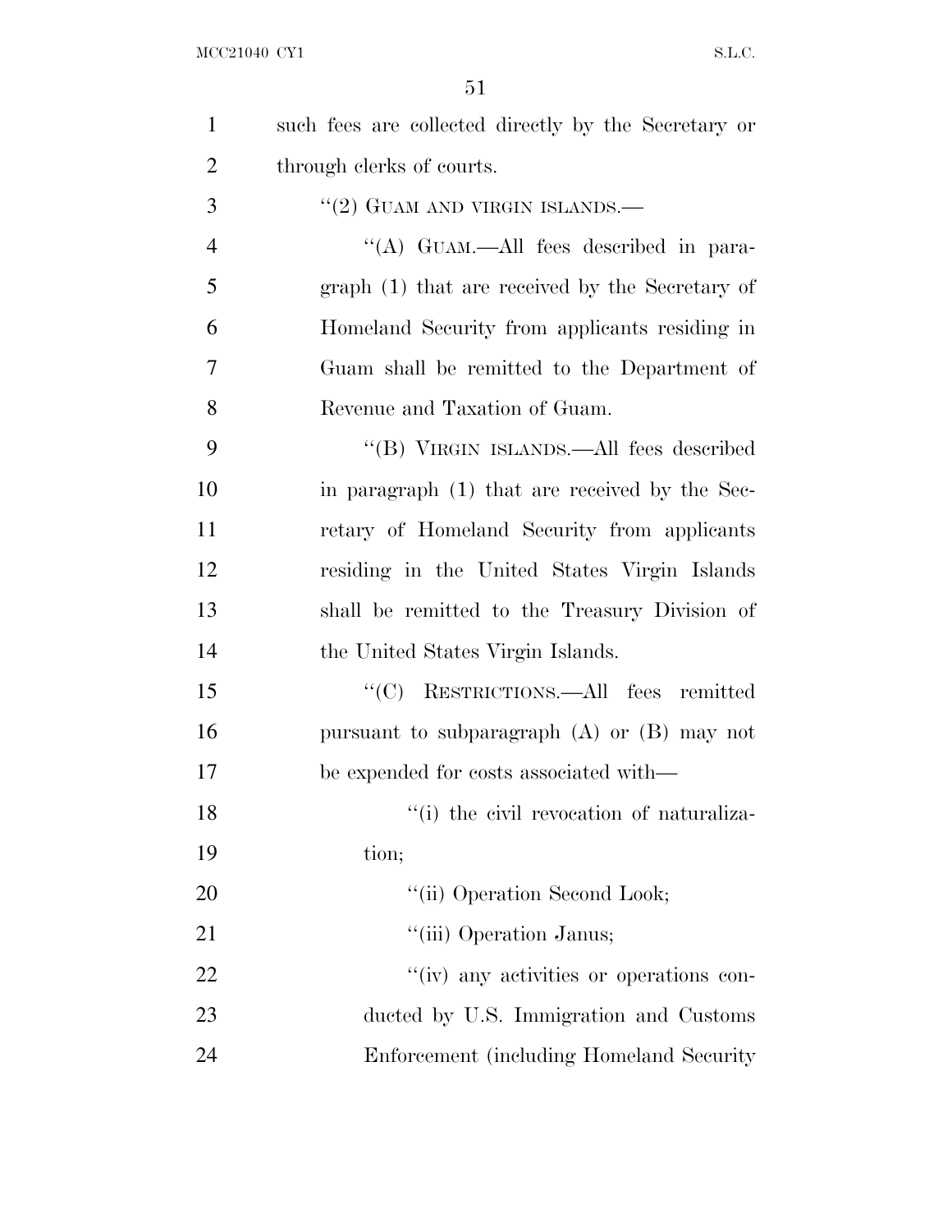such fees are collected directly by the Secretary or through clerks of courts.

"(2) GUAM AND VIRGIN ISLANDS.—

"(A) GUAM.—All fees described in paragraph (1) that are received by the Secretary of Homeland Security from applicants residing in Guam shall be remitted to the Department of Revenue and Taxation of Guam.

"(B) VIRGIN ISLANDS.—All fees described in paragraph (1) that are received by the Secretary of Homeland Security from applicants residing in the United States Virgin Islands shall be remitted to the Treasury Division of the United States Virgin Islands.

"(C) RESTRICTIONS.—All fees remitted pursuant to subparagraph (A) or (B) may not be expended for costs associated with—

"(i) the civil revocation of naturalization;

"(ii) Operation Second Look;

"(iii) Operation Janus;

"(iv) any activities or operations conducted by U.S. Immigration and Customs Enforcement (including Homeland Security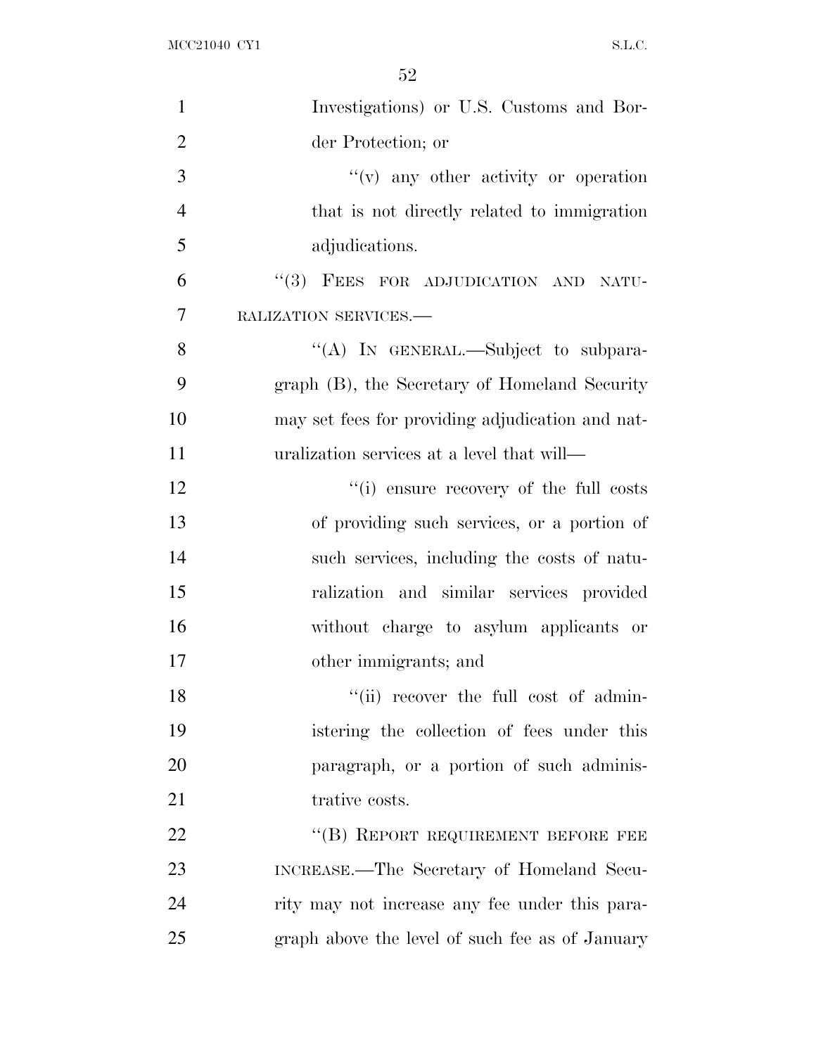Investigations) or U.S. Customs and Border Protection; or

"(v) any other activity or operation that is not directly related to immigration adjudications.

"(3) FEES FOR ADJUDICATION AND NATURALIZATION SERVICES.—

"(A) IN GENERAL.—Subject to subparagraph (B), the Secretary of Homeland Security may set fees for providing adjudication and naturalization services at a level that will—

"(i) ensure recovery of the full costs of providing such services, or a portion of such services, including the costs of naturalization and similar services provided without charge to asylum applicants or other immigrants; and

"(ii) recover the full cost of administering the collection of fees under this paragraph, or a portion of such administrative costs.

"(B) REPORT REQUIREMENT BEFORE FEE INCREASE.—The Secretary of Homeland Security may not increase any fee under this paragraph above the level of such fee as of January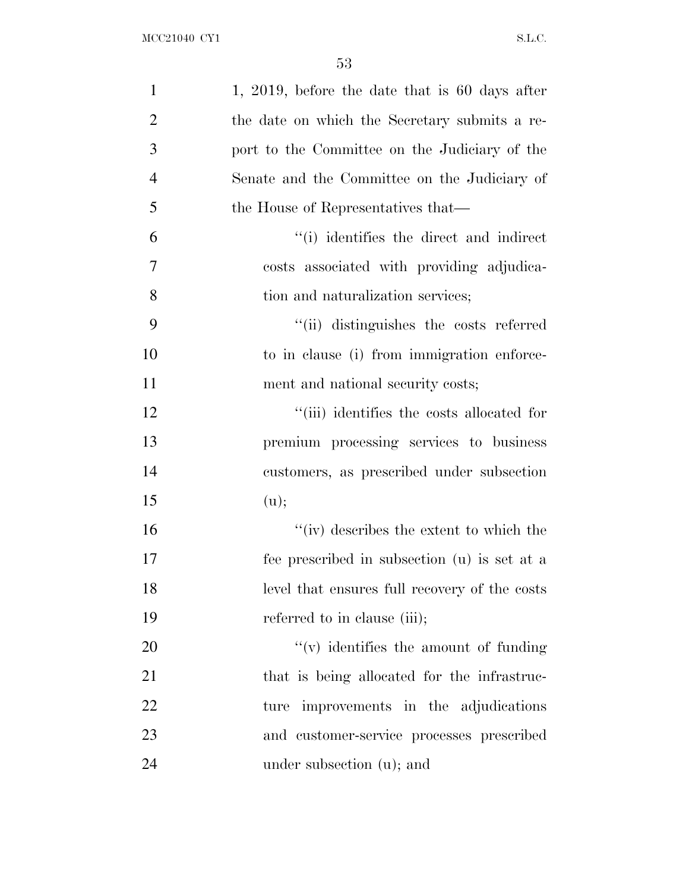1, 2019, before the date that is 60 days after the date on which the Secretary submits a report to the Committee on the Judiciary of the Senate and the Committee on the Judiciary of the House of Representatives that—

''(i) identifies the direct and indirect costs associated with providing adjudication and naturalization services;

''(ii) distinguishes the costs referred to in clause (i) from immigration enforcement and national security costs;

''(iii) identifies the costs allocated for premium processing services to business customers, as prescribed under subsection (u);

''(iv) describes the extent to which the fee prescribed in subsection (u) is set at a level that ensures full recovery of the costs referred to in clause (iii);

''(v) identifies the amount of funding that is being allocated for the infrastructure improvements in the adjudications and customer-service processes prescribed under subsection (u); and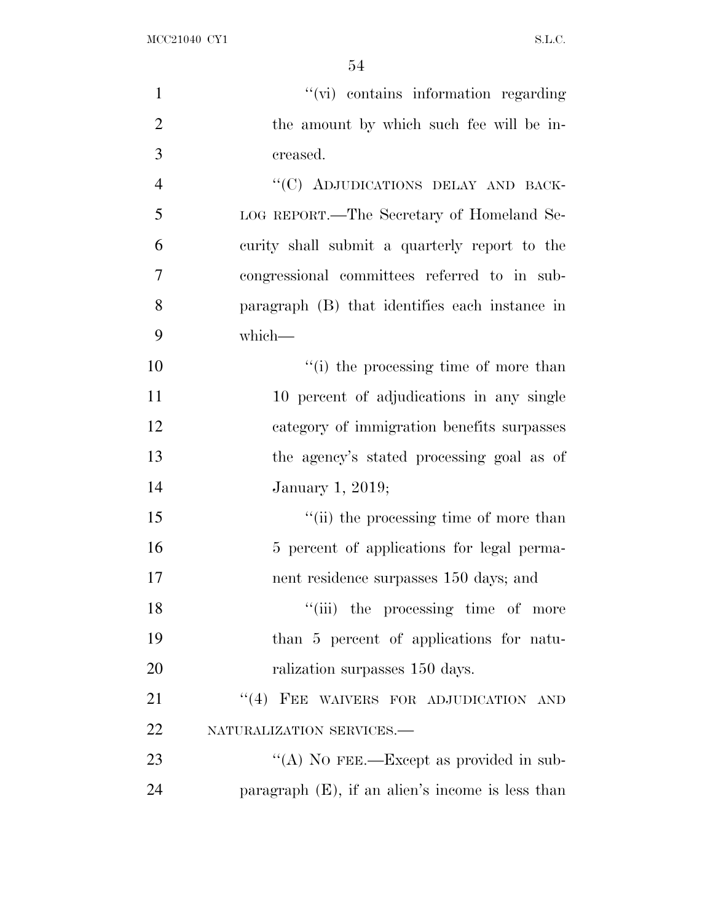"(vi) contains information regarding the amount by which such fee will be increased.

"(C) ADJUDICATIONS DELAY AND BACKLOG REPORT.—The Secretary of Homeland Security shall submit a quarterly report to the congressional committees referred to in subparagraph (B) that identifies each instance in which—

"(i) the processing time of more than 10 percent of adjudications in any single category of immigration benefits surpasses the agency's stated processing goal as of January 1, 2019;

"(ii) the processing time of more than 5 percent of applications for legal permanent residence surpasses 150 days; and

"(iii) the processing time of more than 5 percent of applications for naturalization surpasses 150 days.

"(4) FEE WAIVERS FOR ADJUDICATION AND NATURALIZATION SERVICES.—

"(A) NO FEE.—Except as provided in subparagraph (E), if an alien's income is less than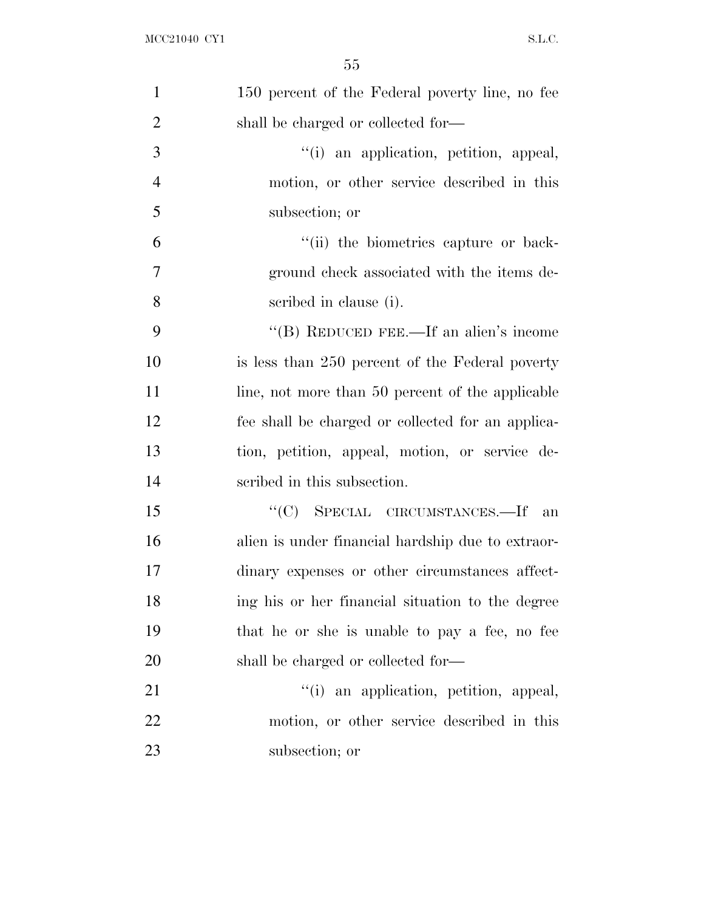150 percent of the Federal poverty line, no fee shall be charged or collected for—

''(i) an application, petition, appeal, motion, or other service described in this subsection; or

''(ii) the biometrics capture or background check associated with the items described in clause (i).

''(B) REDUCED FEE.—If an alien's income is less than 250 percent of the Federal poverty line, not more than 50 percent of the applicable fee shall be charged or collected for an application, petition, appeal, motion, or service described in this subsection.

''(C) SPECIAL CIRCUMSTANCES.—If an alien is under financial hardship due to extraordinary expenses or other circumstances affecting his or her financial situation to the degree that he or she is unable to pay a fee, no fee shall be charged or collected for—

''(i) an application, petition, appeal, motion, or other service described in this subsection; or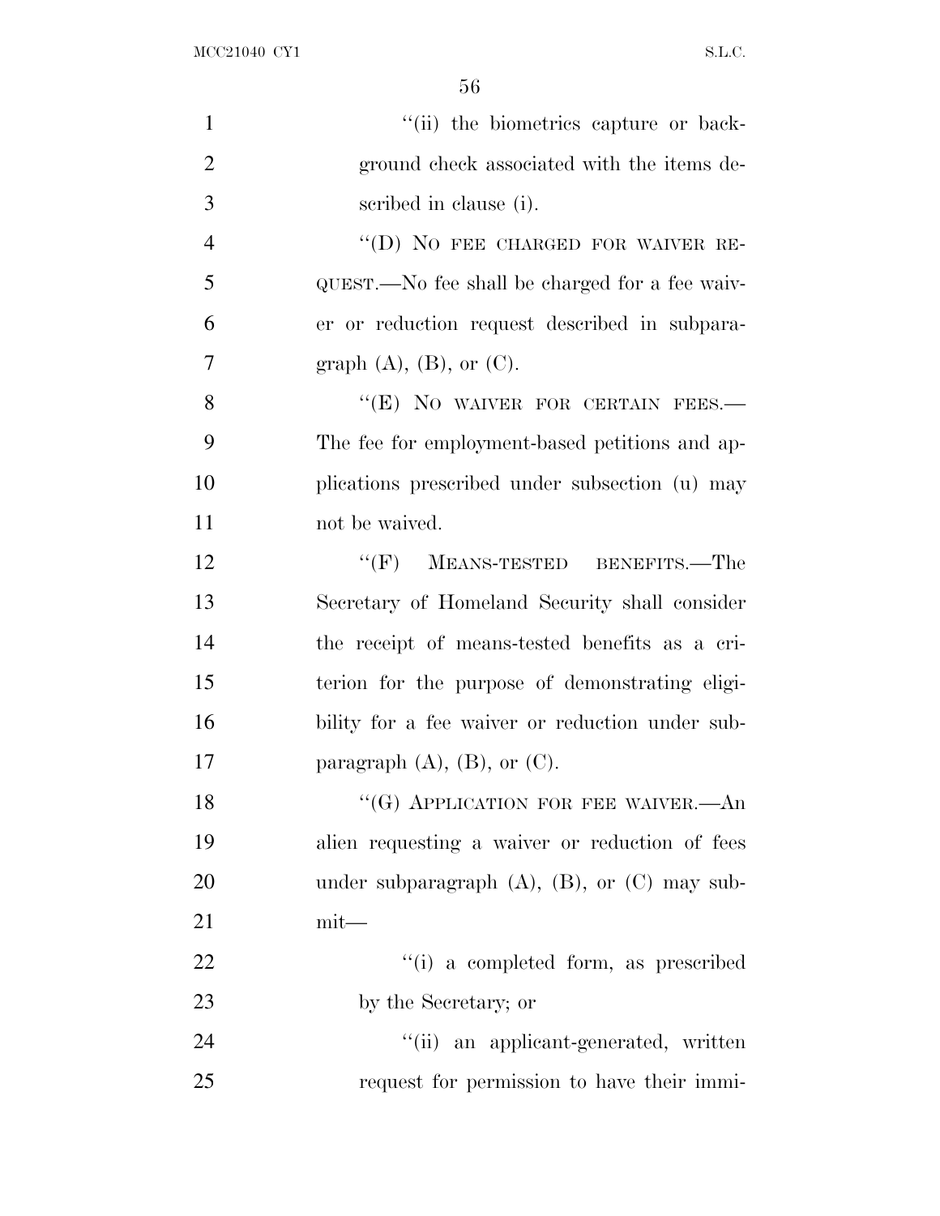"(ii) the biometrics capture or background check associated with the items described in clause (i).

"(D) NO FEE CHARGED FOR WAIVER REQUEST.—No fee shall be charged for a fee waiver or reduction request described in subparagraph (A), (B), or (C).

"(E) NO WAIVER FOR CERTAIN FEES.—The fee for employment-based petitions and applications prescribed under subsection (u) may not be waived.

"(F) MEANS-TESTED BENEFITS.—The Secretary of Homeland Security shall consider the receipt of means-tested benefits as a criterion for the purpose of demonstrating eligibility for a fee waiver or reduction under subparagraph (A), (B), or (C).

"(G) APPLICATION FOR FEE WAIVER.—An alien requesting a waiver or reduction of fees under subparagraph (A), (B), or (C) may submit—

"(i) a completed form, as prescribed by the Secretary; or

"(ii) an applicant-generated, written request for permission to have their immi-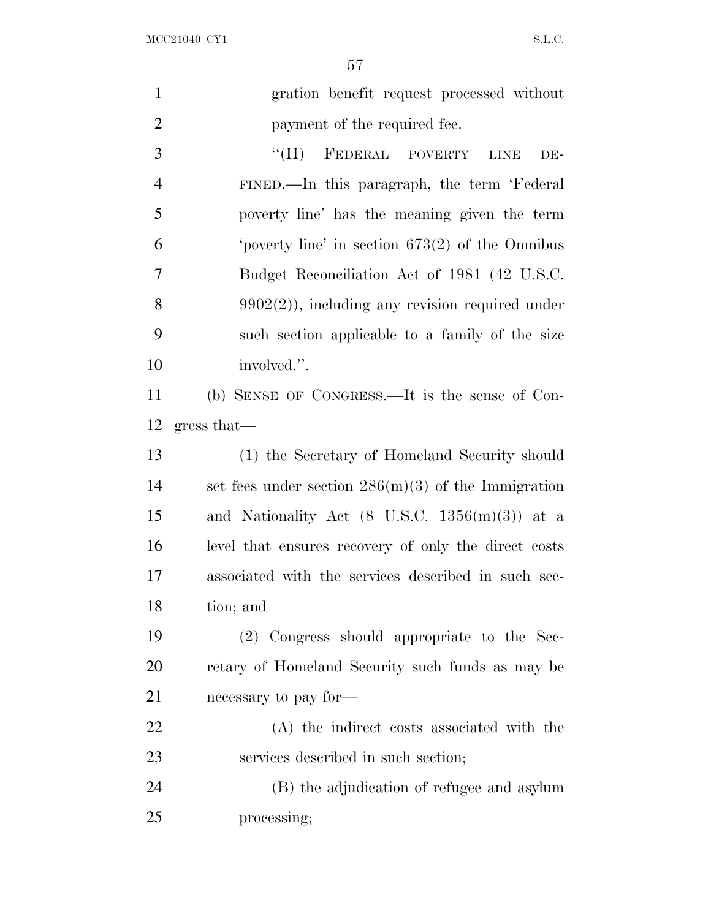gration benefit request processed without payment of the required fee.

"(H) FEDERAL POVERTY LINE DEFINED.—In this paragraph, the term 'Federal poverty line' has the meaning given the term 'poverty line' in section 673(2) of the Omnibus Budget Reconciliation Act of 1981 (42 U.S.C. 9902(2)), including any revision required under such section applicable to a family of the size involved.".

(b) SENSE OF CONGRESS.—It is the sense of Congress that—

(1) the Secretary of Homeland Security should set fees under section 286(m)(3) of the Immigration and Nationality Act (8 U.S.C. 1356(m)(3)) at a level that ensures recovery of only the direct costs associated with the services described in such section; and

(2) Congress should appropriate to the Secretary of Homeland Security such funds as may be necessary to pay for—

(A) the indirect costs associated with the services described in such section;

(B) the adjudication of refugee and asylum processing;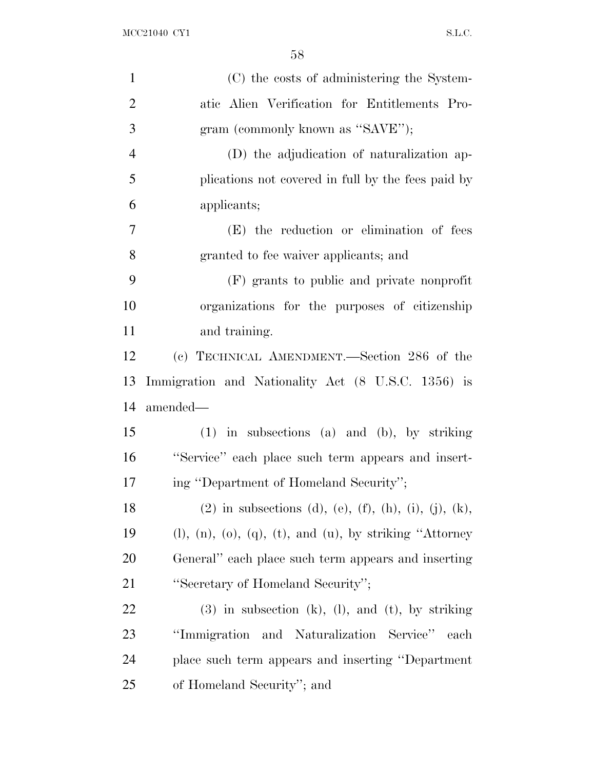(C) the costs of administering the Systematic Alien Verification for Entitlements Program (commonly known as ''SAVE'');

(D) the adjudication of naturalization applications not covered in full by the fees paid by applicants;

(E) the reduction or elimination of fees granted to fee waiver applicants; and

(F) grants to public and private nonprofit organizations for the purposes of citizenship and training.

(c) TECHNICAL AMENDMENT.—Section 286 of the Immigration and Nationality Act (8 U.S.C. 1356) is amended—

(1) in subsections (a) and (b), by striking ''Service'' each place such term appears and inserting ''Department of Homeland Security'';

(2) in subsections (d), (e), (f), (h), (i), (j), (k), (l), (n), (o), (q), (t), and (u), by striking ''Attorney General'' each place such term appears and inserting ''Secretary of Homeland Security'';

(3) in subsection (k), (l), and (t), by striking ''Immigration and Naturalization Service'' each place such term appears and inserting ''Department of Homeland Security''; and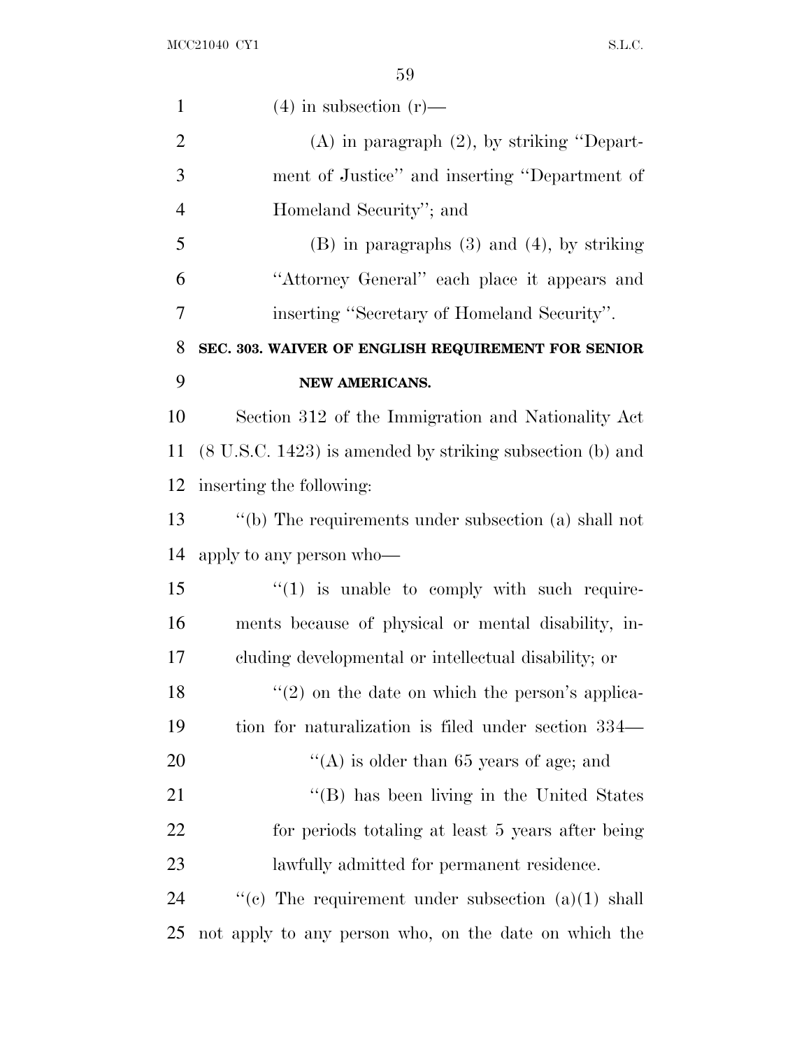(4) in subsection (r)—

(A) in paragraph (2), by striking "Department of Justice" and inserting "Department of Homeland Security"; and

(B) in paragraphs (3) and (4), by striking "Attorney General" each place it appears and inserting "Secretary of Homeland Security".

**SEC. 303. WAIVER OF ENGLISH REQUIREMENT FOR SENIOR NEW AMERICANS.**

Section 312 of the Immigration and Nationality Act (8 U.S.C. 1423) is amended by striking subsection (b) and inserting the following:

"(b) The requirements under subsection (a) shall not apply to any person who—

"(1) is unable to comply with such requirements because of physical or mental disability, including developmental or intellectual disability; or

"(2) on the date on which the person's application for naturalization is filed under section 334—

"(A) is older than 65 years of age; and

"(B) has been living in the United States for periods totaling at least 5 years after being lawfully admitted for permanent residence.

"(c) The requirement under subsection (a)(1) shall not apply to any person who, on the date on which the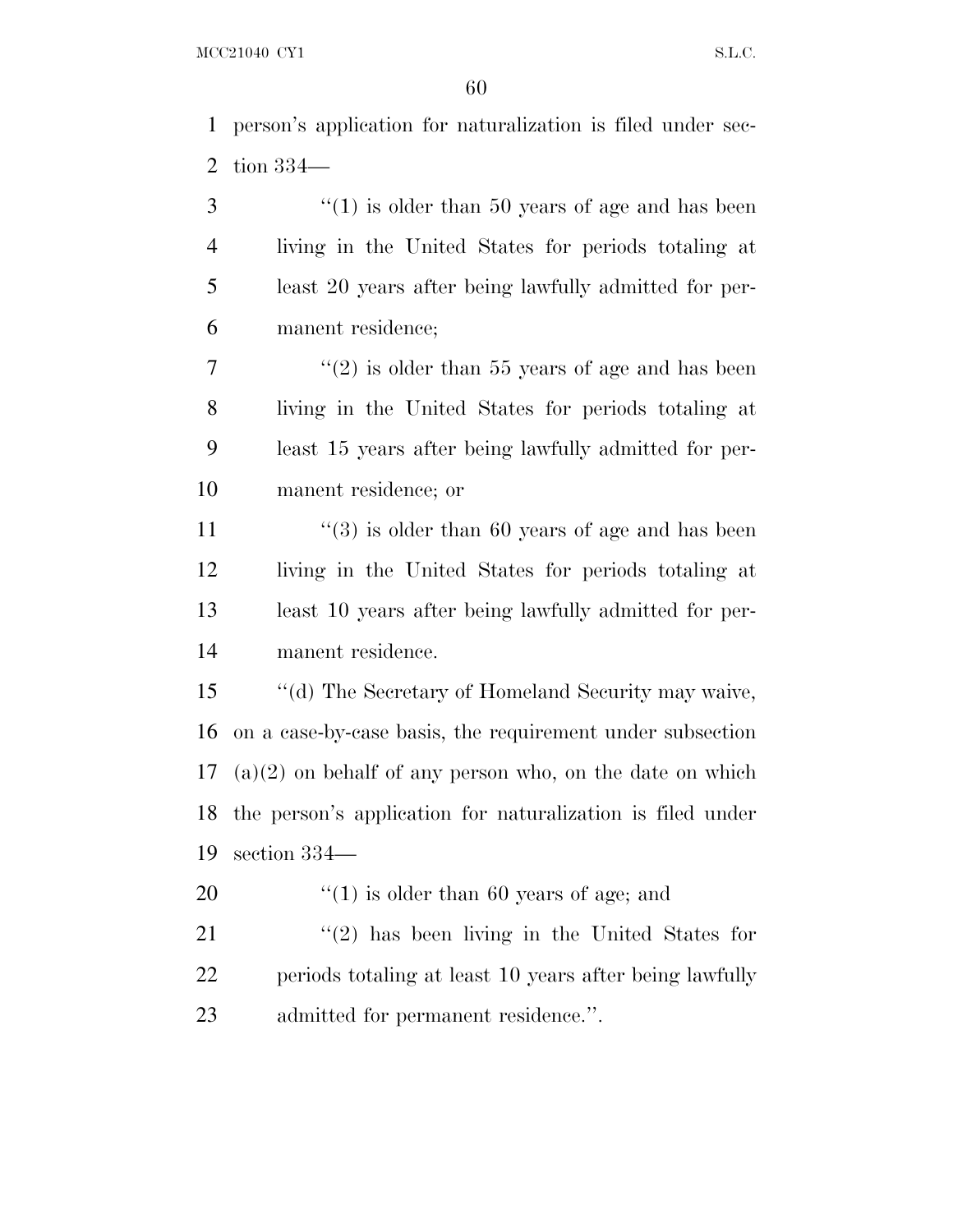person's application for naturalization is filed under section 334—

"(1) is older than 50 years of age and has been living in the United States for periods totaling at least 20 years after being lawfully admitted for permanent residence;

"(2) is older than 55 years of age and has been living in the United States for periods totaling at least 15 years after being lawfully admitted for permanent residence; or

"(3) is older than 60 years of age and has been living in the United States for periods totaling at least 10 years after being lawfully admitted for permanent residence.

"(d) The Secretary of Homeland Security may waive, on a case-by-case basis, the requirement under subsection (a)(2) on behalf of any person who, on the date on which the person's application for naturalization is filed under section 334—

"(1) is older than 60 years of age; and

"(2) has been living in the United States for periods totaling at least 10 years after being lawfully admitted for permanent residence.".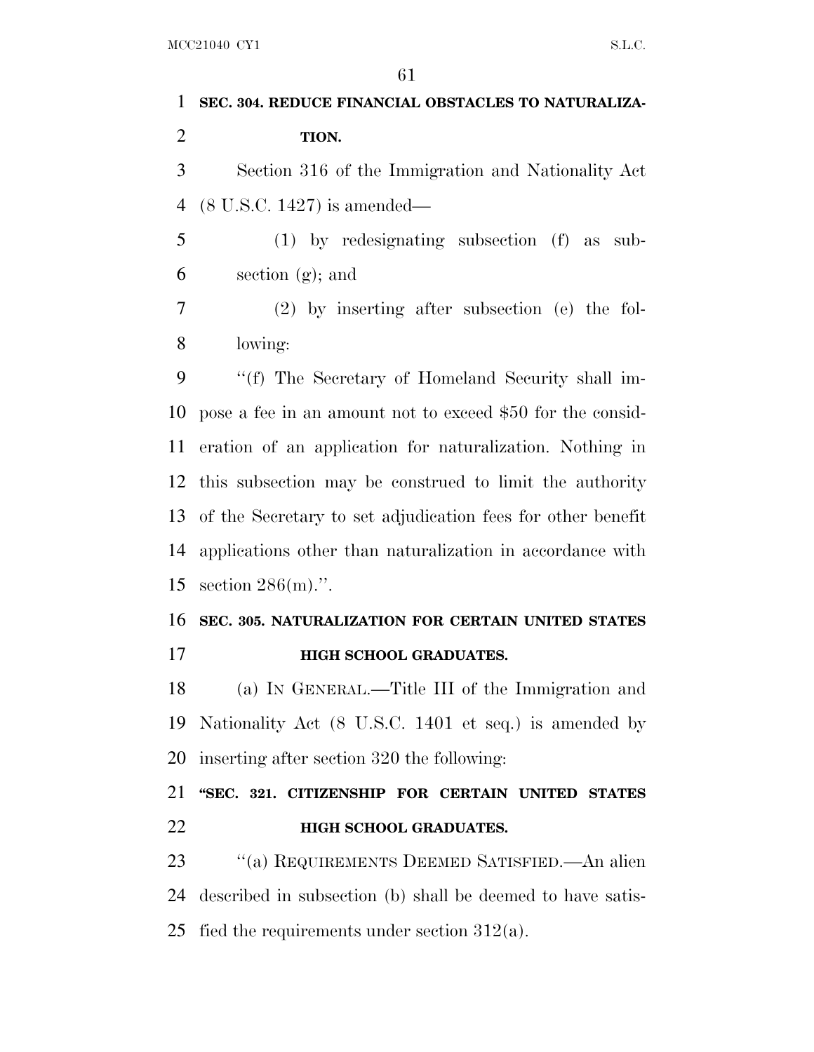**SEC. 304. REDUCE FINANCIAL OBSTACLES TO NATURALIZATION.**

Section 316 of the Immigration and Nationality Act (8 U.S.C. 1427) is amended—

(1) by redesignating subsection (f) as subsection (g); and

(2) by inserting after subsection (e) the following:

''(f) The Secretary of Homeland Security shall impose a fee in an amount not to exceed $50 for the consideration of an application for naturalization. Nothing in this subsection may be construed to limit the authority of the Secretary to set adjudication fees for other benefit applications other than naturalization in accordance with section 286(m).''.

**SEC. 305. NATURALIZATION FOR CERTAIN UNITED STATES HIGH SCHOOL GRADUATES.**

(a) IN GENERAL.—Title III of the Immigration and Nationality Act (8 U.S.C. 1401 et seq.) is amended by inserting after section 320 the following:

**''SEC. 321. CITIZENSHIP FOR CERTAIN UNITED STATES HIGH SCHOOL GRADUATES.**

''(a) REQUIREMENTS DEEMED SATISFIED.—An alien described in subsection (b) shall be deemed to have satisfied the requirements under section 312(a).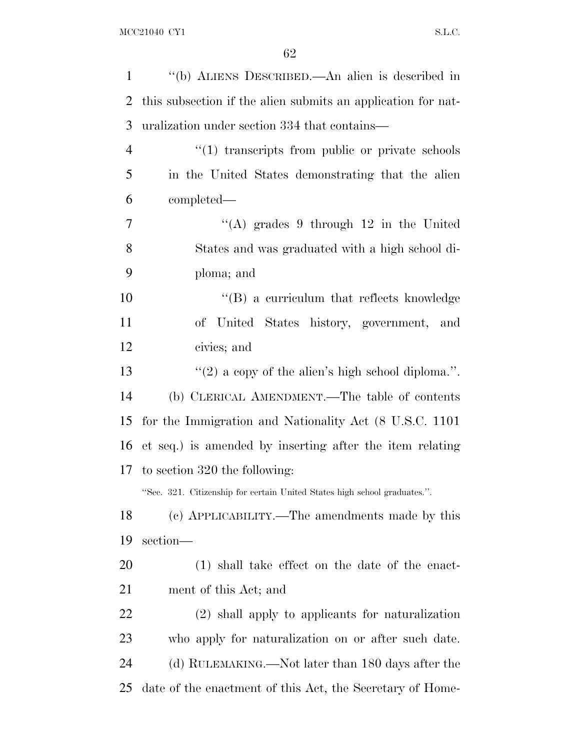''(b) ALIENS DESCRIBED.—An alien is described in this subsection if the alien submits an application for naturalization under section 334 that contains—

''(1) transcripts from public or private schools in the United States demonstrating that the alien completed—

''(A) grades 9 through 12 in the United States and was graduated with a high school diploma; and

''(B) a curriculum that reflects knowledge of United States history, government, and civics; and

''(2) a copy of the alien's high school diploma.''.

(b) CLERICAL AMENDMENT.—The table of contents for the Immigration and Nationality Act (8 U.S.C. 1101 et seq.) is amended by inserting after the item relating to section 320 the following:

''Sec. 321. Citizenship for certain United States high school graduates.''.

(c) APPLICABILITY.—The amendments made by this section—

(1) shall take effect on the date of the enactment of this Act; and

(2) shall apply to applicants for naturalization who apply for naturalization on or after such date.

(d) RULEMAKING.—Not later than 180 days after the date of the enactment of this Act, the Secretary of Home-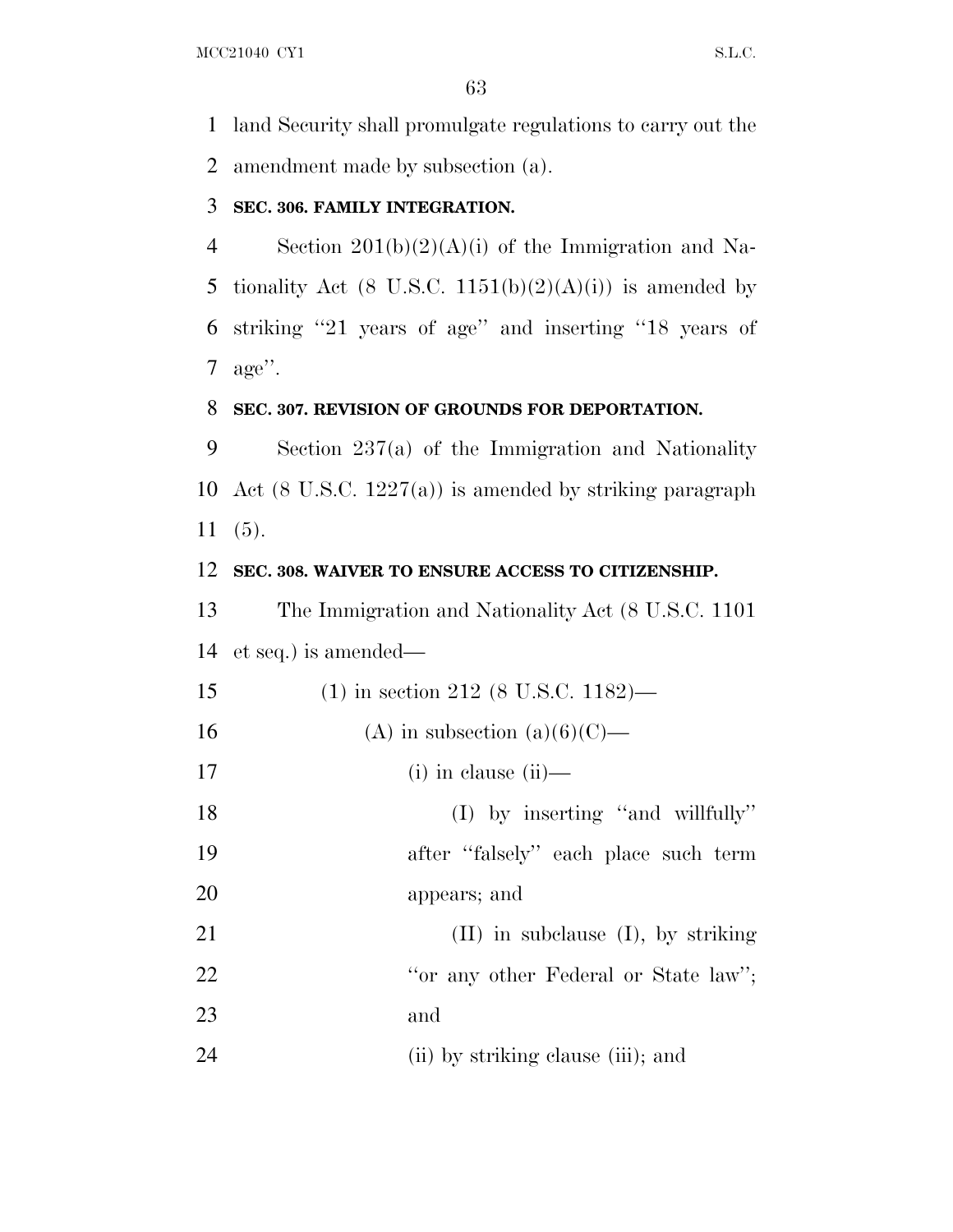land Security shall promulgate regulations to carry out the amendment made by subsection (a).

**SEC. 306. FAMILY INTEGRATION.**

Section 201(b)(2)(A)(i) of the Immigration and Nationality Act (8 U.S.C. 1151(b)(2)(A)(i)) is amended by striking ''21 years of age'' and inserting ''18 years of age''.

**SEC. 307. REVISION OF GROUNDS FOR DEPORTATION.**

Section 237(a) of the Immigration and Nationality Act (8 U.S.C. 1227(a)) is amended by striking paragraph (5).

**SEC. 308. WAIVER TO ENSURE ACCESS TO CITIZENSHIP.**

The Immigration and Nationality Act (8 U.S.C. 1101 et seq.) is amended—

(1) in section 212 (8 U.S.C. 1182)—

(A) in subsection (a)(6)(C)—

(i) in clause (ii)—

(I) by inserting ''and willfully'' after ''falsely'' each place such term appears; and

(II) in subclause (I), by striking ''or any other Federal or State law''; and

(ii) by striking clause (iii); and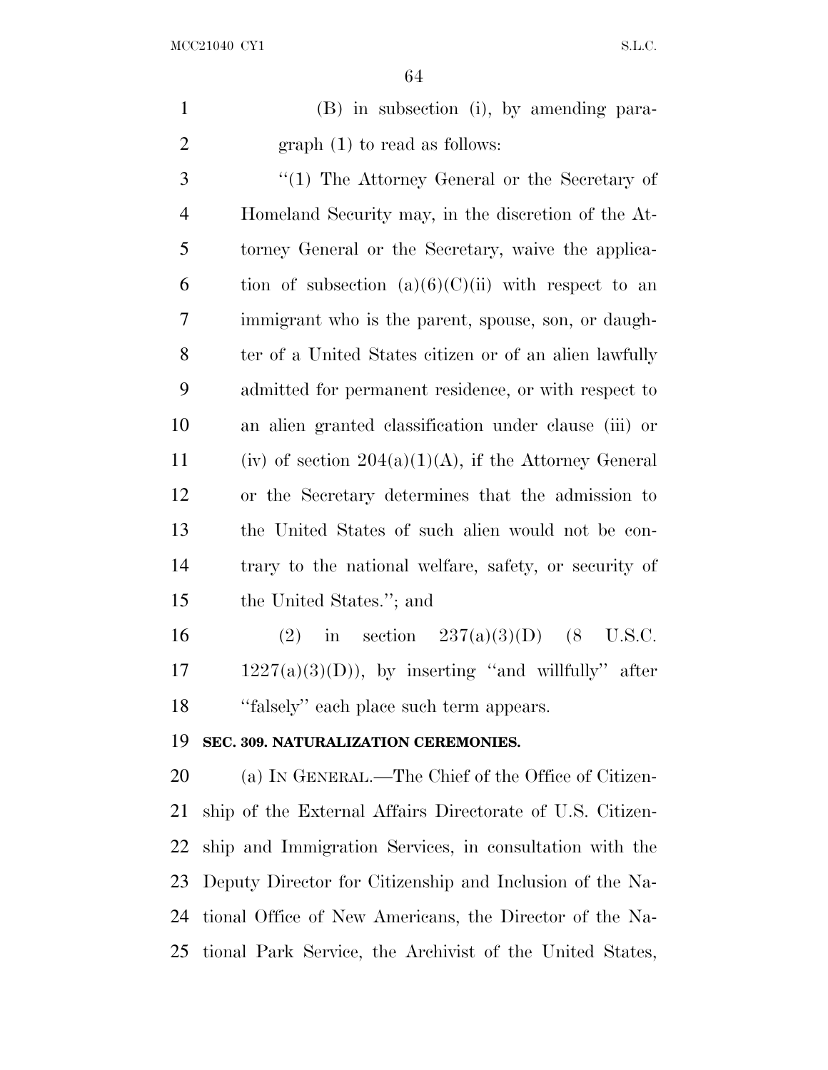(B) in subsection (i), by amending paragraph (1) to read as follows:

"(1) The Attorney General or the Secretary of Homeland Security may, in the discretion of the Attorney General or the Secretary, waive the application of subsection (a)(6)(C)(ii) with respect to an immigrant who is the parent, spouse, son, or daughter of a United States citizen or of an alien lawfully admitted for permanent residence, or with respect to an alien granted classification under clause (iii) or (iv) of section 204(a)(1)(A), if the Attorney General or the Secretary determines that the admission to the United States of such alien would not be contrary to the national welfare, safety, or security of the United States."; and

(2) in section 237(a)(3)(D) (8 U.S.C. 1227(a)(3)(D)), by inserting "and willfully" after "falsely" each place such term appears.

**SEC. 309. NATURALIZATION CEREMONIES.**

(a) IN GENERAL.—The Chief of the Office of Citizenship of the External Affairs Directorate of U.S. Citizenship and Immigration Services, in consultation with the Deputy Director for Citizenship and Inclusion of the National Office of New Americans, the Director of the National Park Service, the Archivist of the United States,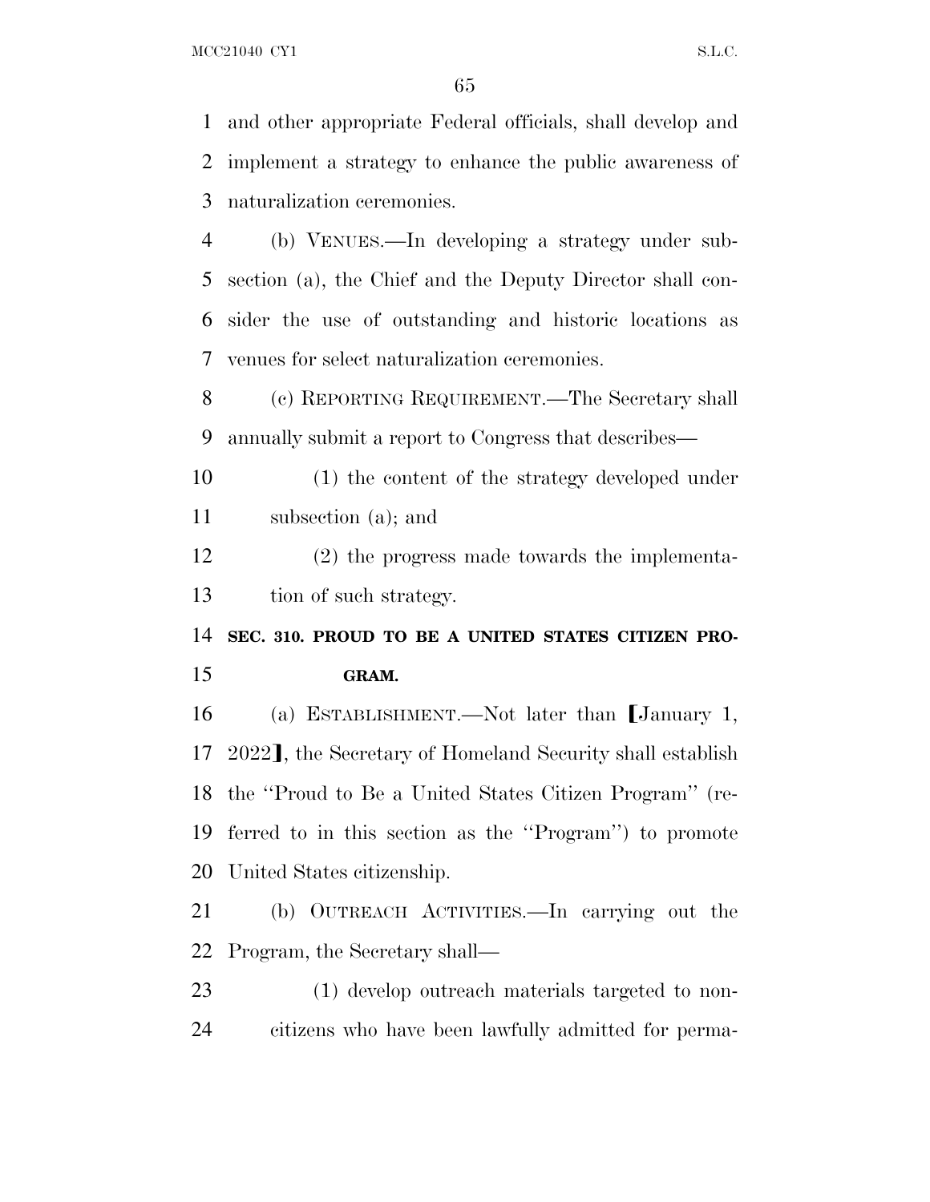and other appropriate Federal officials, shall develop and implement a strategy to enhance the public awareness of naturalization ceremonies.

(b) VENUES.—In developing a strategy under subsection (a), the Chief and the Deputy Director shall consider the use of outstanding and historic locations as venues for select naturalization ceremonies.

(c) REPORTING REQUIREMENT.—The Secretary shall annually submit a report to Congress that describes—

(1) the content of the strategy developed under subsection (a); and

(2) the progress made towards the implementation of such strategy.

**SEC. 310. PROUD TO BE A UNITED STATES CITIZEN PROGRAM.**

(a) ESTABLISHMENT.—Not later than ⟦January 1, 2022⟧, the Secretary of Homeland Security shall establish the ''Proud to Be a United States Citizen Program'' (referred to in this section as the ''Program'') to promote United States citizenship.

(b) OUTREACH ACTIVITIES.—In carrying out the Program, the Secretary shall—

(1) develop outreach materials targeted to noncitizens who have been lawfully admitted for perma-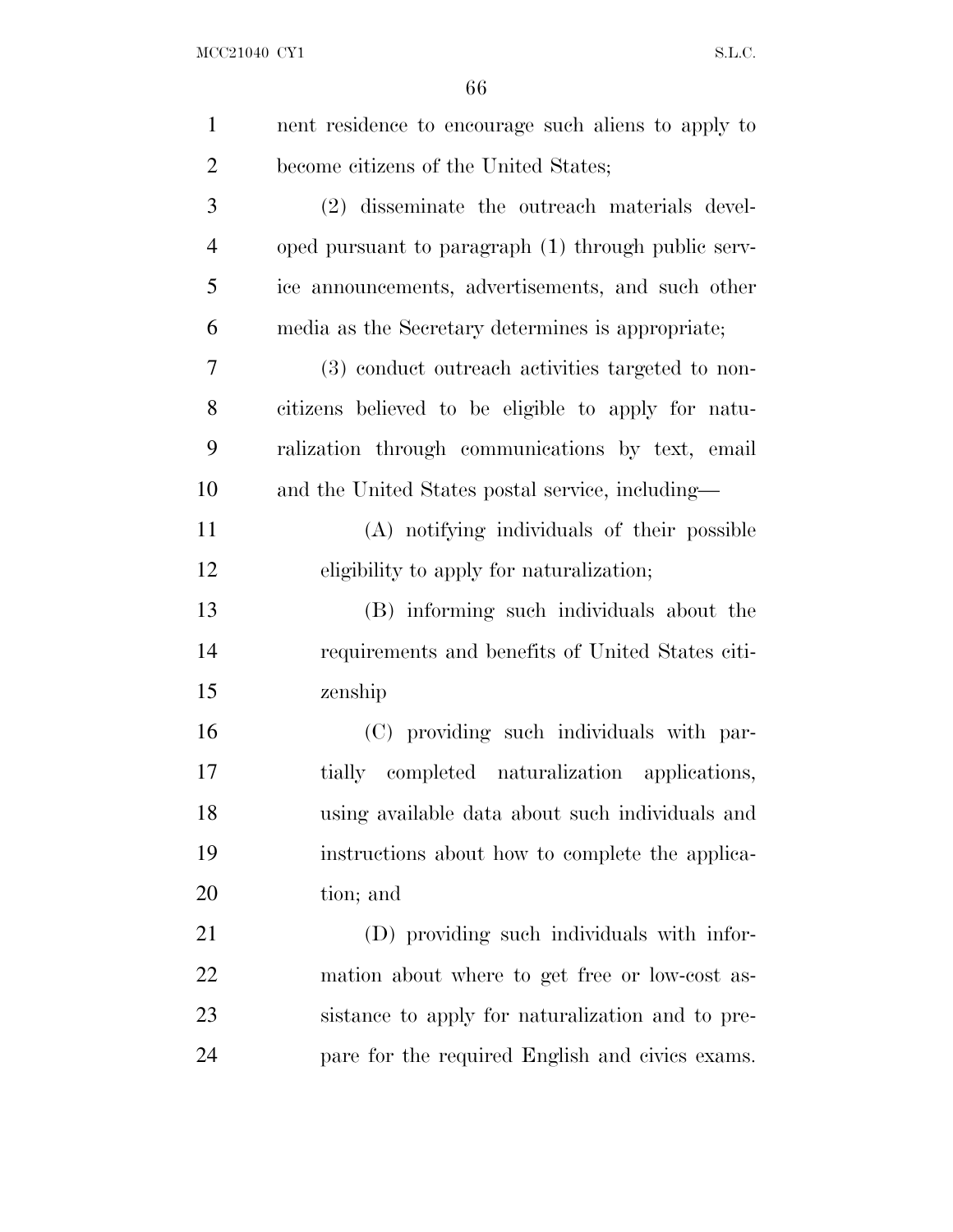nent residence to encourage such aliens to apply to become citizens of the United States;

(2) disseminate the outreach materials developed pursuant to paragraph (1) through public service announcements, advertisements, and such other media as the Secretary determines is appropriate;

(3) conduct outreach activities targeted to noncitizens believed to be eligible to apply for naturalization through communications by text, email and the United States postal service, including—

(A) notifying individuals of their possible eligibility to apply for naturalization;

(B) informing such individuals about the requirements and benefits of United States citizenship

(C) providing such individuals with partially completed naturalization applications, using available data about such individuals and instructions about how to complete the application; and

(D) providing such individuals with information about where to get free or low-cost assistance to apply for naturalization and to prepare for the required English and civics exams.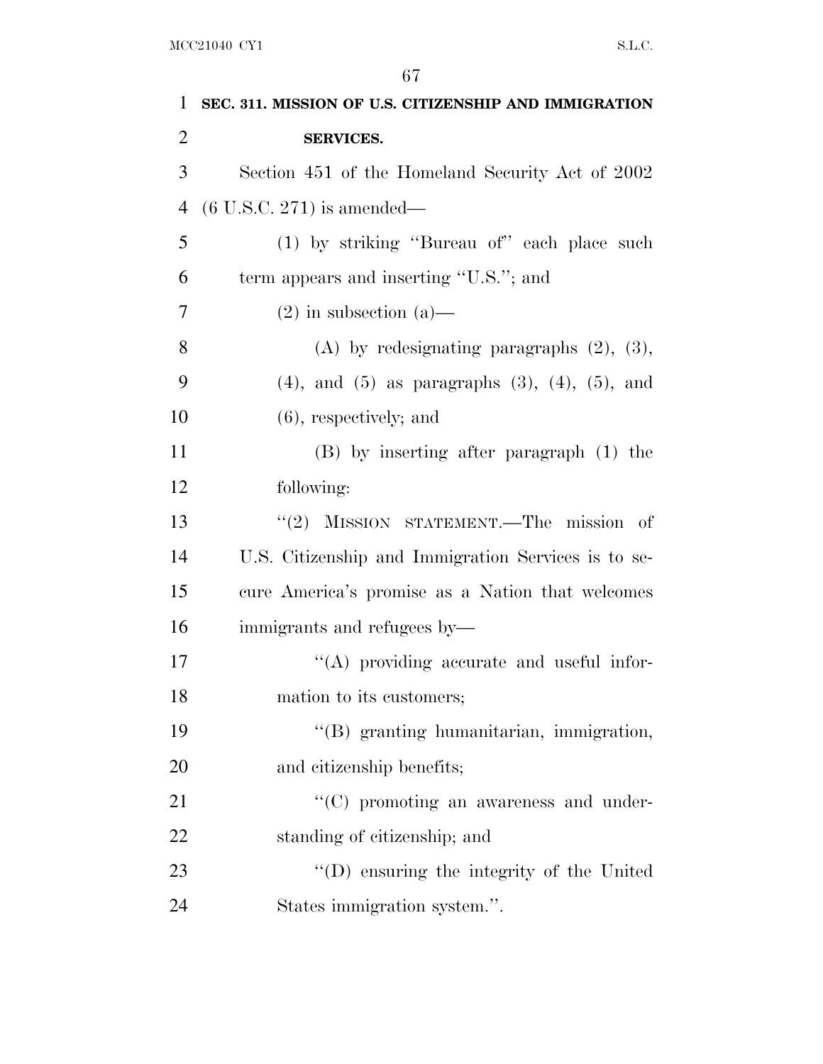**SEC. 311. MISSION OF U.S. CITIZENSHIP AND IMMIGRATION SERVICES.**

Section 451 of the Homeland Security Act of 2002 (6 U.S.C. 271) is amended—

(1) by striking "Bureau of" each place such term appears and inserting "U.S."; and

(2) in subsection (a)—

(A) by redesignating paragraphs (2), (3), (4), and (5) as paragraphs (3), (4), (5), and (6), respectively; and

(B) by inserting after paragraph (1) the following:

"(2) MISSION STATEMENT.—The mission of U.S. Citizenship and Immigration Services is to secure America's promise as a Nation that welcomes immigrants and refugees by—

"(A) providing accurate and useful information to its customers;

"(B) granting humanitarian, immigration, and citizenship benefits;

"(C) promoting an awareness and understanding of citizenship; and

"(D) ensuring the integrity of the United States immigration system.".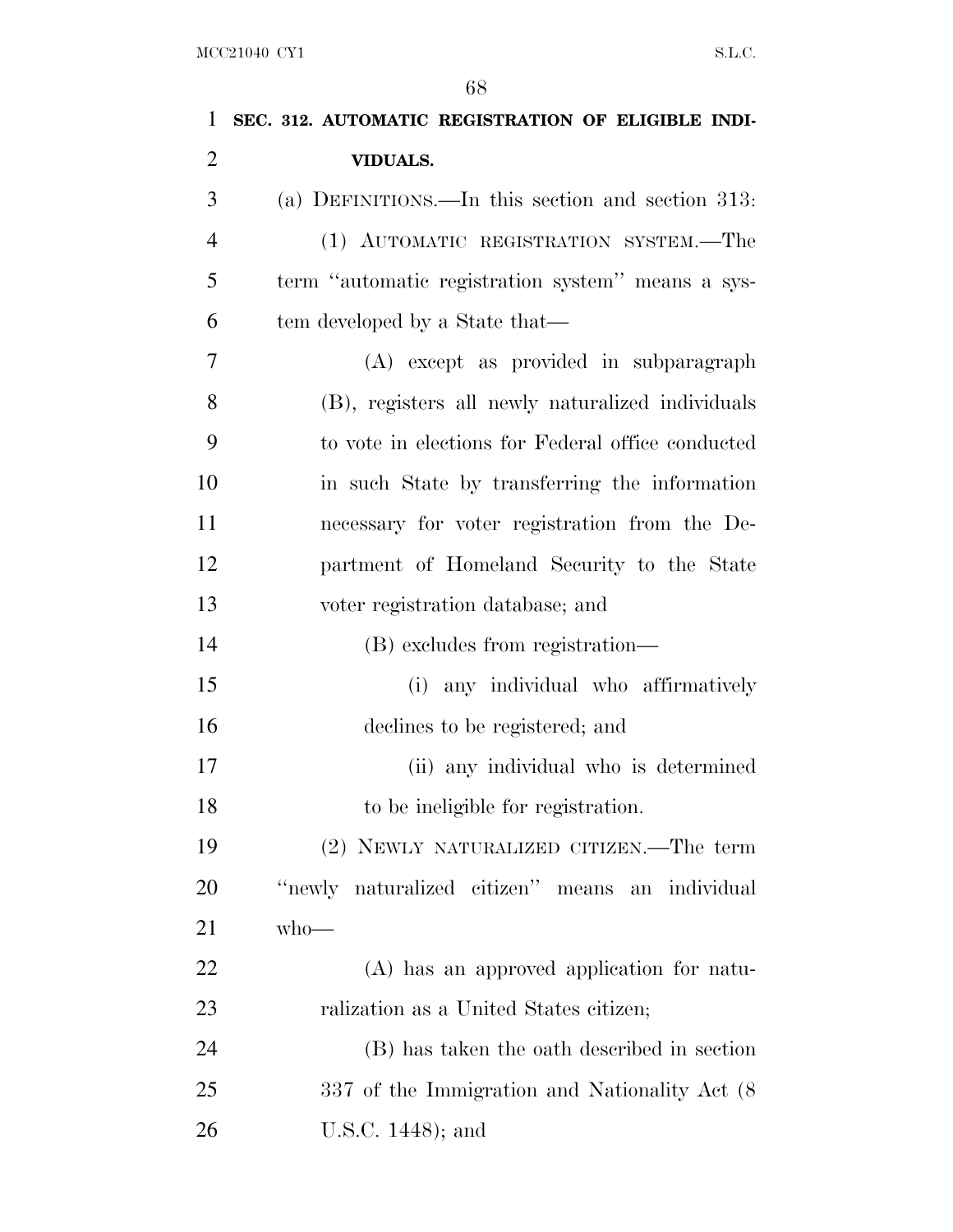**SEC. 312. AUTOMATIC REGISTRATION OF ELIGIBLE INDIVIDUALS.**

(a) DEFINITIONS.—In this section and section 313:

(1) AUTOMATIC REGISTRATION SYSTEM.—The term ''automatic registration system'' means a system developed by a State that—

(A) except as provided in subparagraph (B), registers all newly naturalized individuals to vote in elections for Federal office conducted in such State by transferring the information necessary for voter registration from the Department of Homeland Security to the State voter registration database; and

(B) excludes from registration—

(i) any individual who affirmatively declines to be registered; and

(ii) any individual who is determined to be ineligible for registration.

(2) NEWLY NATURALIZED CITIZEN.—The term ''newly naturalized citizen'' means an individual who—

(A) has an approved application for naturalization as a United States citizen;

(B) has taken the oath described in section 337 of the Immigration and Nationality Act (8 U.S.C. 1448); and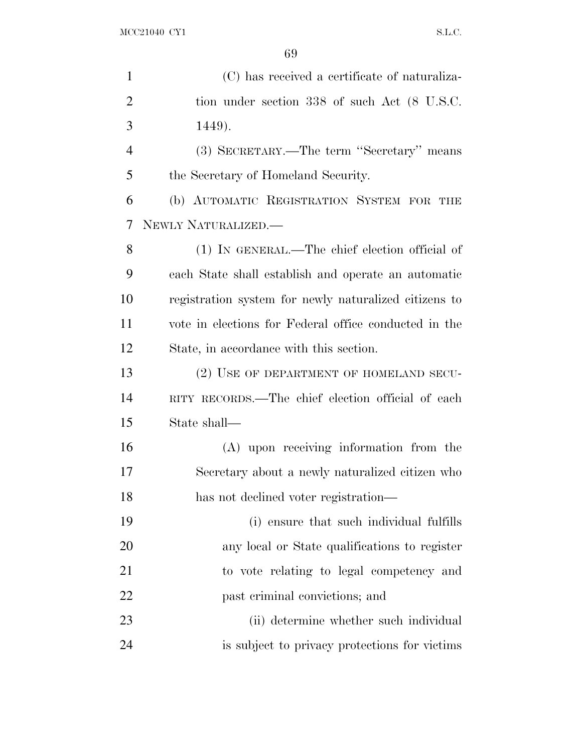(C) has received a certificate of naturalization under section 338 of such Act (8 U.S.C. 1449).

(3) SECRETARY.—The term "Secretary" means the Secretary of Homeland Security.

(b) AUTOMATIC REGISTRATION SYSTEM FOR THE NEWLY NATURALIZED.—

(1) IN GENERAL.—The chief election official of each State shall establish and operate an automatic registration system for newly naturalized citizens to vote in elections for Federal office conducted in the State, in accordance with this section.

(2) USE OF DEPARTMENT OF HOMELAND SECURITY RECORDS.—The chief election official of each State shall—

(A) upon receiving information from the Secretary about a newly naturalized citizen who has not declined voter registration—

(i) ensure that such individual fulfills any local or State qualifications to register to vote relating to legal competency and past criminal convictions; and

(ii) determine whether such individual is subject to privacy protections for victims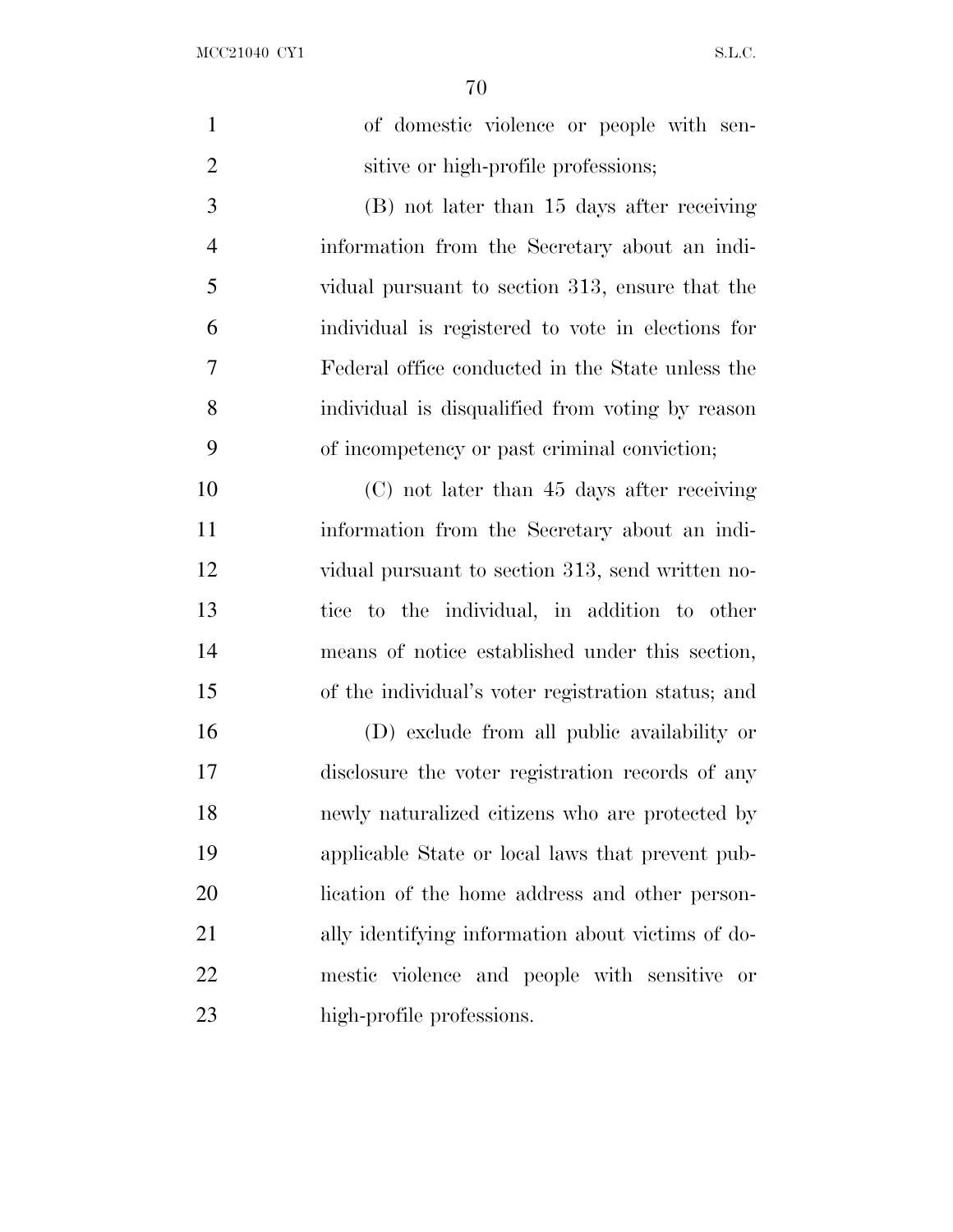of domestic violence or people with sensitive or high-profile professions;

(B) not later than 15 days after receiving information from the Secretary about an individual pursuant to section 313, ensure that the individual is registered to vote in elections for Federal office conducted in the State unless the individual is disqualified from voting by reason of incompetency or past criminal conviction;

(C) not later than 45 days after receiving information from the Secretary about an individual pursuant to section 313, send written notice to the individual, in addition to other means of notice established under this section, of the individual's voter registration status; and

(D) exclude from all public availability or disclosure the voter registration records of any newly naturalized citizens who are protected by applicable State or local laws that prevent publication of the home address and other personally identifying information about victims of domestic violence and people with sensitive or high-profile professions.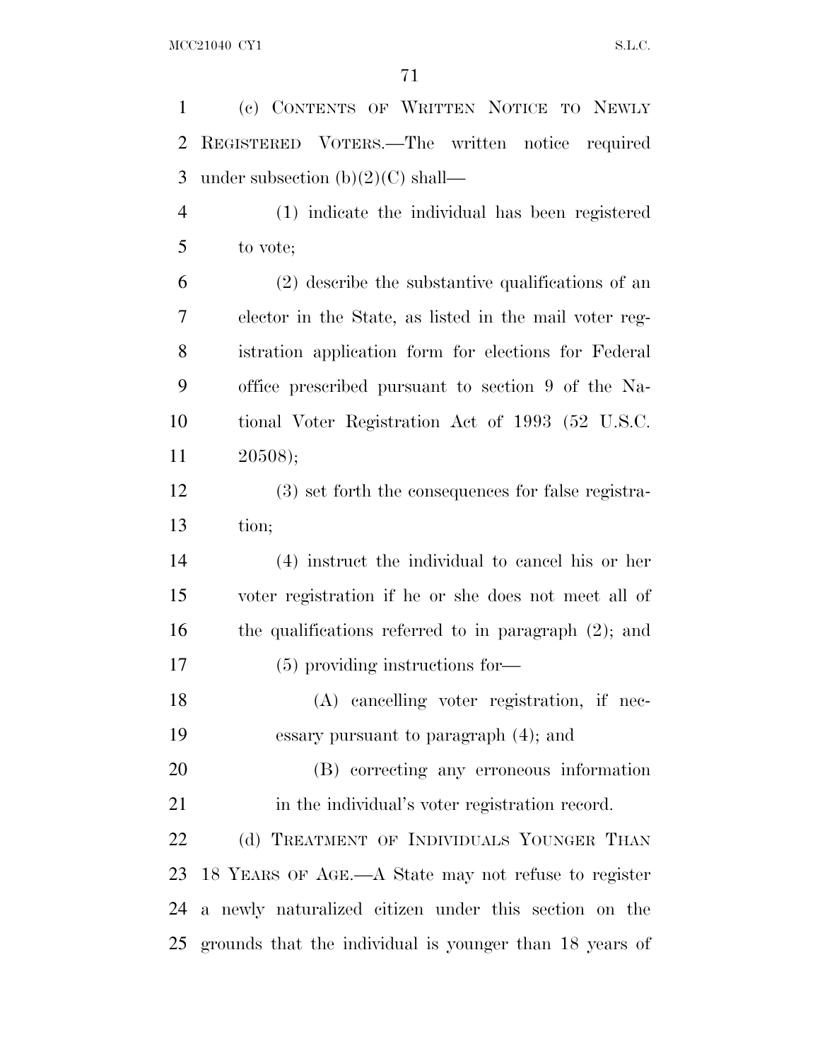(c) CONTENTS OF WRITTEN NOTICE TO NEWLY REGISTERED VOTERS.—The written notice required under subsection (b)(2)(C) shall—

(1) indicate the individual has been registered to vote;

(2) describe the substantive qualifications of an elector in the State, as listed in the mail voter registration application form for elections for Federal office prescribed pursuant to section 9 of the National Voter Registration Act of 1993 (52 U.S.C. 20508);

(3) set forth the consequences for false registration;

(4) instruct the individual to cancel his or her voter registration if he or she does not meet all of the qualifications referred to in paragraph (2); and

(5) providing instructions for—

(A) cancelling voter registration, if necessary pursuant to paragraph (4); and

(B) correcting any erroneous information in the individual's voter registration record.

(d) TREATMENT OF INDIVIDUALS YOUNGER THAN 18 YEARS OF AGE.—A State may not refuse to register a newly naturalized citizen under this section on the grounds that the individual is younger than 18 years of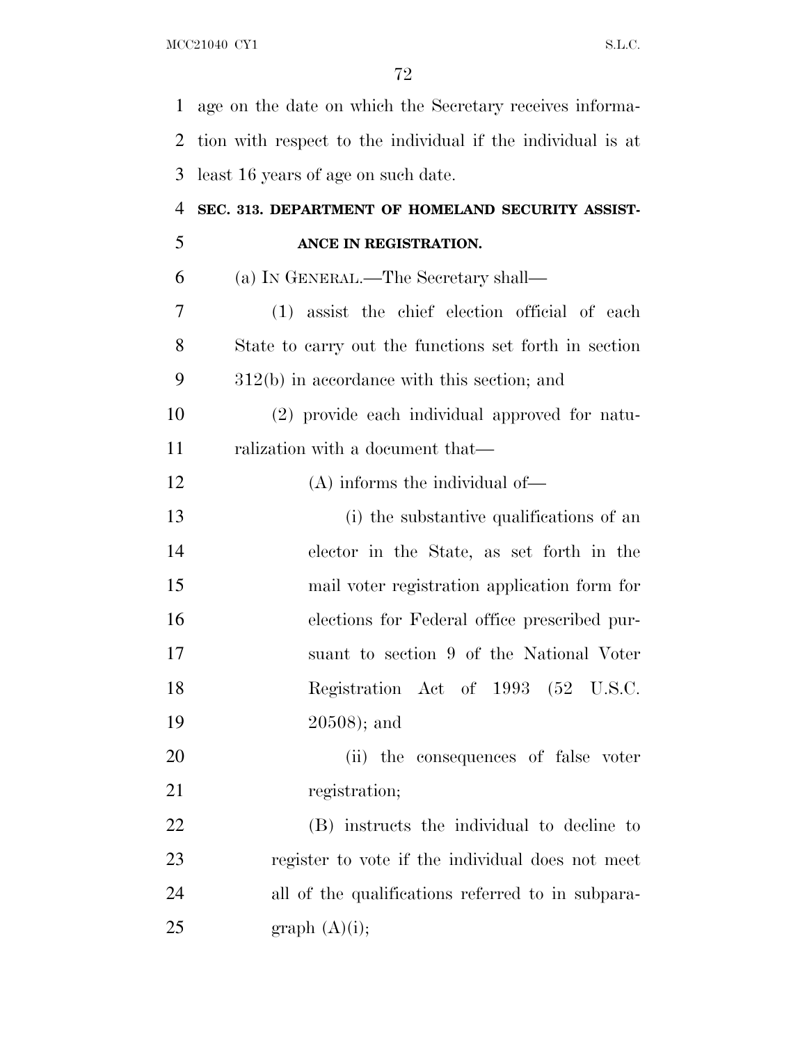age on the date on which the Secretary receives information with respect to the individual if the individual is at least 16 years of age on such date.

### SEC. 313. DEPARTMENT OF HOMELAND SECURITY ASSISTANCE IN REGISTRATION.

(a) IN GENERAL.—The Secretary shall—

(1) assist the chief election official of each State to carry out the functions set forth in section 312(b) in accordance with this section; and

(2) provide each individual approved for naturalization with a document that—

(A) informs the individual of—

(i) the substantive qualifications of an elector in the State, as set forth in the mail voter registration application form for elections for Federal office prescribed pursuant to section 9 of the National Voter Registration Act of 1993 (52 U.S.C. 20508); and

(ii) the consequences of false voter registration;

(B) instructs the individual to decline to register to vote if the individual does not meet all of the qualifications referred to in subparagraph (A)(i);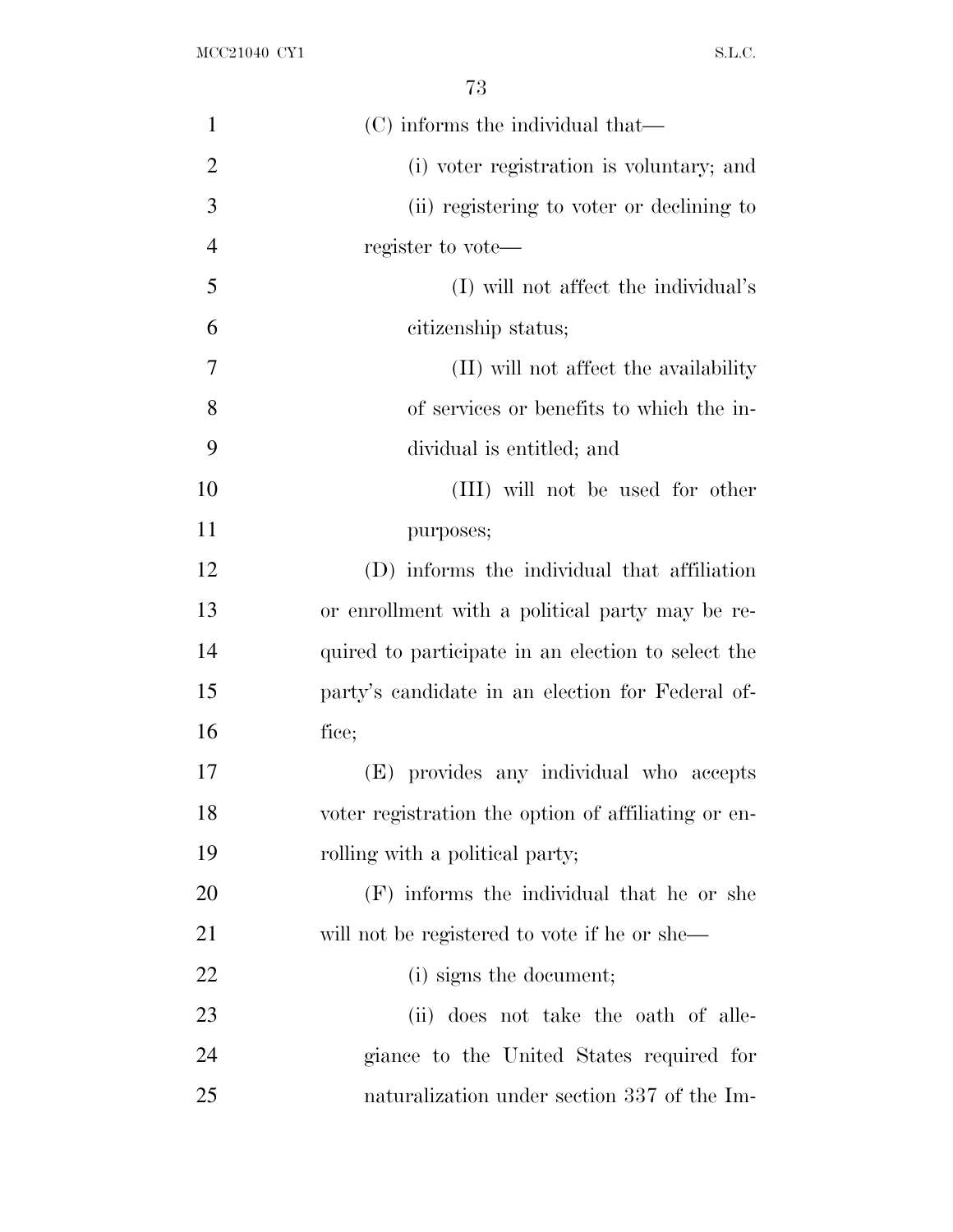(C) informs the individual that—

(i) voter registration is voluntary; and

(ii) registering to voter or declining to register to vote—

(I) will not affect the individual's citizenship status;

(II) will not affect the availability of services or benefits to which the individual is entitled; and

(III) will not be used for other purposes;

(D) informs the individual that affiliation or enrollment with a political party may be required to participate in an election to select the party's candidate in an election for Federal office;

(E) provides any individual who accepts voter registration the option of affiliating or enrolling with a political party;

(F) informs the individual that he or she will not be registered to vote if he or she—

(i) signs the document;

(ii) does not take the oath of allegiance to the United States required for naturalization under section 337 of the Im-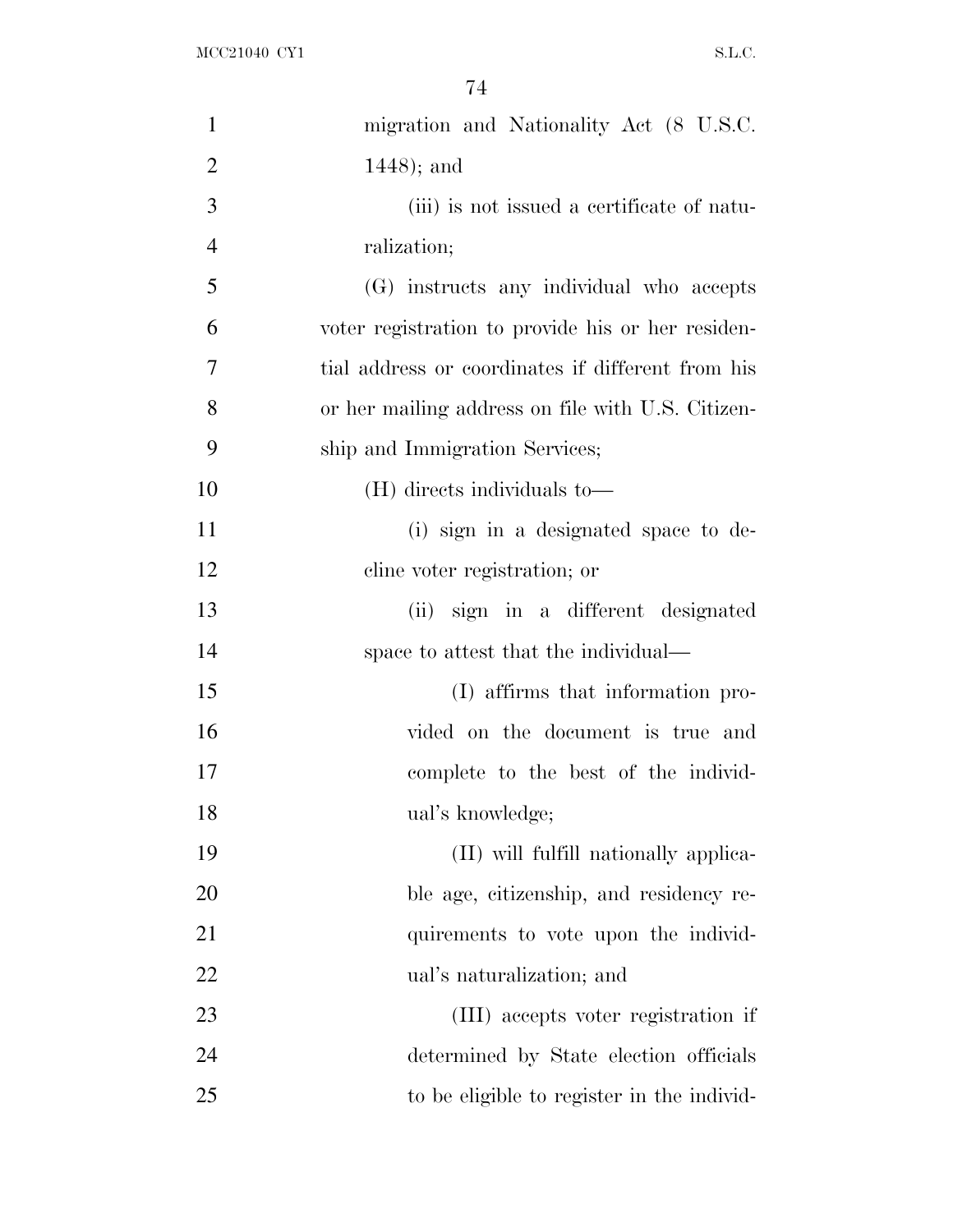migration and Nationality Act (8 U.S.C. 1448); and

(iii) is not issued a certificate of naturalization;

(G) instructs any individual who accepts voter registration to provide his or her residential address or coordinates if different from his or her mailing address on file with U.S. Citizenship and Immigration Services;

(H) directs individuals to—

(i) sign in a designated space to decline voter registration; or

(ii) sign in a different designated space to attest that the individual—

(I) affirms that information provided on the document is true and complete to the best of the individual's knowledge;

(II) will fulfill nationally applicable age, citizenship, and residency requirements to vote upon the individual's naturalization; and

(III) accepts voter registration if determined by State election officials to be eligible to register in the individ-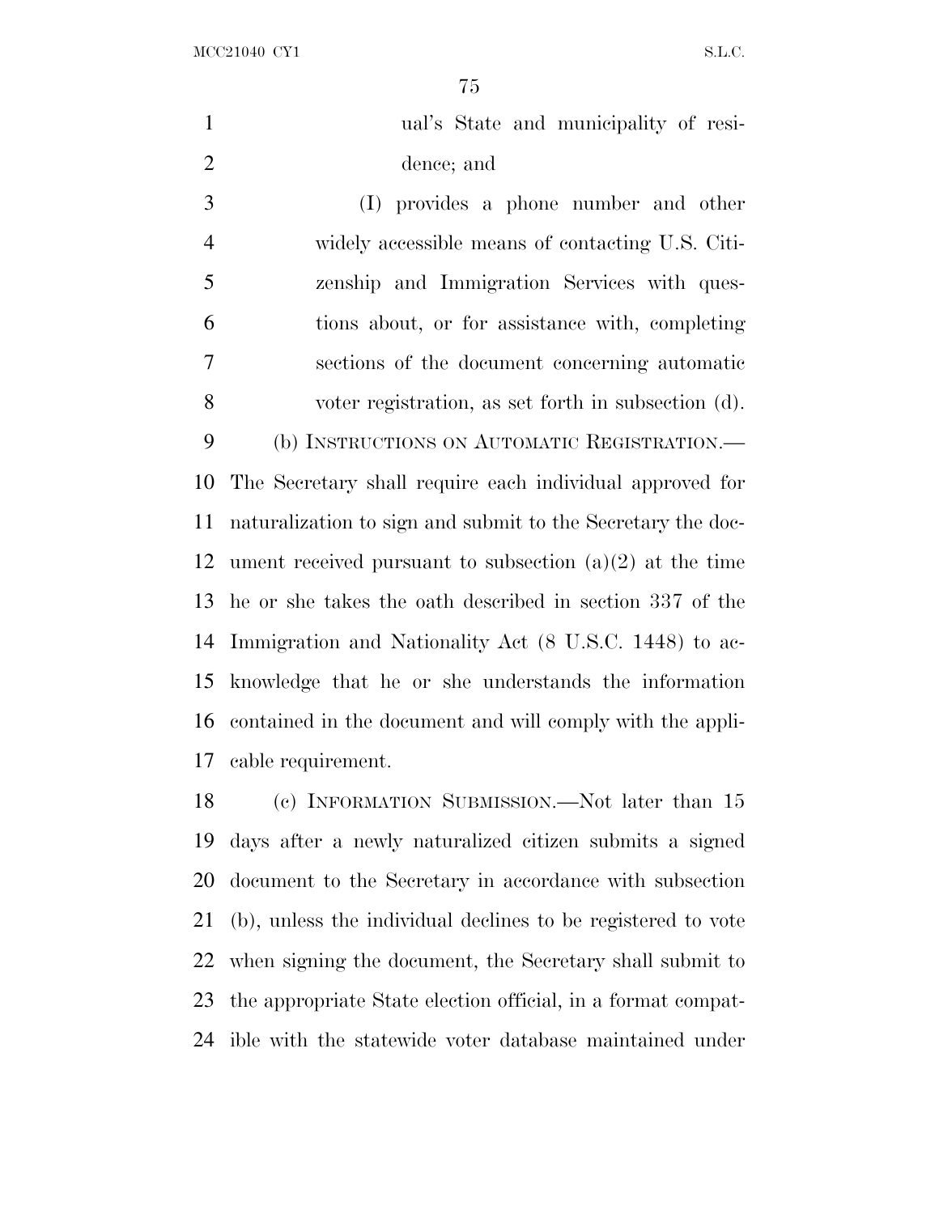ual's State and municipality of residence; and

(I) provides a phone number and other widely accessible means of contacting U.S. Citizenship and Immigration Services with questions about, or for assistance with, completing sections of the document concerning automatic voter registration, as set forth in subsection (d).

(b) INSTRUCTIONS ON AUTOMATIC REGISTRATION.—The Secretary shall require each individual approved for naturalization to sign and submit to the Secretary the document received pursuant to subsection (a)(2) at the time he or she takes the oath described in section 337 of the Immigration and Nationality Act (8 U.S.C. 1448) to acknowledge that he or she understands the information contained in the document and will comply with the applicable requirement.

(c) INFORMATION SUBMISSION.—Not later than 15 days after a newly naturalized citizen submits a signed document to the Secretary in accordance with subsection (b), unless the individual declines to be registered to vote when signing the document, the Secretary shall submit to the appropriate State election official, in a format compatible with the statewide voter database maintained under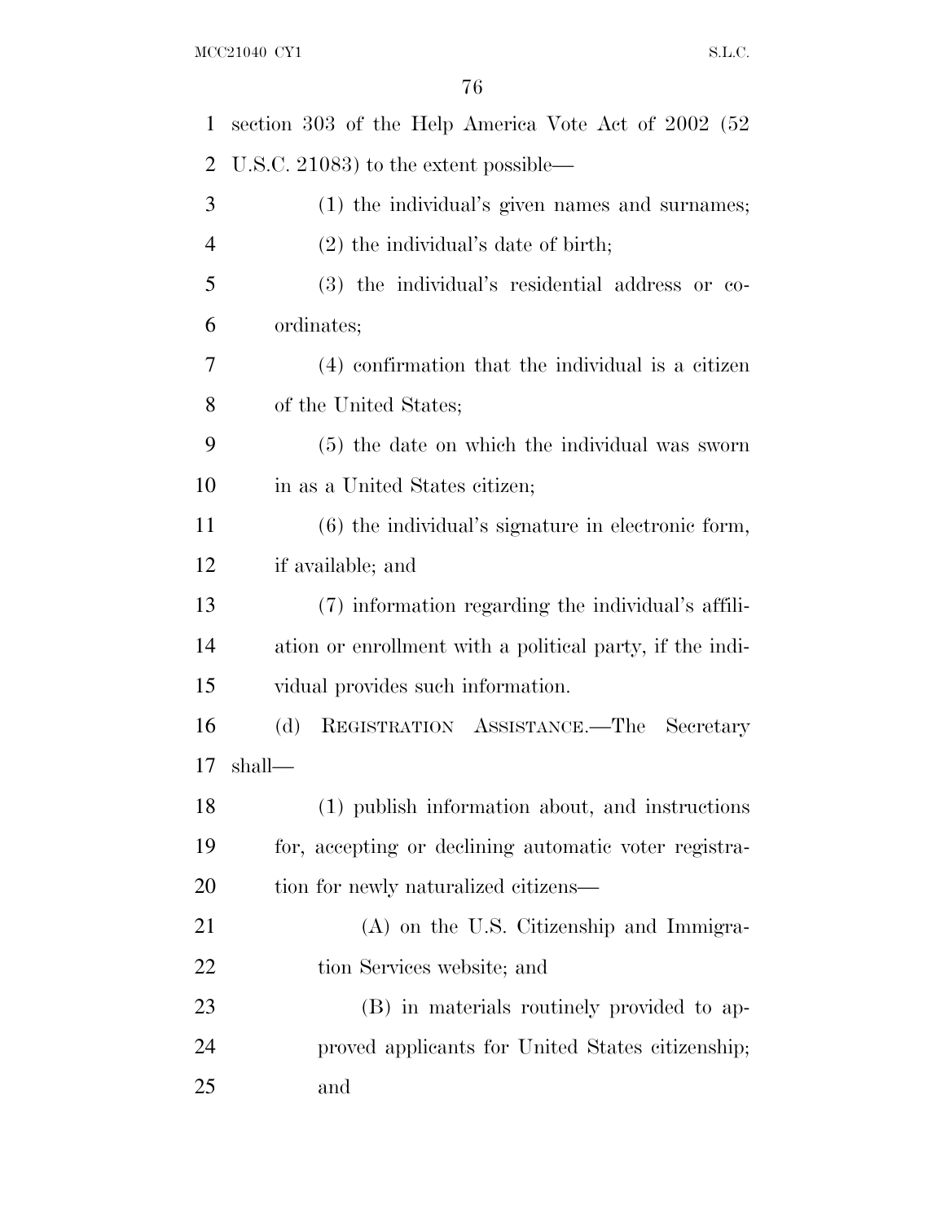section 303 of the Help America Vote Act of 2002 (52 U.S.C. 21083) to the extent possible—

(1) the individual's given names and surnames;

(2) the individual's date of birth;

(3) the individual's residential address or coordinates;

(4) confirmation that the individual is a citizen of the United States;

(5) the date on which the individual was sworn in as a United States citizen;

(6) the individual's signature in electronic form, if available; and

(7) information regarding the individual's affiliation or enrollment with a political party, if the individual provides such information.

(d) REGISTRATION ASSISTANCE.—The Secretary shall—

(1) publish information about, and instructions for, accepting or declining automatic voter registration for newly naturalized citizens—

(A) on the U.S. Citizenship and Immigration Services website; and

(B) in materials routinely provided to approved applicants for United States citizenship; and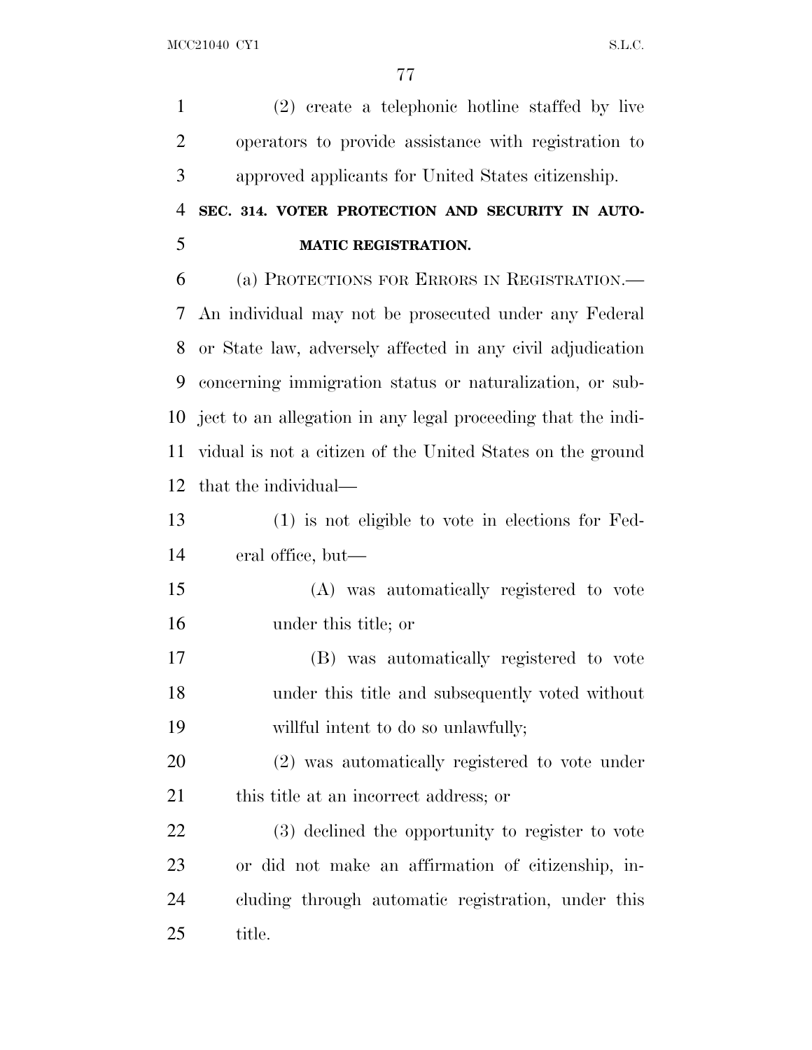(2) create a telephonic hotline staffed by live operators to provide assistance with registration to approved applicants for United States citizenship.

**SEC. 314. VOTER PROTECTION AND SECURITY IN AUTOMATIC REGISTRATION.**

(a) PROTECTIONS FOR ERRORS IN REGISTRATION.—An individual may not be prosecuted under any Federal or State law, adversely affected in any civil adjudication concerning immigration status or naturalization, or subject to an allegation in any legal proceeding that the individual is not a citizen of the United States on the ground that the individual—

(1) is not eligible to vote in elections for Federal office, but—

(A) was automatically registered to vote under this title; or

(B) was automatically registered to vote under this title and subsequently voted without willful intent to do so unlawfully;

(2) was automatically registered to vote under this title at an incorrect address; or

(3) declined the opportunity to register to vote or did not make an affirmation of citizenship, including through automatic registration, under this title.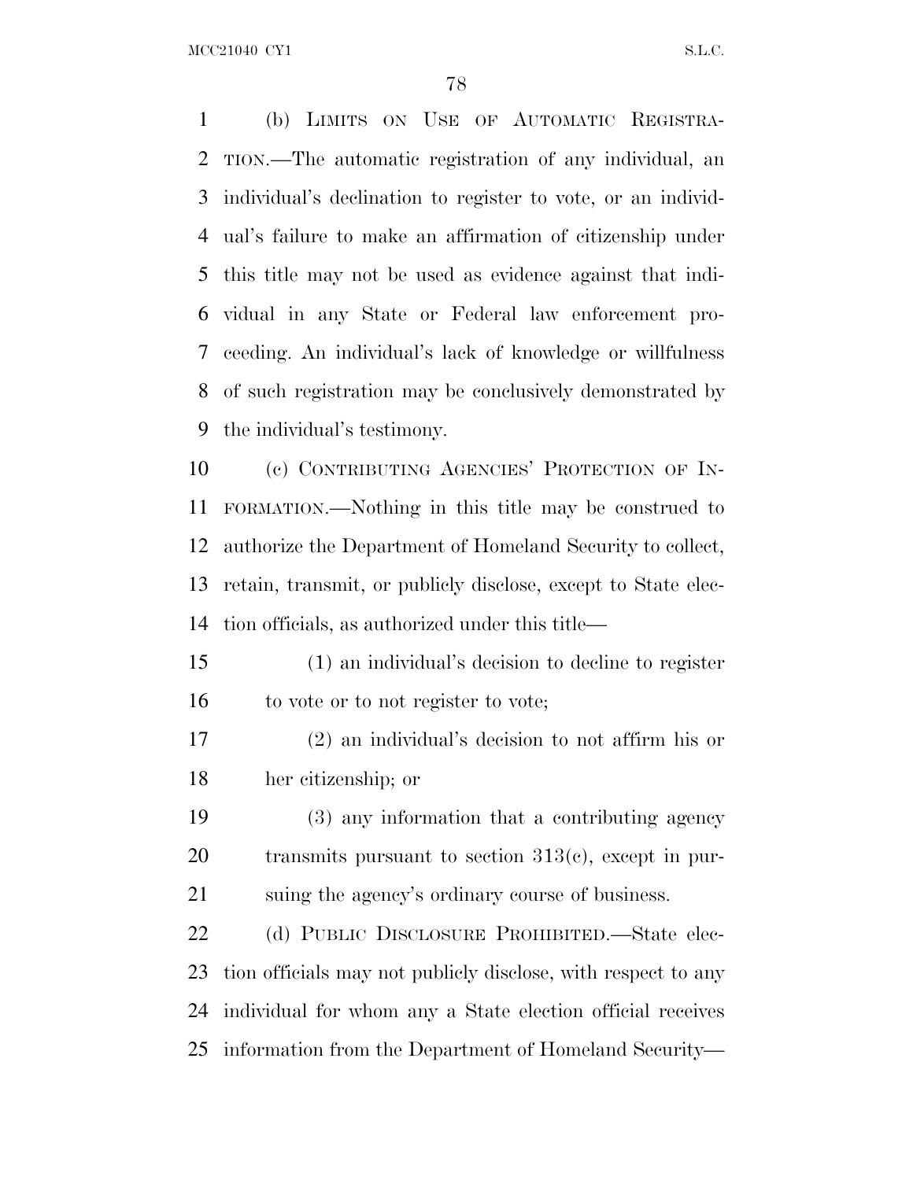(b) LIMITS ON USE OF AUTOMATIC REGISTRATION.—The automatic registration of any individual, an individual's declination to register to vote, or an individual's failure to make an affirmation of citizenship under this title may not be used as evidence against that individual in any State or Federal law enforcement proceeding. An individual's lack of knowledge or willfulness of such registration may be conclusively demonstrated by the individual's testimony.

(c) CONTRIBUTING AGENCIES' PROTECTION OF INFORMATION.—Nothing in this title may be construed to authorize the Department of Homeland Security to collect, retain, transmit, or publicly disclose, except to State election officials, as authorized under this title—

(1) an individual's decision to decline to register to vote or to not register to vote;

(2) an individual's decision to not affirm his or her citizenship; or

(3) any information that a contributing agency transmits pursuant to section 313(c), except in pursuing the agency's ordinary course of business.

(d) PUBLIC DISCLOSURE PROHIBITED.—State election officials may not publicly disclose, with respect to any individual for whom any a State election official receives information from the Department of Homeland Security—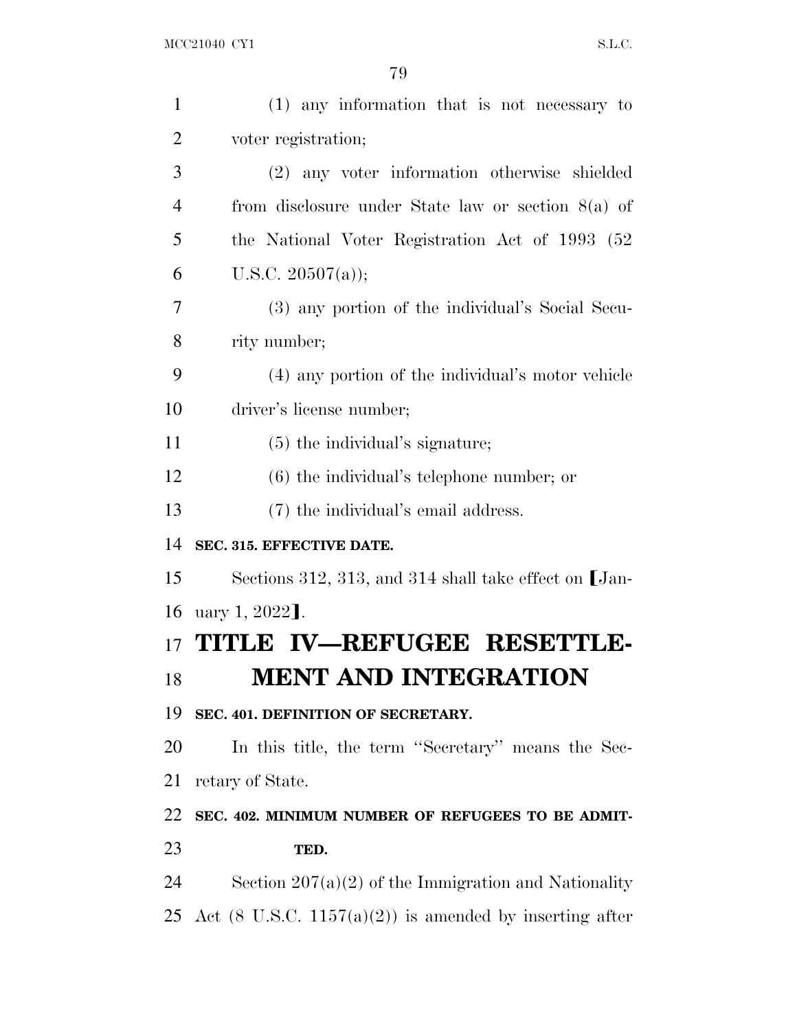(1) any information that is not necessary to voter registration;

(2) any voter information otherwise shielded from disclosure under State law or section 8(a) of the National Voter Registration Act of 1993 (52 U.S.C. 20507(a));

(3) any portion of the individual's Social Security number;

(4) any portion of the individual's motor vehicle driver's license number;

(5) the individual's signature;

(6) the individual's telephone number; or

(7) the individual's email address.

**SEC. 315. EFFECTIVE DATE.**

Sections 312, 313, and 314 shall take effect on ⟦January 1, 2022⟧.

# TITLE IV—REFUGEE RESETTLEMENT AND INTEGRATION

**SEC. 401. DEFINITION OF SECRETARY.**

In this title, the term ''Secretary'' means the Secretary of State.

**SEC. 402. MINIMUM NUMBER OF REFUGEES TO BE ADMITTED.**

Section 207(a)(2) of the Immigration and Nationality Act (8 U.S.C. 1157(a)(2)) is amended by inserting after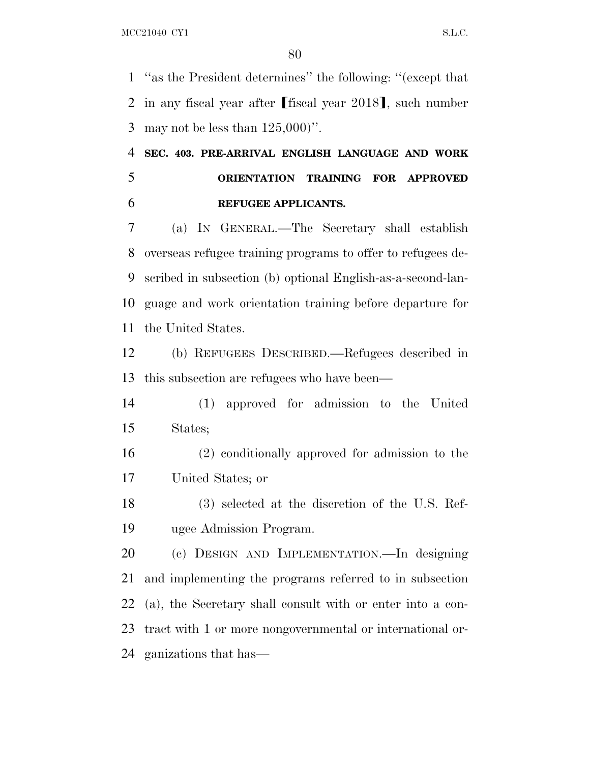"as the President determines" the following: "(except that in any fiscal year after ⟦fiscal year 2018⟧, such number may not be less than 125,000)".

### SEC. 403. PRE-ARRIVAL ENGLISH LANGUAGE AND WORK ORIENTATION TRAINING FOR APPROVED REFUGEE APPLICANTS.

(a) IN GENERAL.—The Secretary shall establish overseas refugee training programs to offer to refugees described in subsection (b) optional English-as-a-second-language and work orientation training before departure for the United States.

(b) REFUGEES DESCRIBED.—Refugees described in this subsection are refugees who have been—

(1) approved for admission to the United States;

(2) conditionally approved for admission to the United States; or

(3) selected at the discretion of the U.S. Refugee Admission Program.

(c) DESIGN AND IMPLEMENTATION.—In designing and implementing the programs referred to in subsection (a), the Secretary shall consult with or enter into a contract with 1 or more nongovernmental or international organizations that has—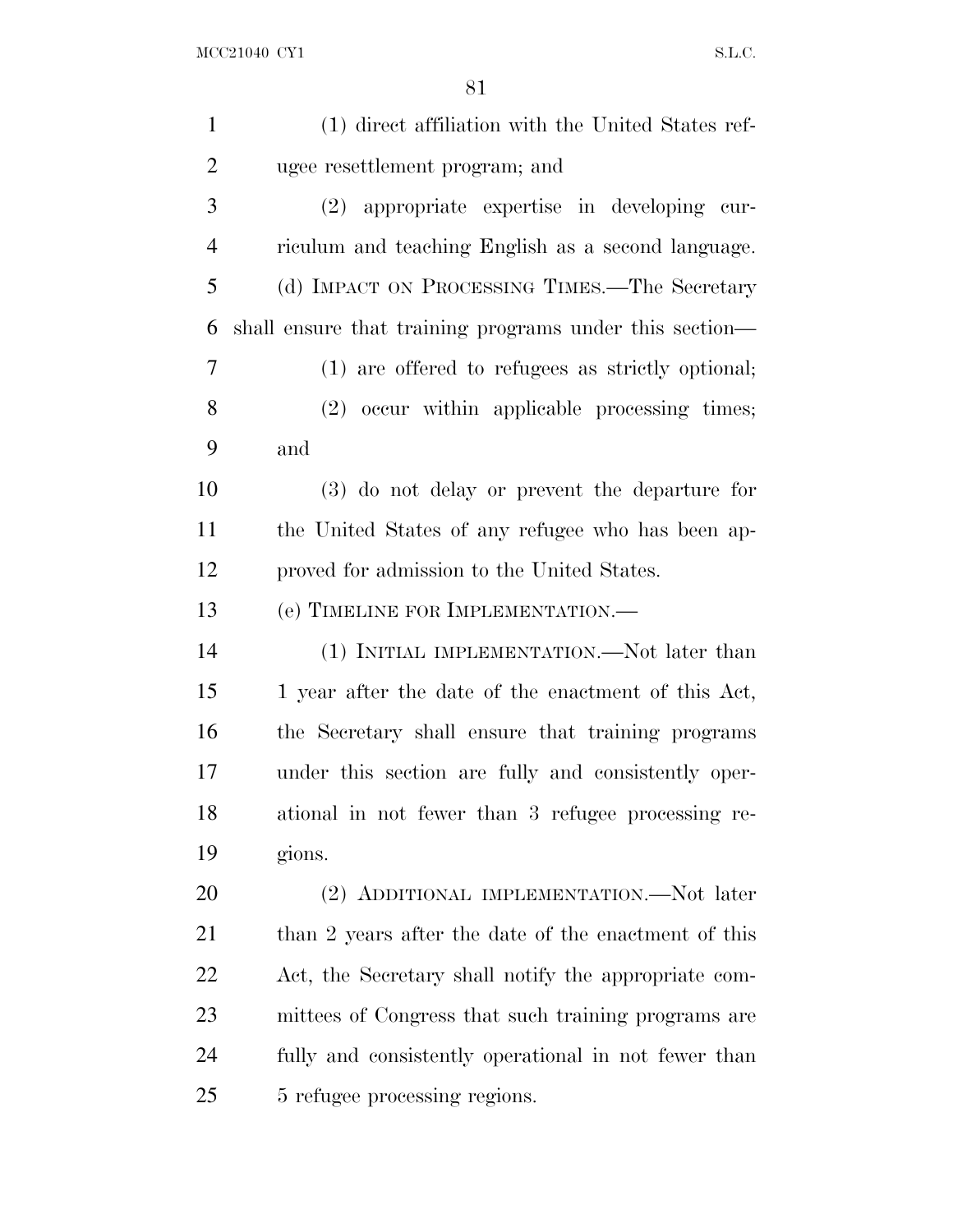(1) direct affiliation with the United States refugee resettlement program; and

(2) appropriate expertise in developing curriculum and teaching English as a second language.

(d) IMPACT ON PROCESSING TIMES.—The Secretary shall ensure that training programs under this section—

(1) are offered to refugees as strictly optional;

(2) occur within applicable processing times; and

(3) do not delay or prevent the departure for the United States of any refugee who has been approved for admission to the United States.

(e) TIMELINE FOR IMPLEMENTATION.—

(1) INITIAL IMPLEMENTATION.—Not later than 1 year after the date of the enactment of this Act, the Secretary shall ensure that training programs under this section are fully and consistently operational in not fewer than 3 refugee processing regions.

(2) ADDITIONAL IMPLEMENTATION.—Not later than 2 years after the date of the enactment of this Act, the Secretary shall notify the appropriate committees of Congress that such training programs are fully and consistently operational in not fewer than 5 refugee processing regions.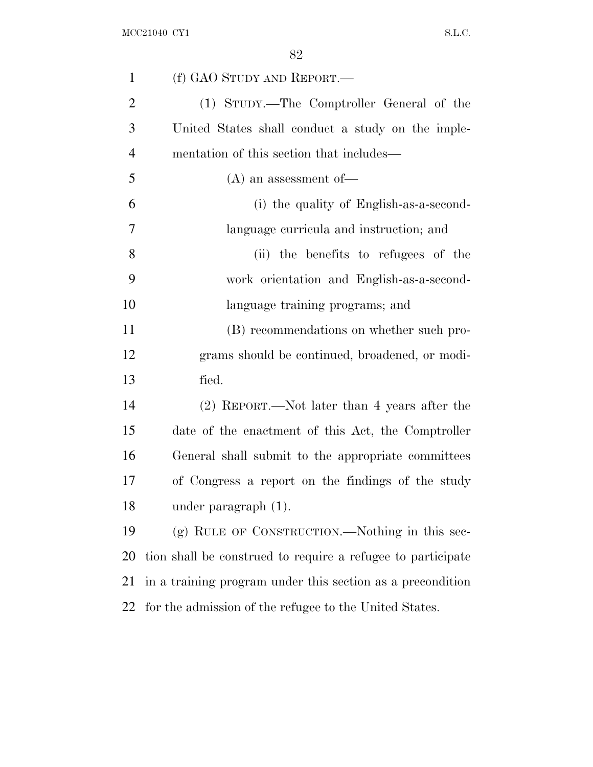(f) GAO STUDY AND REPORT.—

(1) STUDY.—The Comptroller General of the United States shall conduct a study on the implementation of this section that includes—

(A) an assessment of—

(i) the quality of English-as-a-second-language curricula and instruction; and

(ii) the benefits to refugees of the work orientation and English-as-a-second-language training programs; and

(B) recommendations on whether such programs should be continued, broadened, or modified.

(2) REPORT.—Not later than 4 years after the date of the enactment of this Act, the Comptroller General shall submit to the appropriate committees of Congress a report on the findings of the study under paragraph (1).

(g) RULE OF CONSTRUCTION.—Nothing in this section shall be construed to require a refugee to participate in a training program under this section as a precondition for the admission of the refugee to the United States.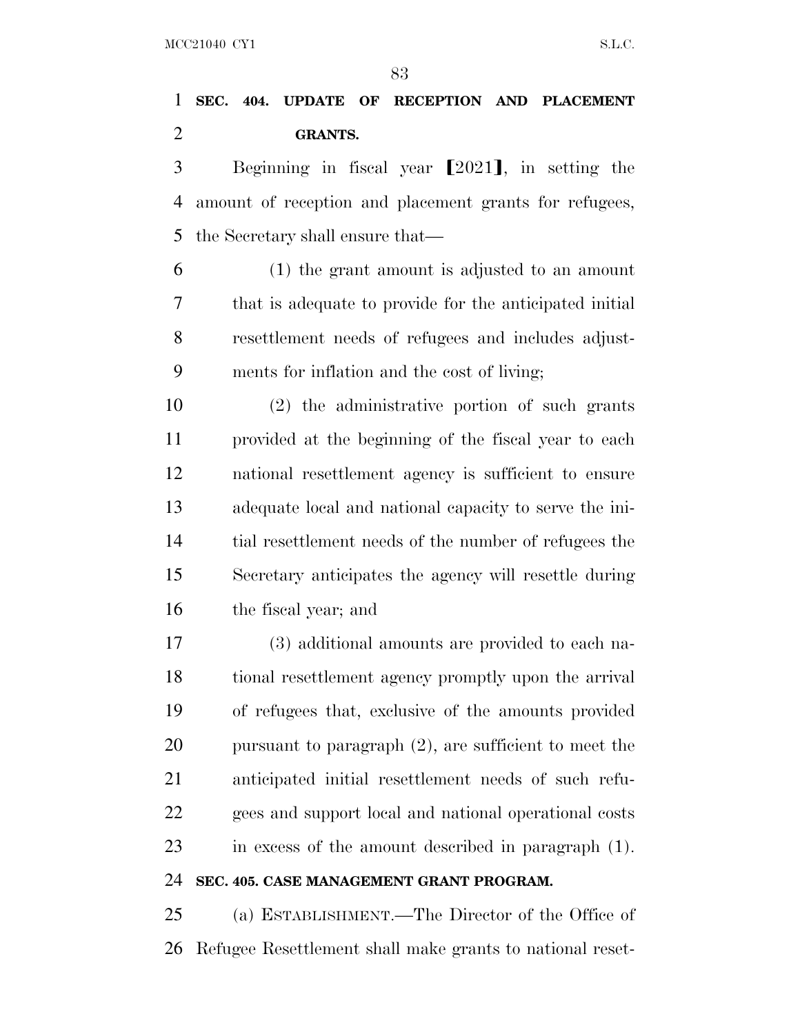**SEC. 404. UPDATE OF RECEPTION AND PLACEMENT GRANTS.**

Beginning in fiscal year ⟦2021⟧, in setting the amount of reception and placement grants for refugees, the Secretary shall ensure that—

(1) the grant amount is adjusted to an amount that is adequate to provide for the anticipated initial resettlement needs of refugees and includes adjustments for inflation and the cost of living;

(2) the administrative portion of such grants provided at the beginning of the fiscal year to each national resettlement agency is sufficient to ensure adequate local and national capacity to serve the initial resettlement needs of the number of refugees the Secretary anticipates the agency will resettle during the fiscal year; and

(3) additional amounts are provided to each national resettlement agency promptly upon the arrival of refugees that, exclusive of the amounts provided pursuant to paragraph (2), are sufficient to meet the anticipated initial resettlement needs of such refugees and support local and national operational costs in excess of the amount described in paragraph (1).

**SEC. 405. CASE MANAGEMENT GRANT PROGRAM.**

(a) ESTABLISHMENT.—The Director of the Office of Refugee Resettlement shall make grants to national reset-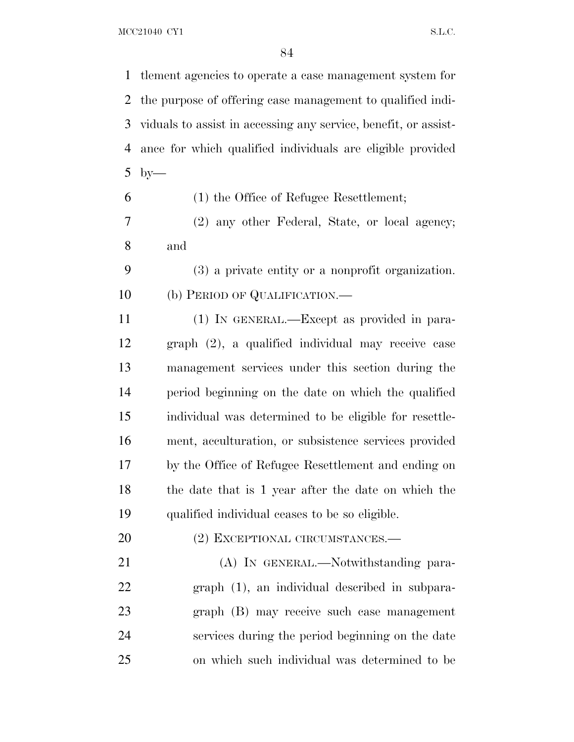tlement agencies to operate a case management system for the purpose of offering case management to qualified individuals to assist in accessing any service, benefit, or assistance for which qualified individuals are eligible provided by—

(1) the Office of Refugee Resettlement;

(2) any other Federal, State, or local agency; and

(3) a private entity or a nonprofit organization.

(b) PERIOD OF QUALIFICATION.—

(1) IN GENERAL.—Except as provided in paragraph (2), a qualified individual may receive case management services under this section during the period beginning on the date on which the qualified individual was determined to be eligible for resettlement, acculturation, or subsistence services provided by the Office of Refugee Resettlement and ending on the date that is 1 year after the date on which the qualified individual ceases to be so eligible.

(2) EXCEPTIONAL CIRCUMSTANCES.—

(A) IN GENERAL.—Notwithstanding paragraph (1), an individual described in subparagraph (B) may receive such case management services during the period beginning on the date on which such individual was determined to be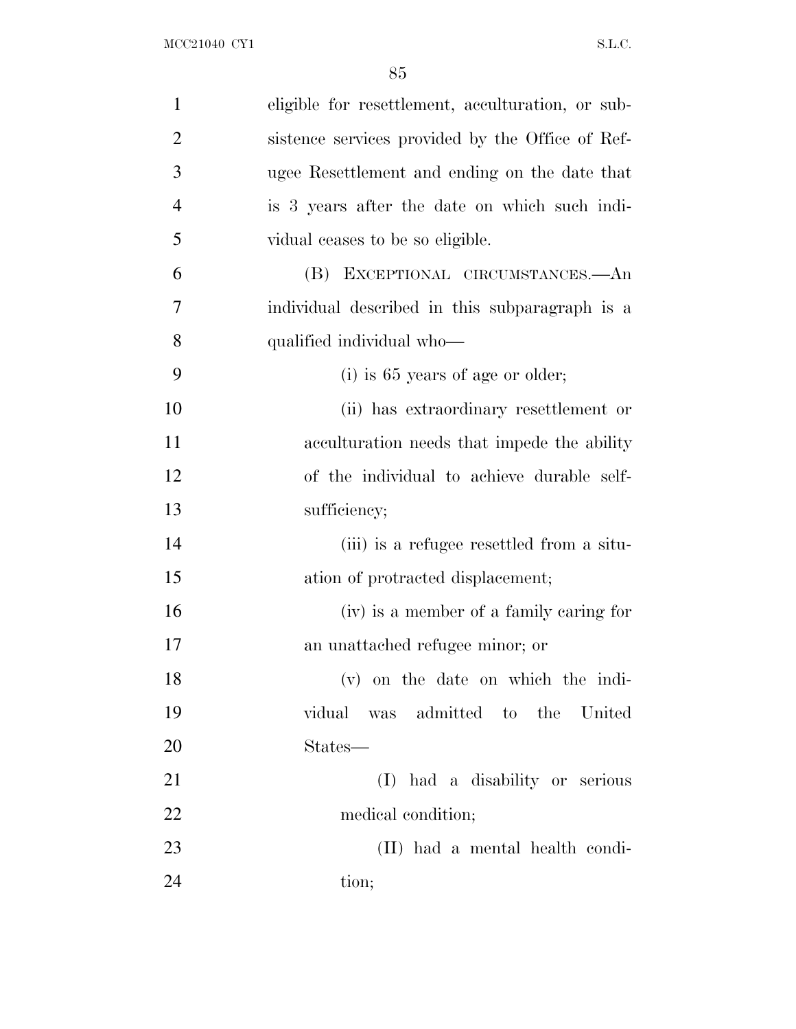eligible for resettlement, acculturation, or subsistence services provided by the Office of Refugee Resettlement and ending on the date that is 3 years after the date on which such individual ceases to be so eligible.

(B) EXCEPTIONAL CIRCUMSTANCES.—An individual described in this subparagraph is a qualified individual who—

(i) is 65 years of age or older;

(ii) has extraordinary resettlement or acculturation needs that impede the ability of the individual to achieve durable self-sufficiency;

(iii) is a refugee resettled from a situation of protracted displacement;

(iv) is a member of a family caring for an unattached refugee minor; or

(v) on the date on which the individual was admitted to the United States—

(I) had a disability or serious medical condition;

(II) had a mental health condition;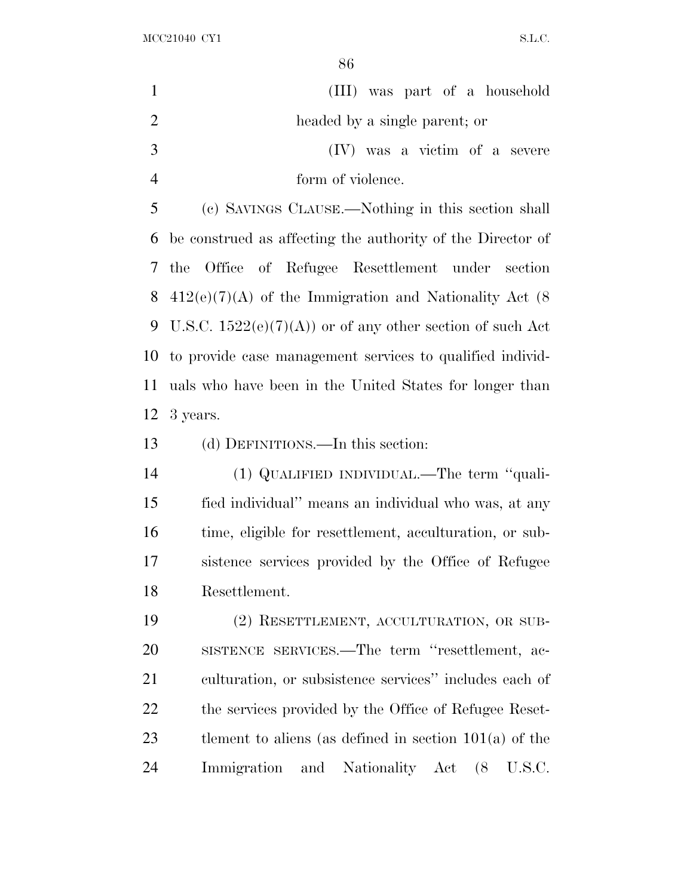(III) was part of a household headed by a single parent; or

(IV) was a victim of a severe form of violence.

(c) SAVINGS CLAUSE.—Nothing in this section shall be construed as affecting the authority of the Director of the Office of Refugee Resettlement under section 412(e)(7)(A) of the Immigration and Nationality Act (8 U.S.C. 1522(e)(7)(A)) or of any other section of such Act to provide case management services to qualified individuals who have been in the United States for longer than 3 years.

(d) DEFINITIONS.—In this section:

(1) QUALIFIED INDIVIDUAL.—The term "qualified individual" means an individual who was, at any time, eligible for resettlement, acculturation, or subsistence services provided by the Office of Refugee Resettlement.

(2) RESETTLEMENT, ACCULTURATION, OR SUBSISTENCE SERVICES.—The term "resettlement, acculturation, or subsistence services" includes each of the services provided by the Office of Refugee Resettlement to aliens (as defined in section 101(a) of the Immigration and Nationality Act (8 U.S.C.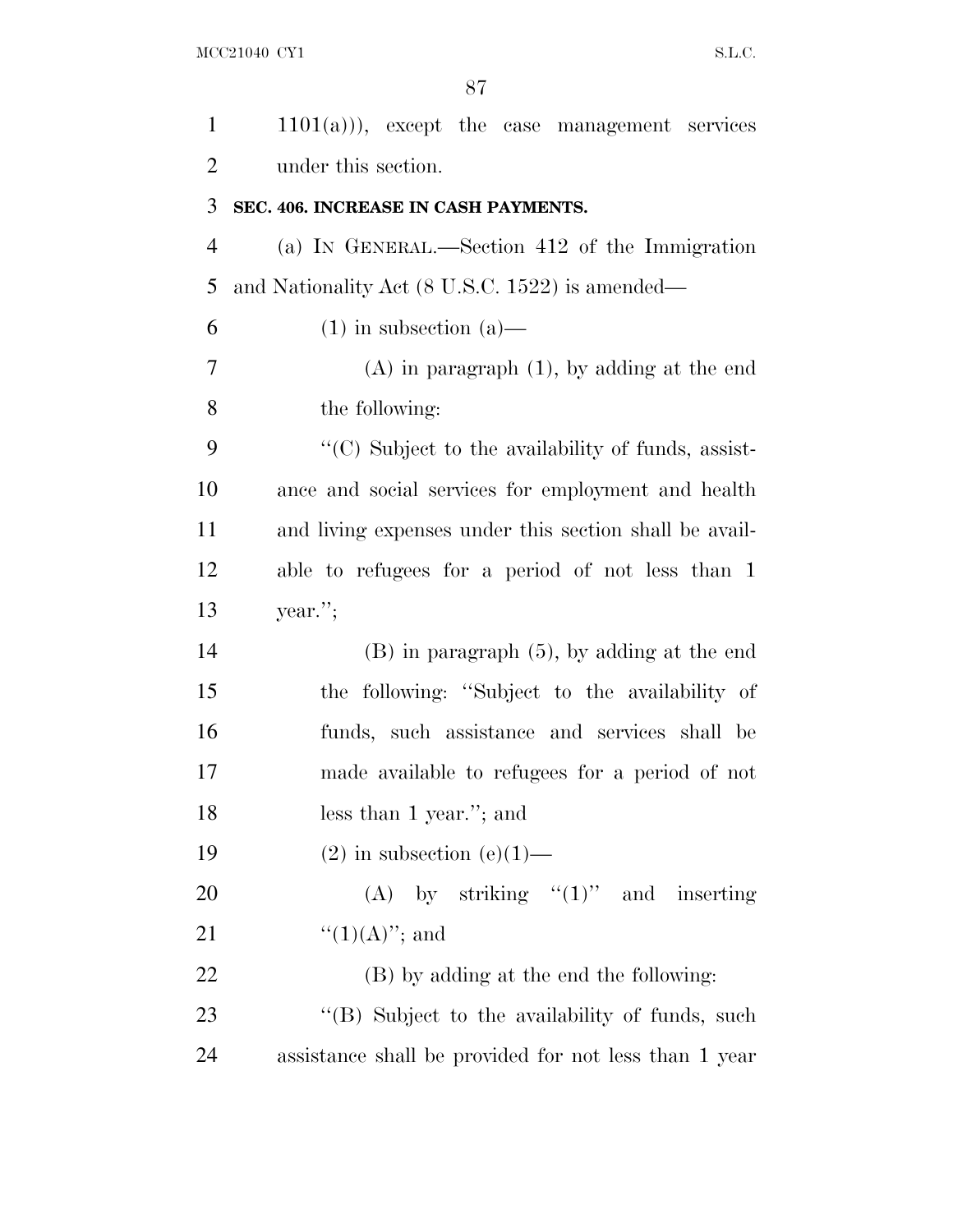1101(a))), except the case management services under this section.

**SEC. 406. INCREASE IN CASH PAYMENTS.**

(a) IN GENERAL.—Section 412 of the Immigration and Nationality Act (8 U.S.C. 1522) is amended—

(1) in subsection (a)—

(A) in paragraph (1), by adding at the end the following:

"(C) Subject to the availability of funds, assistance and social services for employment and health and living expenses under this section shall be available to refugees for a period of not less than 1 year.";

(B) in paragraph (5), by adding at the end the following: "Subject to the availability of funds, such assistance and services shall be made available to refugees for a period of not less than 1 year."; and

(2) in subsection (e)(1)—

(A) by striking "(1)" and inserting "(1)(A)"; and

(B) by adding at the end the following:

"(B) Subject to the availability of funds, such assistance shall be provided for not less than 1 year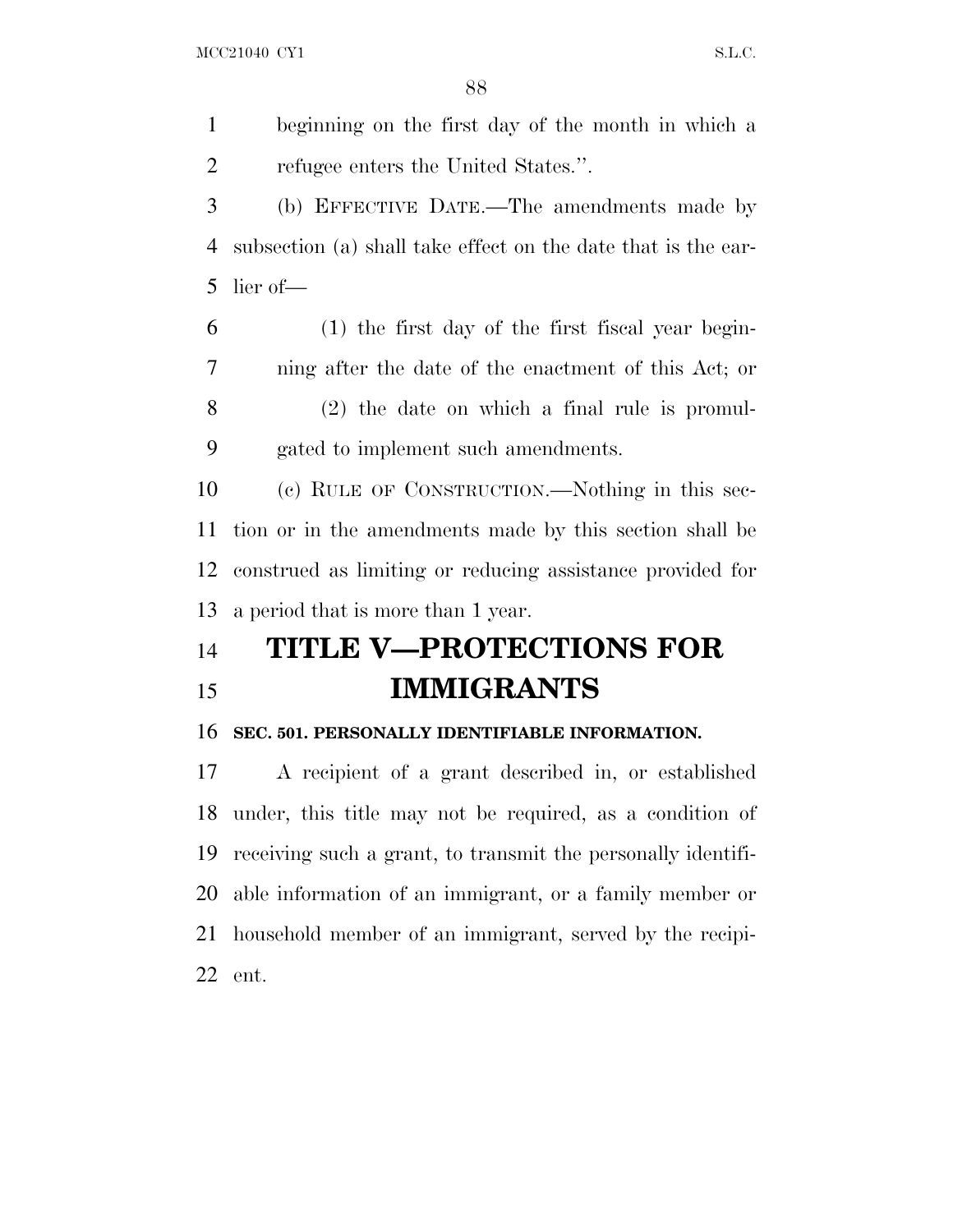beginning on the first day of the month in which a refugee enters the United States.''.

(b) EFFECTIVE DATE.—The amendments made by subsection (a) shall take effect on the date that is the earlier of—

(1) the first day of the first fiscal year beginning after the date of the enactment of this Act; or

(2) the date on which a final rule is promulgated to implement such amendments.

(c) RULE OF CONSTRUCTION.—Nothing in this section or in the amendments made by this section shall be construed as limiting or reducing assistance provided for a period that is more than 1 year.

# TITLE V—PROTECTIONS FOR IMMIGRANTS

### SEC. 501. PERSONALLY IDENTIFIABLE INFORMATION.

A recipient of a grant described in, or established under, this title may not be required, as a condition of receiving such a grant, to transmit the personally identifiable information of an immigrant, or a family member or household member of an immigrant, served by the recipient.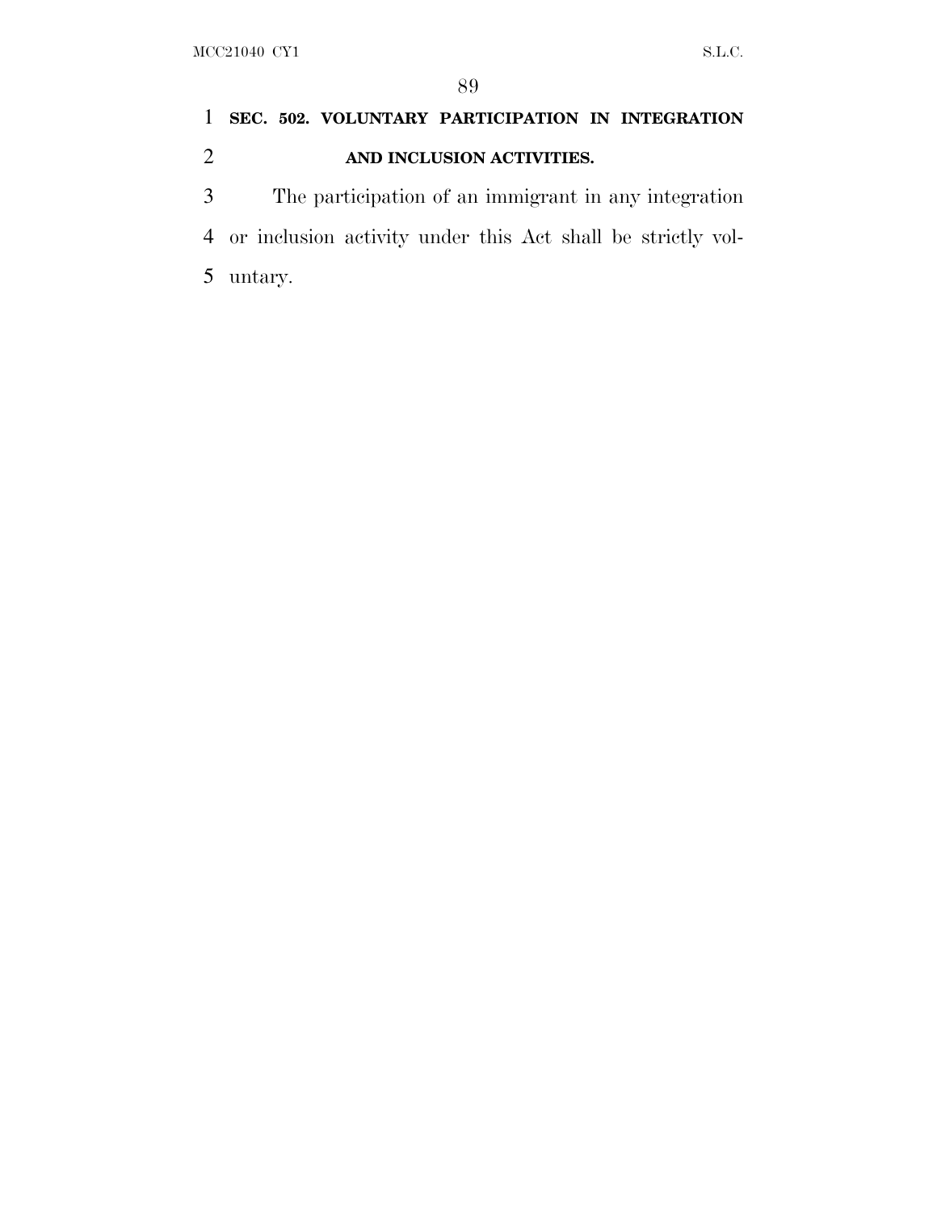### SEC. 502. VOLUNTARY PARTICIPATION IN INTEGRATION AND INCLUSION ACTIVITIES.

The participation of an immigrant in any integration or inclusion activity under this Act shall be strictly voluntary.